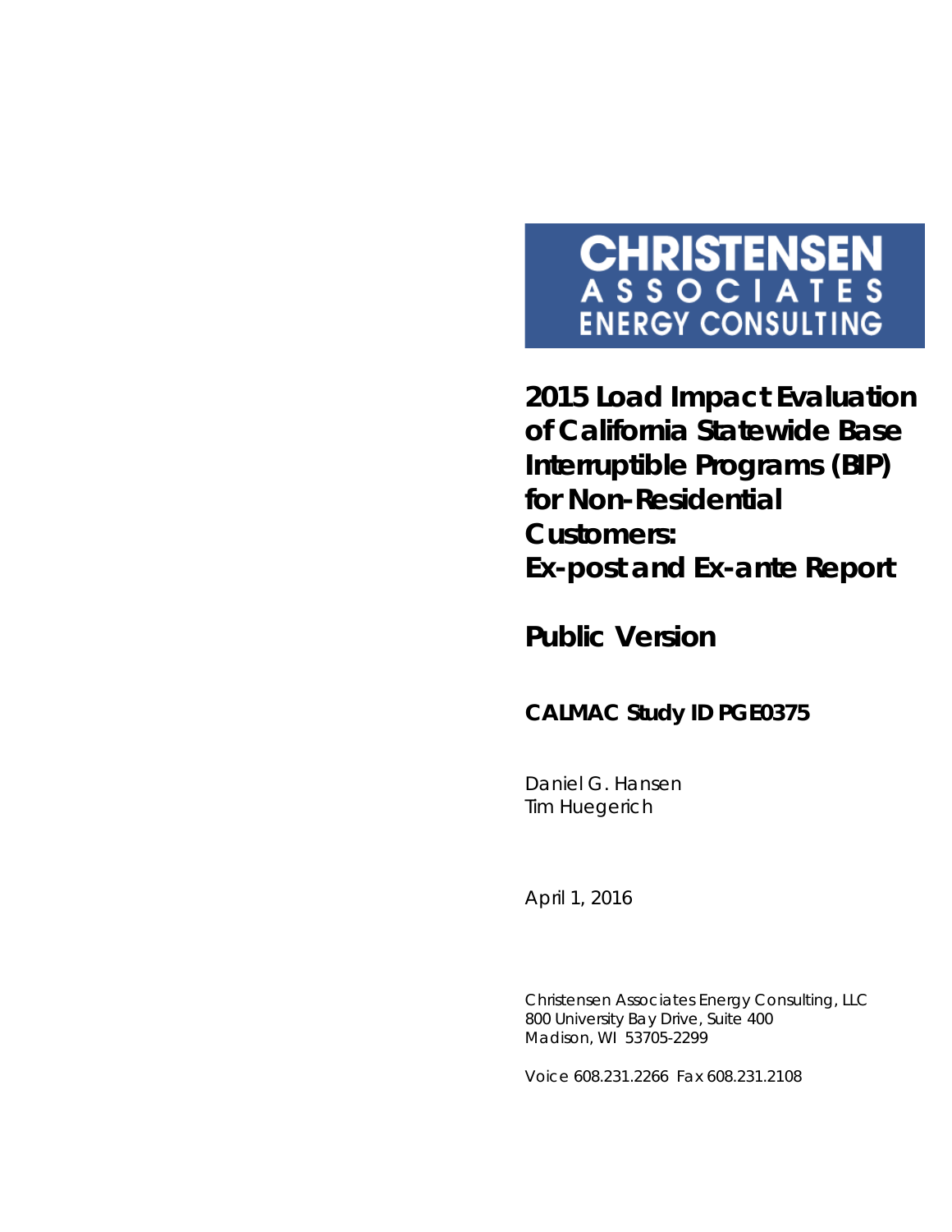**CHRISTENSEN ASSOCIATES ENERGY CONSULTING**

# 2015 Load Impact Evaluation of California Statewide Base Interruptible Programs (BIP) for Non-Residential Customers: Ex-post and Ex-ante Report

## Public Version

### CALMAC Study ID PGE0375

Daniel G. Hansen
Tim Huegerich

April 1, 2016

Christensen Associates Energy Consulting, LLC
800 University Bay Drive, Suite 400
Madison, WI 53705-2299

Voice 608.231.2266 Fax 608.231.2108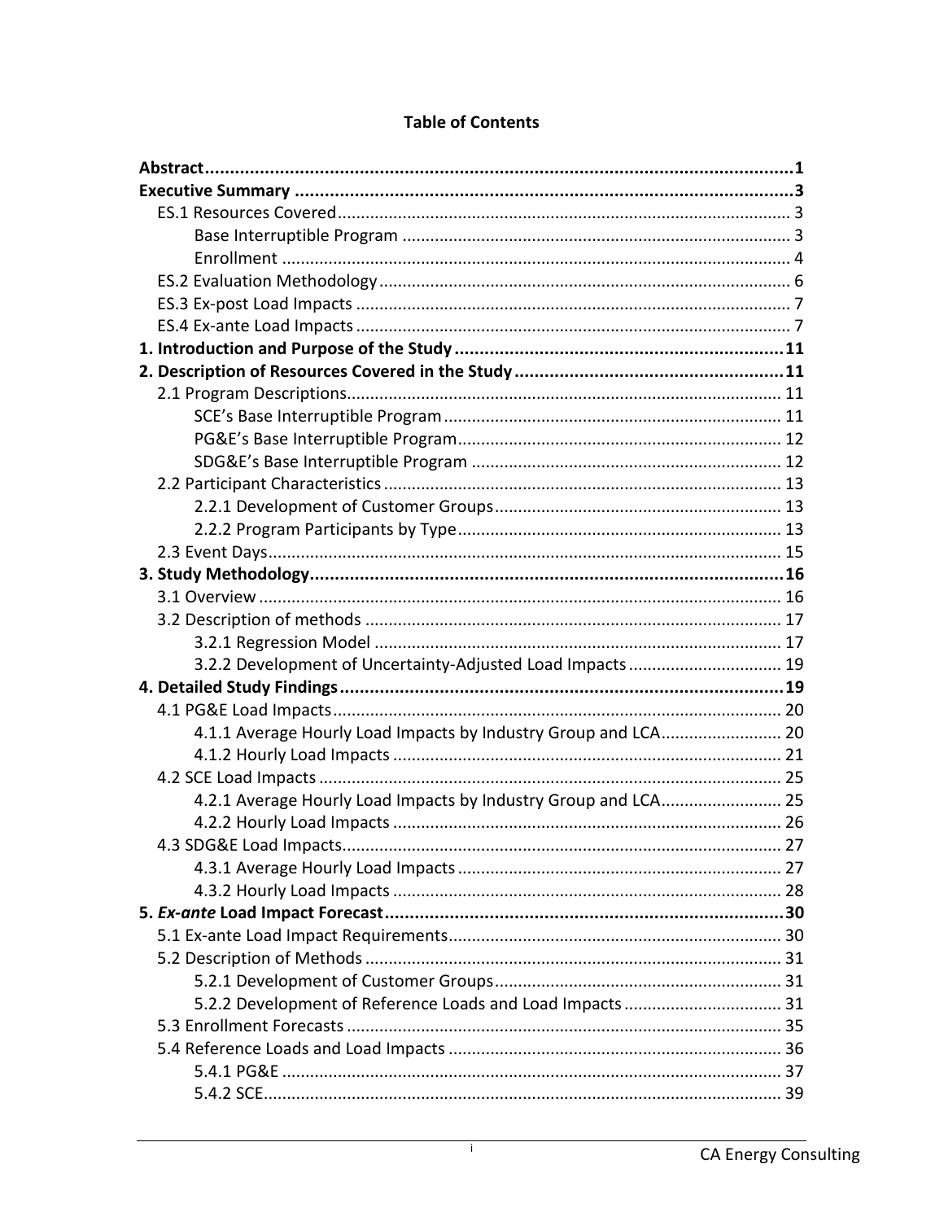**Table of Contents**

**Abstract** .......... **1**

**Executive Summary** .......... **3**

- ES.1 Resources Covered .......... 3
  - Base Interruptible Program .......... 3
  - Enrollment .......... 4
- ES.2 Evaluation Methodology .......... 6
- ES.3 Ex-post Load Impacts .......... 7
- ES.4 Ex-ante Load Impacts .......... 7

**1. Introduction and Purpose of the Study** .......... **11**

**2. Description of Resources Covered in the Study** .......... **11**

- 2.1 Program Descriptions .......... 11
  - SCE's Base Interruptible Program .......... 11
  - PG&E's Base Interruptible Program .......... 12
  - SDG&E's Base Interruptible Program .......... 12
- 2.2 Participant Characteristics .......... 13
  - 2.2.1 Development of Customer Groups .......... 13
  - 2.2.2 Program Participants by Type .......... 13
- 2.3 Event Days .......... 15

**3. Study Methodology** .......... **16**

- 3.1 Overview .......... 16
- 3.2 Description of methods .......... 17
  - 3.2.1 Regression Model .......... 17
  - 3.2.2 Development of Uncertainty-Adjusted Load Impacts .......... 19

**4. Detailed Study Findings** .......... **19**

- 4.1 PG&E Load Impacts .......... 20
  - 4.1.1 Average Hourly Load Impacts by Industry Group and LCA .......... 20
  - 4.1.2 Hourly Load Impacts .......... 21
- 4.2 SCE Load Impacts .......... 25
  - 4.2.1 Average Hourly Load Impacts by Industry Group and LCA .......... 25
  - 4.2.2 Hourly Load Impacts .......... 26
- 4.3 SDG&E Load Impacts .......... 27
  - 4.3.1 Average Hourly Load Impacts .......... 27
  - 4.3.2 Hourly Load Impacts .......... 28

**5. *Ex-ante* Load Impact Forecast** .......... **30**

- 5.1 Ex-ante Load Impact Requirements .......... 30
- 5.2 Description of Methods .......... 31
  - 5.2.1 Development of Customer Groups .......... 31
  - 5.2.2 Development of Reference Loads and Load Impacts .......... 31
- 5.3 Enrollment Forecasts .......... 35
- 5.4 Reference Loads and Load Impacts .......... 36
  - 5.4.1 PG&E .......... 37
  - 5.4.2 SCE .......... 39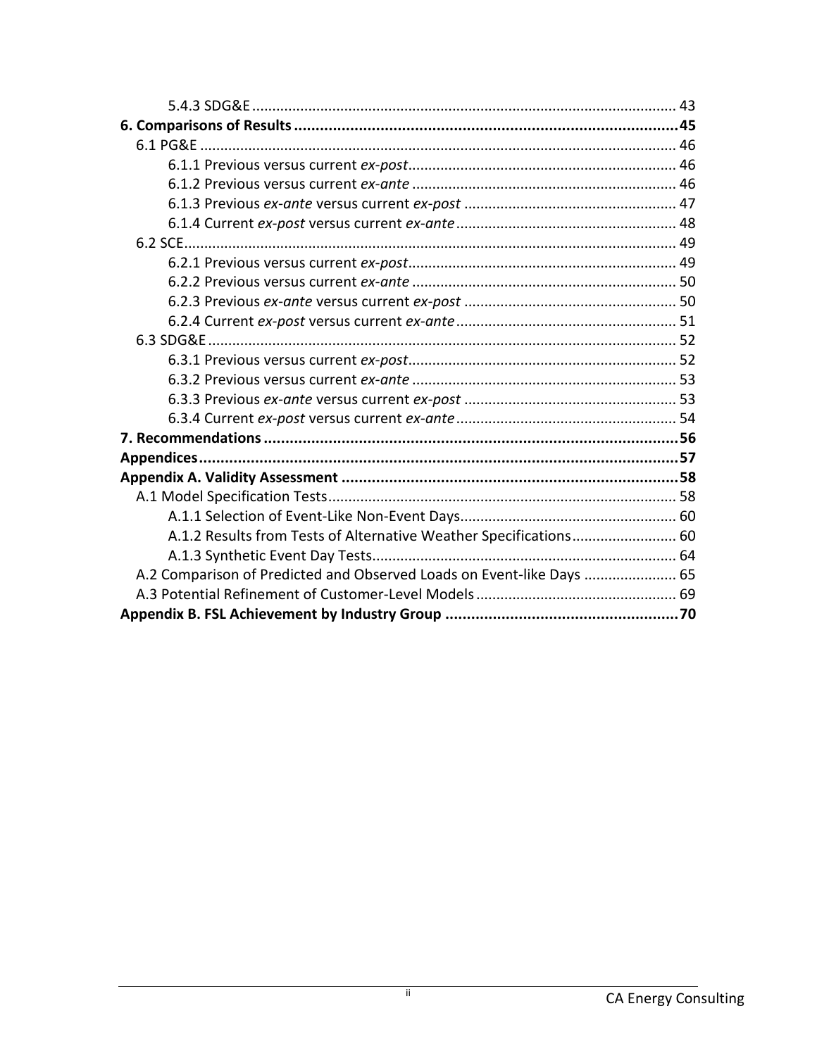5.4.3 SDG&E ........................................................................................................ 43

**6. Comparisons of Results ........................................................................................ 45**

6.1 PG&E ..................................................................................................................... 46

6.1.1 Previous versus current *ex-post* .................................................................. 46

6.1.2 Previous versus current *ex-ante* ................................................................. 46

6.1.3 Previous *ex-ante* versus current *ex-post* ..................................................... 47

6.1.4 Current *ex-post* versus current *ex-ante* ....................................................... 48

6.2 SCE ......................................................................................................................... 49

6.2.1 Previous versus current *ex-post* .................................................................. 49

6.2.2 Previous versus current *ex-ante* ................................................................. 50

6.2.3 Previous *ex-ante* versus current *ex-post* ..................................................... 50

6.2.4 Current *ex-post* versus current *ex-ante* ....................................................... 51

6.3 SDG&E ................................................................................................................... 52

6.3.1 Previous versus current *ex-post* .................................................................. 52

6.3.2 Previous versus current *ex-ante* ................................................................. 53

6.3.3 Previous *ex-ante* versus current *ex-post* ..................................................... 53

6.3.4 Current *ex-post* versus current *ex-ante* ....................................................... 54

**7. Recommendations ............................................................................................... 56**

**Appendices .............................................................................................................. 57**

**Appendix A. Validity Assessment .............................................................................. 58**

A.1 Model Specification Tests ...................................................................................... 58

A.1.1 Selection of Event-Like Non-Event Days ..................................................... 60

A.1.2 Results from Tests of Alternative Weather Specifications .......................... 60

A.1.3 Synthetic Event Day Tests ........................................................................... 64

A.2 Comparison of Predicted and Observed Loads on Event-like Days ....................... 65

A.3 Potential Refinement of Customer-Level Models ................................................. 69

**Appendix B. FSL Achievement by Industry Group ...................................................... 70**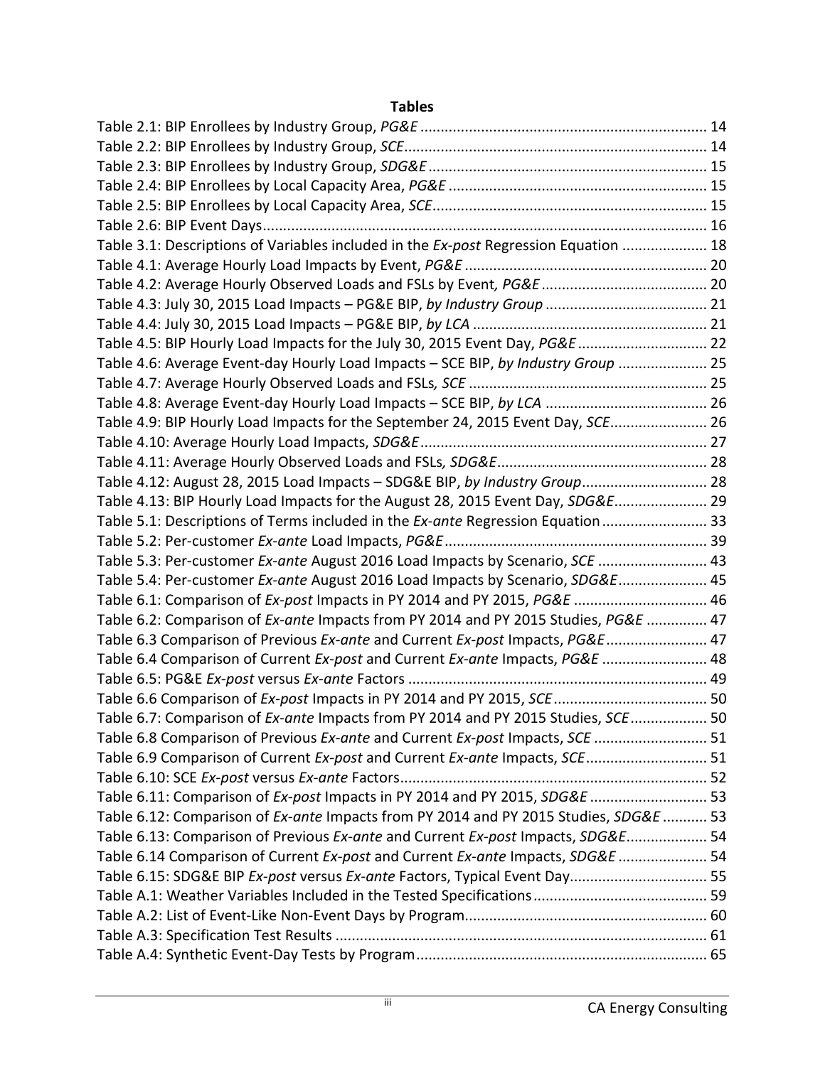**Tables**

Table 2.1: BIP Enrollees by Industry Group, *PG&E* ...................................................................... 14
Table 2.2: BIP Enrollees by Industry Group, *SCE*.......................................................................... 14
Table 2.3: BIP Enrollees by Industry Group, *SDG&E* .................................................................... 15
Table 2.4: BIP Enrollees by Local Capacity Area, *PG&E* ................................................................ 15
Table 2.5: BIP Enrollees by Local Capacity Area, *SCE*.................................................................... 15
Table 2.6: BIP Event Days............................................................................................................. 16
Table 3.1: Descriptions of Variables included in the *Ex-post* Regression Equation ..................... 18
Table 4.1: Average Hourly Load Impacts by Event, *PG&E* ............................................................ 20
Table 4.2: Average Hourly Observed Loads and FSLs by Event*, PG&E* ......................................... 20
Table 4.3: July 30, 2015 Load Impacts – PG&E BIP, *by Industry Group* ........................................ 21
Table 4.4: July 30, 2015 Load Impacts – PG&E BIP, *by LCA* .......................................................... 21
Table 4.5: BIP Hourly Load Impacts for the July 30, 2015 Event Day, *PG&E* ................................ 22
Table 4.6: Average Event-day Hourly Load Impacts – SCE BIP, *by Industry Group* ...................... 25
Table 4.7: Average Hourly Observed Loads and FSLs*, SCE* ........................................................... 25
Table 4.8: Average Event-day Hourly Load Impacts – SCE BIP, *by LCA* ........................................ 26
Table 4.9: BIP Hourly Load Impacts for the September 24, 2015 Event Day, *SCE*........................ 26
Table 4.10: Average Hourly Load Impacts, *SDG&E* ....................................................................... 27
Table 4.11: Average Hourly Observed Loads and FSLs*, SDG&E*.................................................... 28
Table 4.12: August 28, 2015 Load Impacts – SDG&E BIP, *by Industry Group*............................... 28
Table 4.13: BIP Hourly Load Impacts for the August 28, 2015 Event Day, *SDG&E*....................... 29
Table 5.1: Descriptions of Terms included in the *Ex-ante* Regression Equation .......................... 33
Table 5.2: Per-customer *Ex-ante* Load Impacts, *PG&E*................................................................. 39
Table 5.3: Per-customer *Ex-ante* August 2016 Load Impacts by Scenario, *SCE* ........................... 43
Table 5.4: Per-customer *Ex-ante* August 2016 Load Impacts by Scenario, *SDG&E*...................... 45
Table 6.1: Comparison of *Ex-post* Impacts in PY 2014 and PY 2015, *PG&E* ................................. 46
Table 6.2: Comparison of *Ex-ante* Impacts from PY 2014 and PY 2015 Studies, *PG&E* ............... 47
Table 6.3 Comparison of Previous *Ex-ante* and Current *Ex-post* Impacts, *PG&E*......................... 47
Table 6.4 Comparison of Current *Ex-post* and Current *Ex-ante* Impacts, *PG&E* .......................... 48
Table 6.5: PG&E *Ex-post* versus *Ex-ante* Factors .......................................................................... 49
Table 6.6 Comparison of *Ex-post* Impacts in PY 2014 and PY 2015, *SCE*...................................... 50
Table 6.7: Comparison of *Ex-ante* Impacts from PY 2014 and PY 2015 Studies, *SCE*................... 50
Table 6.8 Comparison of Previous *Ex-ante* and Current *Ex-post* Impacts, *SCE* ............................ 51
Table 6.9 Comparison of Current *Ex-post* and Current *Ex-ante* Impacts, *SCE*.............................. 51
Table 6.10: SCE *Ex-post* versus *Ex-ante* Factors............................................................................ 52
Table 6.11: Comparison of *Ex-post* Impacts in PY 2014 and PY 2015, *SDG&E* ............................. 53
Table 6.12: Comparison of *Ex-ante* Impacts from PY 2014 and PY 2015 Studies, *SDG&E* ........... 53
Table 6.13: Comparison of Previous *Ex-ante* and Current *Ex-post* Impacts, *SDG&E*.................... 54
Table 6.14 Comparison of Current *Ex-post* and Current *Ex-ante* Impacts, *SDG&E* ...................... 54
Table 6.15: SDG&E BIP *Ex-post* versus *Ex-ante* Factors, Typical Event Day.................................. 55
Table A.1: Weather Variables Included in the Tested Specifications........................................... 59
Table A.2: List of Event-Like Non-Event Days by Program............................................................ 60
Table A.3: Specification Test Results ........................................................................................... 61
Table A.4: Synthetic Event-Day Tests by Program........................................................................ 65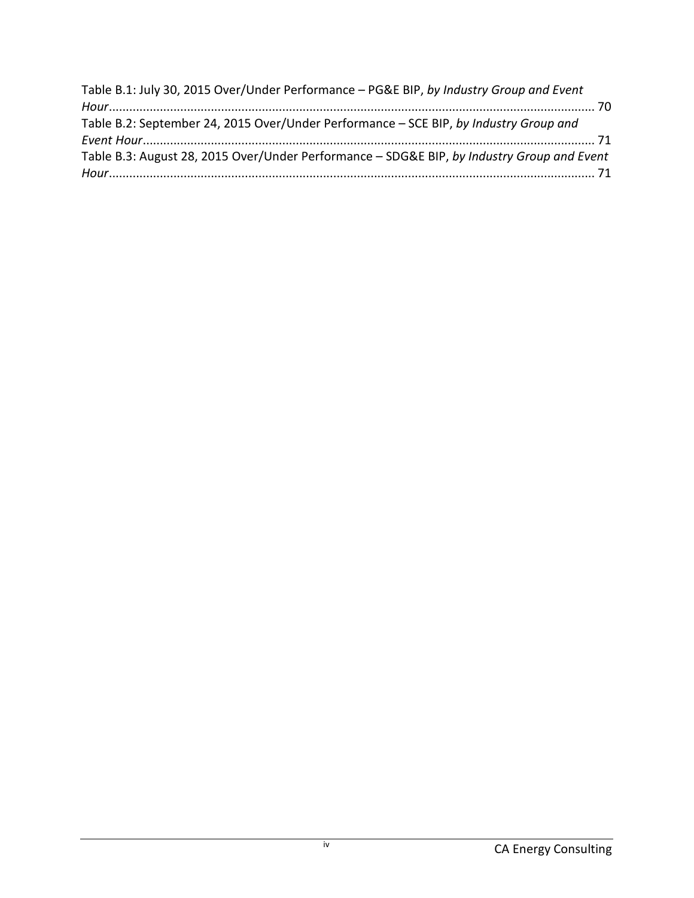Table B.1: July 30, 2015 Over/Under Performance – PG&E BIP, *by Industry Group and Event Hour* ........ 70
Table B.2: September 24, 2015 Over/Under Performance – SCE BIP, *by Industry Group and Event Hour* ........ 71
Table B.3: August 28, 2015 Over/Under Performance – SDG&E BIP, *by Industry Group and Event Hour* ........ 71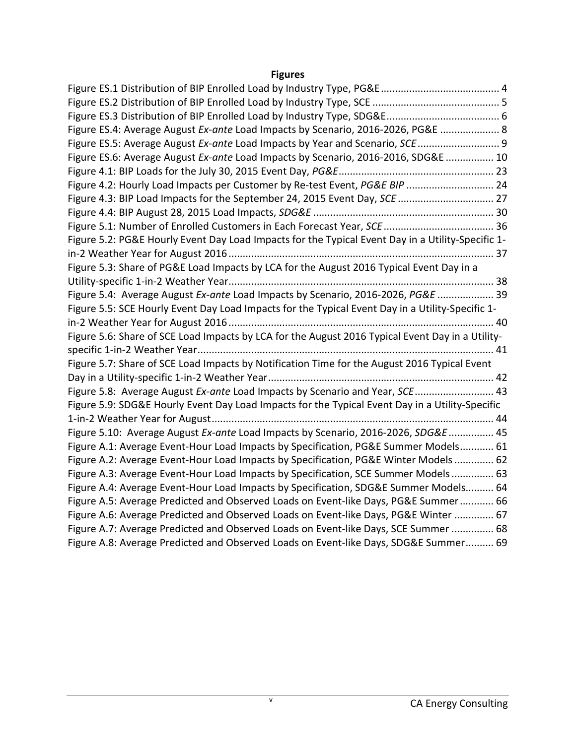## Figures

Figure ES.1 Distribution of BIP Enrolled Load by Industry Type, PG&E .......................................... 4
Figure ES.2 Distribution of BIP Enrolled Load by Industry Type, SCE ............................................ 5
Figure ES.3 Distribution of BIP Enrolled Load by Industry Type, SDG&E........................................ 6
Figure ES.4: Average August *Ex-ante* Load Impacts by Scenario, 2016-2026, PG&E ..................... 8
Figure ES.5: Average August *Ex-ante* Load Impacts by Year and Scenario, *SCE* ............................. 9
Figure ES.6: Average August *Ex-ante* Load Impacts by Scenario, 2016-2016, SDG&E ................. 10
Figure 4.1: BIP Loads for the July 30, 2015 Event Day, *PG&E* ....................................................... 23
Figure 4.2: Hourly Load Impacts per Customer by Re-test Event, *PG&E BIP* ............................... 24
Figure 4.3: BIP Load Impacts for the September 24, 2015 Event Day, *SCE* .................................. 27
Figure 4.4: BIP August 28, 2015 Load Impacts, *SDG&E* ................................................................ 30
Figure 5.1: Number of Enrolled Customers in Each Forecast Year, *SCE* ....................................... 36
Figure 5.2: PG&E Hourly Event Day Load Impacts for the Typical Event Day in a Utility-Specific 1-in-2 Weather Year for August 2016 ............................................................................................. 37
Figure 5.3: Share of PG&E Load Impacts by LCA for the August 2016 Typical Event Day in a Utility-specific 1-in-2 Weather Year............................................................................................. 38
Figure 5.4: Average August *Ex-ante* Load Impacts by Scenario, 2016-2026, *PG&E* .................... 39
Figure 5.5: SCE Hourly Event Day Load Impacts for the Typical Event Day in a Utility-Specific 1-in-2 Weather Year for August 2016 ............................................................................................. 40
Figure 5.6: Share of SCE Load Impacts by LCA for the August 2016 Typical Event Day in a Utility-specific 1-in-2 Weather Year........................................................................................................ 41
Figure 5.7: Share of SCE Load Impacts by Notification Time for the August 2016 Typical Event Day in a Utility-specific 1-in-2 Weather Year............................................................................... 42
Figure 5.8: Average August *Ex-ante* Load Impacts by Scenario and Year, *SCE*............................ 43
Figure 5.9: SDG&E Hourly Event Day Load Impacts for the Typical Event Day in a Utility-Specific 1-in-2 Weather Year for August................................................................................................... 44
Figure 5.10: Average August *Ex-ante* Load Impacts by Scenario, 2016-2026, *SDG&E* ................ 45
Figure A.1: Average Event-Hour Load Impacts by Specification, PG&E Summer Models............ 61
Figure A.2: Average Event-Hour Load Impacts by Specification, PG&E Winter Models .............. 62
Figure A.3: Average Event-Hour Load Impacts by Specification, SCE Summer Models ............... 63
Figure A.4: Average Event-Hour Load Impacts by Specification, SDG&E Summer Models.......... 64
Figure A.5: Average Predicted and Observed Loads on Event-like Days, PG&E Summer ............ 66
Figure A.6: Average Predicted and Observed Loads on Event-like Days, PG&E Winter .............. 67
Figure A.7: Average Predicted and Observed Loads on Event-like Days, SCE Summer ............... 68
Figure A.8: Average Predicted and Observed Loads on Event-like Days, SDG&E Summer.......... 69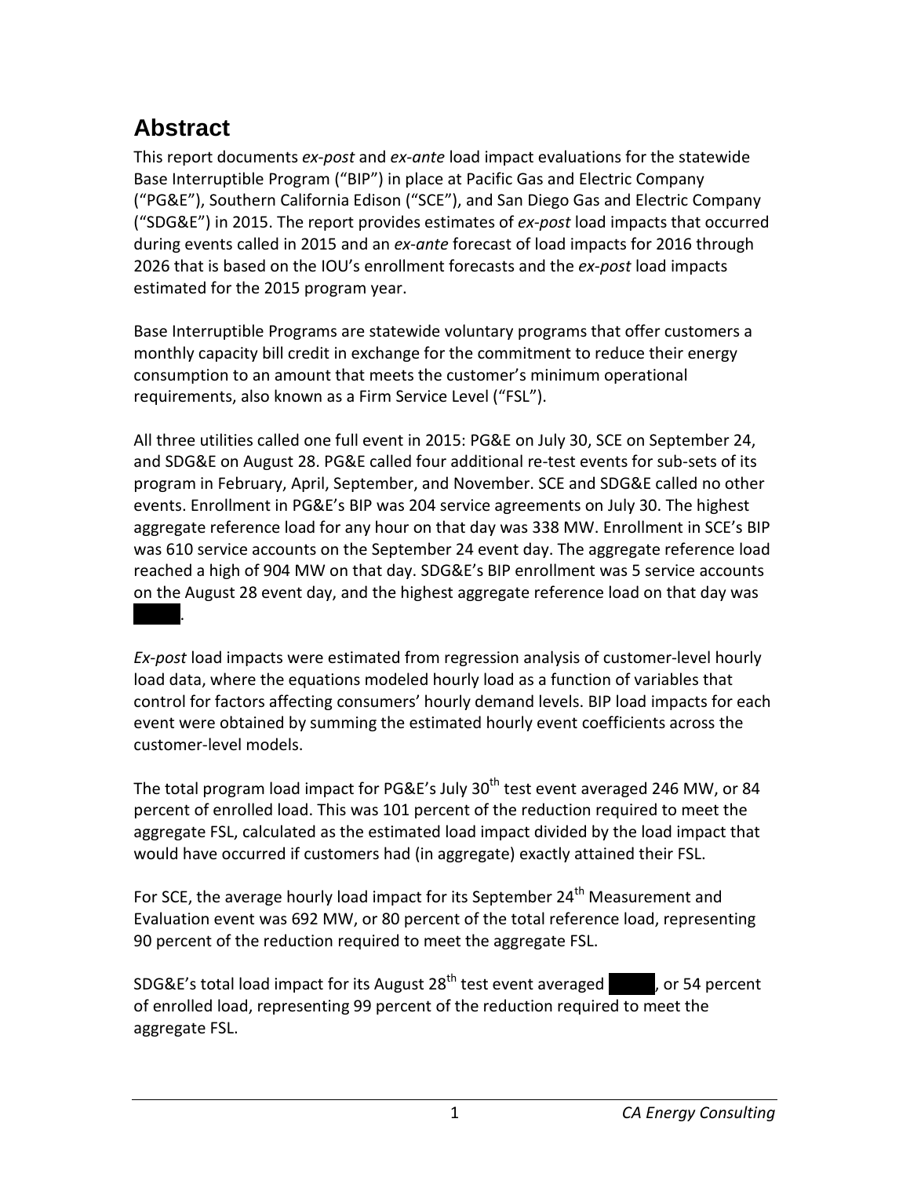# Abstract

This report documents *ex-post* and *ex-ante* load impact evaluations for the statewide Base Interruptible Program ("BIP") in place at Pacific Gas and Electric Company ("PG&E"), Southern California Edison ("SCE"), and San Diego Gas and Electric Company ("SDG&E") in 2015. The report provides estimates of *ex-post* load impacts that occurred during events called in 2015 and an *ex-ante* forecast of load impacts for 2016 through 2026 that is based on the IOU's enrollment forecasts and the *ex-post* load impacts estimated for the 2015 program year.

Base Interruptible Programs are statewide voluntary programs that offer customers a monthly capacity bill credit in exchange for the commitment to reduce their energy consumption to an amount that meets the customer's minimum operational requirements, also known as a Firm Service Level ("FSL").

All three utilities called one full event in 2015: PG&E on July 30, SCE on September 24, and SDG&E on August 28. PG&E called four additional re-test events for sub-sets of its program in February, April, September, and November. SCE and SDG&E called no other events. Enrollment in PG&E's BIP was 204 service agreements on July 30. The highest aggregate reference load for any hour on that day was 338 MW. Enrollment in SCE's BIP was 610 service accounts on the September 24 event day. The aggregate reference load reached a high of 904 MW on that day. SDG&E's BIP enrollment was 5 service accounts on the August 28 event day, and the highest aggregate reference load on that day was ████.

*Ex-post* load impacts were estimated from regression analysis of customer-level hourly load data, where the equations modeled hourly load as a function of variables that control for factors affecting consumers' hourly demand levels. BIP load impacts for each event were obtained by summing the estimated hourly event coefficients across the customer-level models.

The total program load impact for PG&E's July 30th test event averaged 246 MW, or 84 percent of enrolled load. This was 101 percent of the reduction required to meet the aggregate FSL, calculated as the estimated load impact divided by the load impact that would have occurred if customers had (in aggregate) exactly attained their FSL.

For SCE, the average hourly load impact for its September 24th Measurement and Evaluation event was 692 MW, or 80 percent of the total reference load, representing 90 percent of the reduction required to meet the aggregate FSL.

SDG&E's total load impact for its August 28th test event averaged ████, or 54 percent of enrolled load, representing 99 percent of the reduction required to meet the aggregate FSL.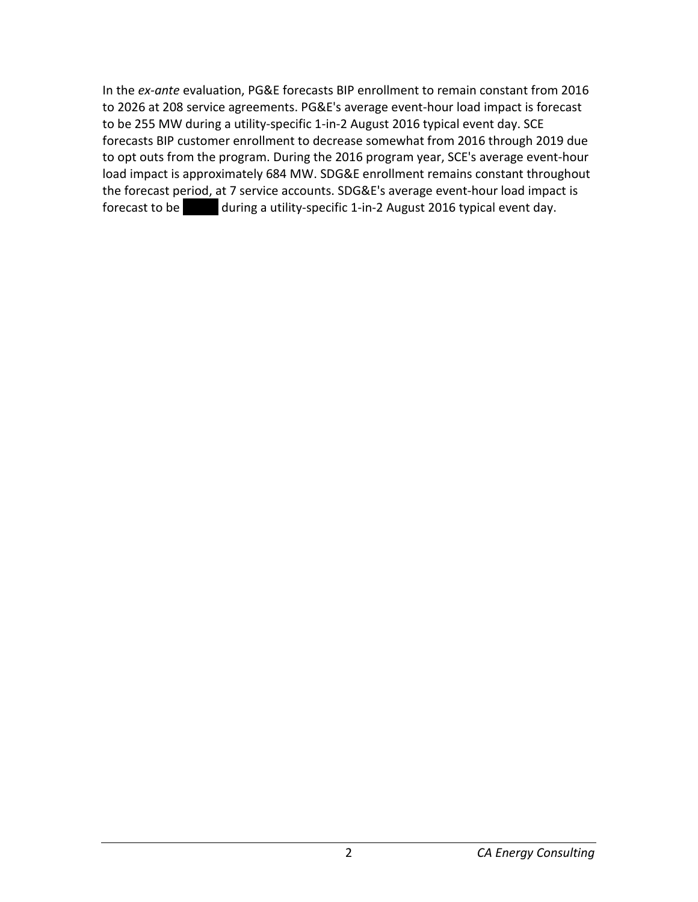In the *ex-ante* evaluation, PG&E forecasts BIP enrollment to remain constant from 2016 to 2026 at 208 service agreements. PG&E's average event-hour load impact is forecast to be 255 MW during a utility-specific 1-in-2 August 2016 typical event day. SCE forecasts BIP customer enrollment to decrease somewhat from 2016 through 2019 due to opt outs from the program. During the 2016 program year, SCE's average event-hour load impact is approximately 684 MW. SDG&E enrollment remains constant throughout the forecast period, at 7 service accounts. SDG&E's average event-hour load impact is forecast to be ████ during a utility-specific 1-in-2 August 2016 typical event day.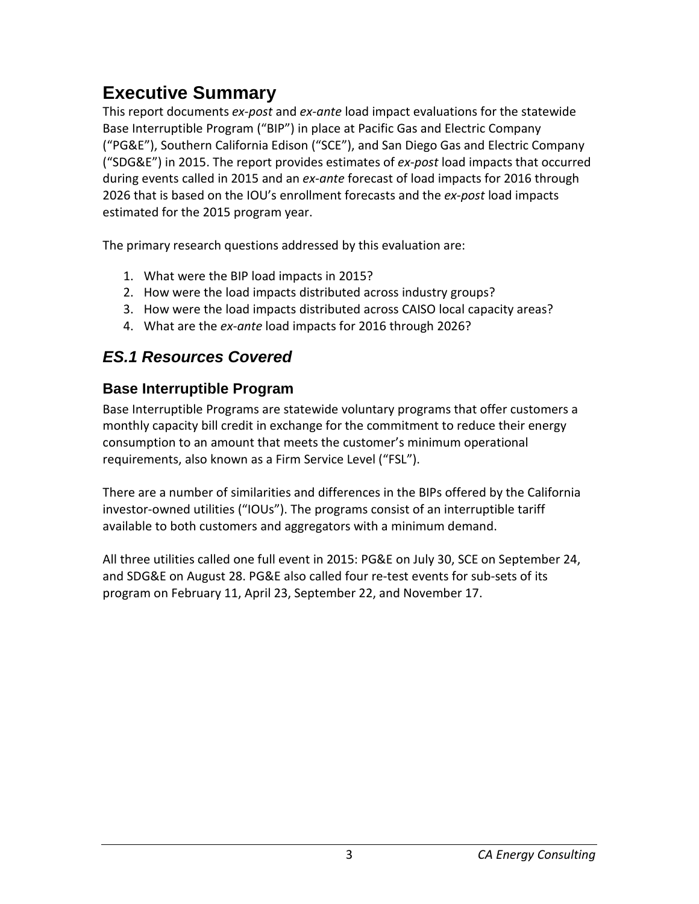# Executive Summary

This report documents *ex-post* and *ex-ante* load impact evaluations for the statewide Base Interruptible Program ("BIP") in place at Pacific Gas and Electric Company ("PG&E"), Southern California Edison ("SCE"), and San Diego Gas and Electric Company ("SDG&E") in 2015. The report provides estimates of *ex-post* load impacts that occurred during events called in 2015 and an *ex-ante* forecast of load impacts for 2016 through 2026 that is based on the IOU's enrollment forecasts and the *ex-post* load impacts estimated for the 2015 program year.

The primary research questions addressed by this evaluation are:

1. What were the BIP load impacts in 2015?
2. How were the load impacts distributed across industry groups?
3. How were the load impacts distributed across CAISO local capacity areas?
4. What are the *ex-ante* load impacts for 2016 through 2026?

## *ES.1 Resources Covered*

### Base Interruptible Program

Base Interruptible Programs are statewide voluntary programs that offer customers a monthly capacity bill credit in exchange for the commitment to reduce their energy consumption to an amount that meets the customer's minimum operational requirements, also known as a Firm Service Level ("FSL").

There are a number of similarities and differences in the BIPs offered by the California investor-owned utilities ("IOUs"). The programs consist of an interruptible tariff available to both customers and aggregators with a minimum demand.

All three utilities called one full event in 2015: PG&E on July 30, SCE on September 24, and SDG&E on August 28. PG&E also called four re-test events for sub-sets of its program on February 11, April 23, September 22, and November 17.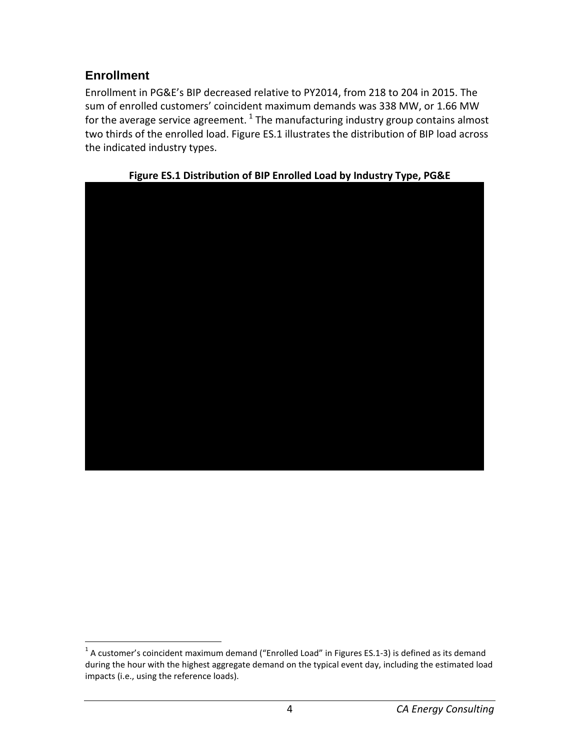## Enrollment

Enrollment in PG&E's BIP decreased relative to PY2014, from 218 to 204 in 2015. The sum of enrolled customers' coincident maximum demands was 338 MW, or 1.66 MW for the average service agreement. [1] The manufacturing industry group contains almost two thirds of the enrolled load. Figure ES.1 illustrates the distribution of BIP load across the indicated industry types.

**Figure ES.1 Distribution of BIP Enrolled Load by Industry Type, PG&E**

[1] A customer's coincident maximum demand ("Enrolled Load" in Figures ES.1-3) is defined as its demand during the hour with the highest aggregate demand on the typical event day, including the estimated load impacts (i.e., using the reference loads).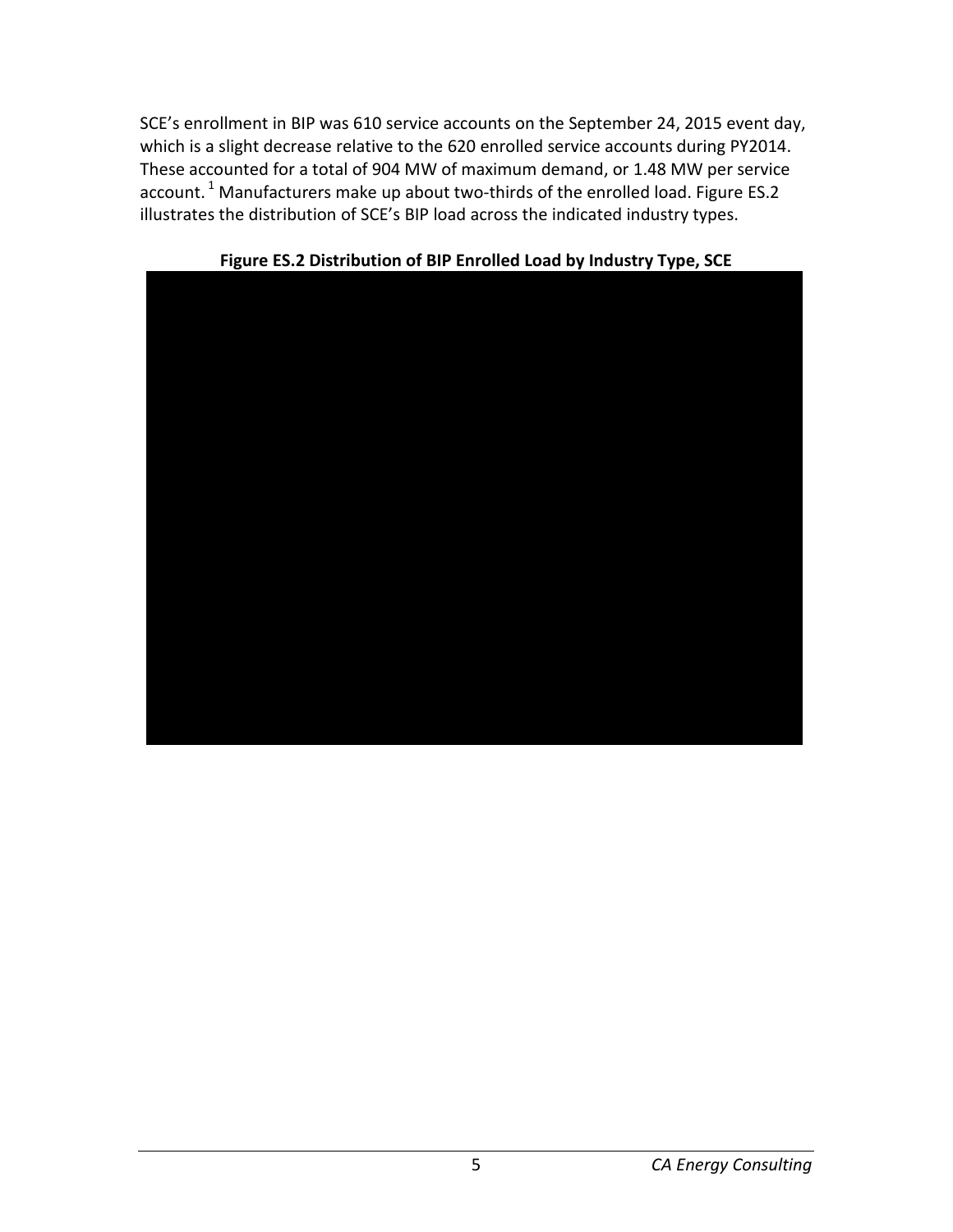SCE's enrollment in BIP was 610 service accounts on the September 24, 2015 event day, which is a slight decrease relative to the 620 enrolled service accounts during PY2014. These accounted for a total of 904 MW of maximum demand, or 1.48 MW per service account.[1] Manufacturers make up about two-thirds of the enrolled load. Figure ES.2 illustrates the distribution of SCE's BIP load across the indicated industry types.

**Figure ES.2 Distribution of BIP Enrolled Load by Industry Type, SCE**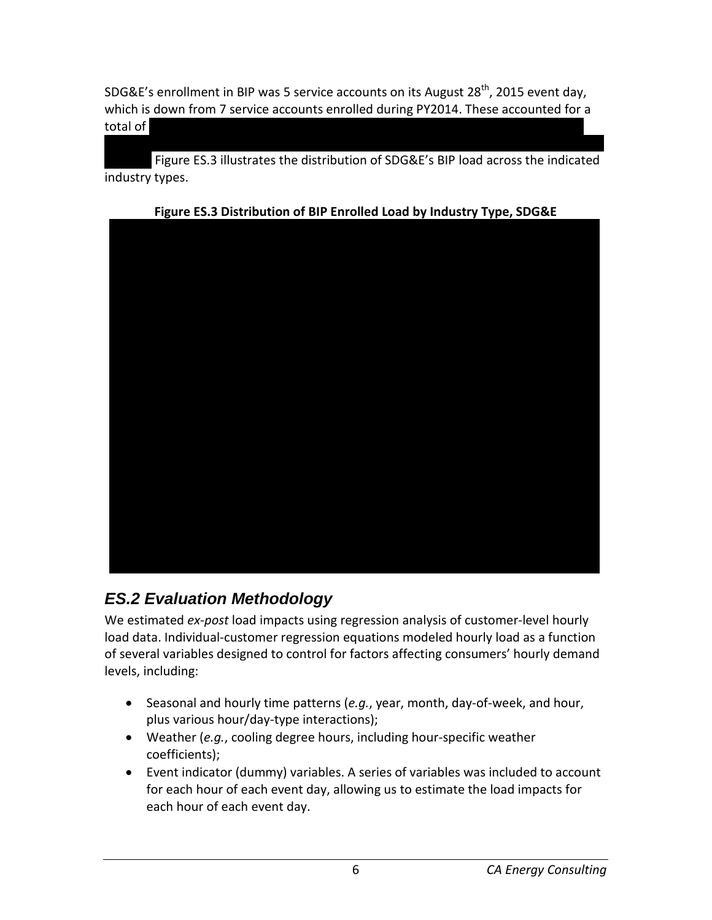SDG&E's enrollment in BIP was 5 service accounts on its August 28th, 2015 event day, which is down from 7 service accounts enrolled during PY2014. These accounted for a total of

Figure ES.3 illustrates the distribution of SDG&E's BIP load across the indicated industry types.

**Figure ES.3 Distribution of BIP Enrolled Load by Industry Type, SDG&E**

## *ES.2 Evaluation Methodology*

We estimated *ex-post* load impacts using regression analysis of customer-level hourly load data. Individual-customer regression equations modeled hourly load as a function of several variables designed to control for factors affecting consumers' hourly demand levels, including:

- Seasonal and hourly time patterns (*e.g.*, year, month, day-of-week, and hour, plus various hour/day-type interactions);
- Weather (*e.g.*, cooling degree hours, including hour-specific weather coefficients);
- Event indicator (dummy) variables. A series of variables was included to account for each hour of each event day, allowing us to estimate the load impacts for each hour of each event day.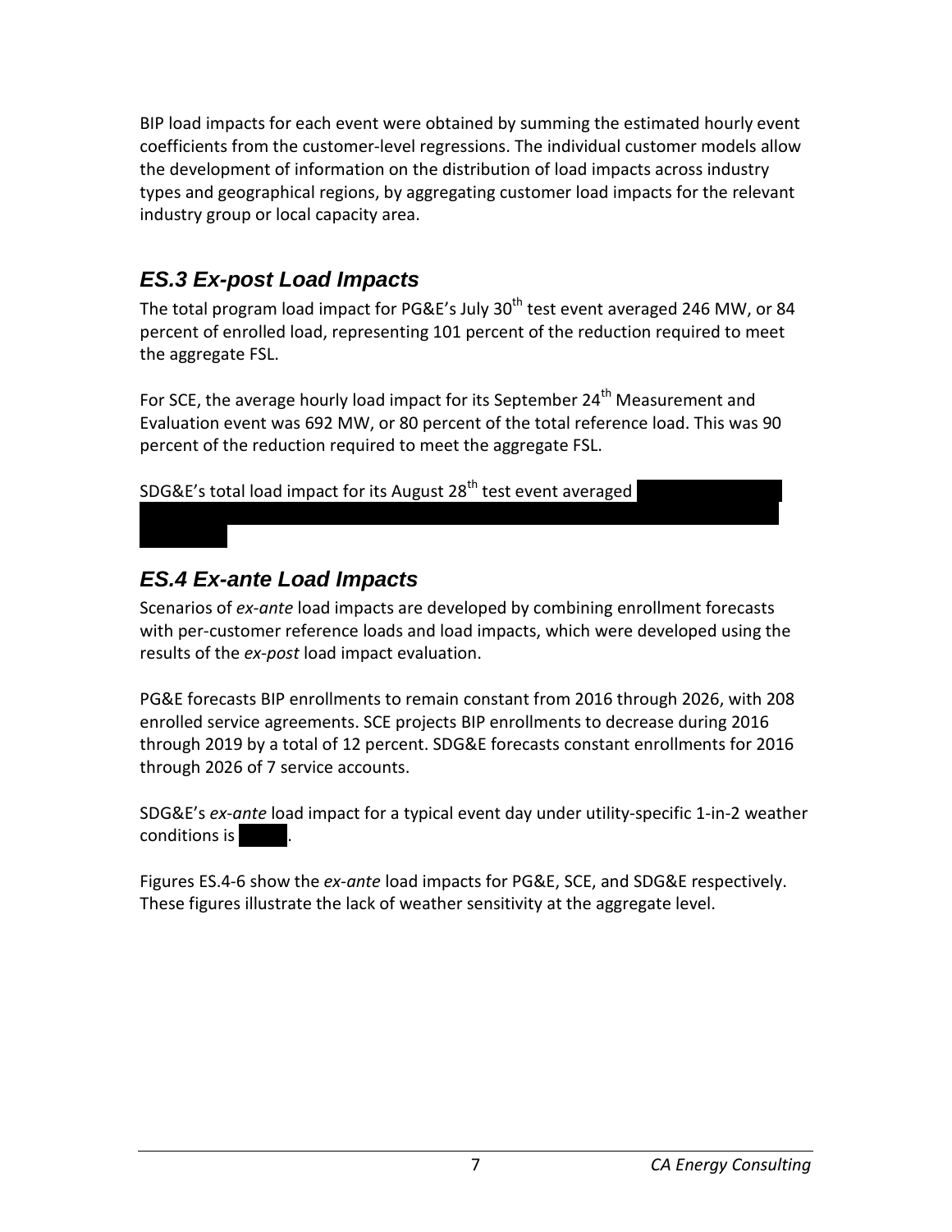BIP load impacts for each event were obtained by summing the estimated hourly event coefficients from the customer-level regressions. The individual customer models allow the development of information on the distribution of load impacts across industry types and geographical regions, by aggregating customer load impacts for the relevant industry group or local capacity area.

## ES.3 Ex-post Load Impacts

The total program load impact for PG&E's July 30th test event averaged 246 MW, or 84 percent of enrolled load, representing 101 percent of the reduction required to meet the aggregate FSL.

For SCE, the average hourly load impact for its September 24th Measurement and Evaluation event was 692 MW, or 80 percent of the total reference load. This was 90 percent of the reduction required to meet the aggregate FSL.

SDG&E's total load impact for its August 28th test event averaged

## ES.4 Ex-ante Load Impacts

Scenarios of *ex-ante* load impacts are developed by combining enrollment forecasts with per-customer reference loads and load impacts, which were developed using the results of the *ex-post* load impact evaluation.

PG&E forecasts BIP enrollments to remain constant from 2016 through 2026, with 208 enrolled service agreements. SCE projects BIP enrollments to decrease during 2016 through 2019 by a total of 12 percent. SDG&E forecasts constant enrollments for 2016 through 2026 of 7 service accounts.

SDG&E's *ex-ante* load impact for a typical event day under utility-specific 1-in-2 weather conditions is .

Figures ES.4-6 show the *ex-ante* load impacts for PG&E, SCE, and SDG&E respectively. These figures illustrate the lack of weather sensitivity at the aggregate level.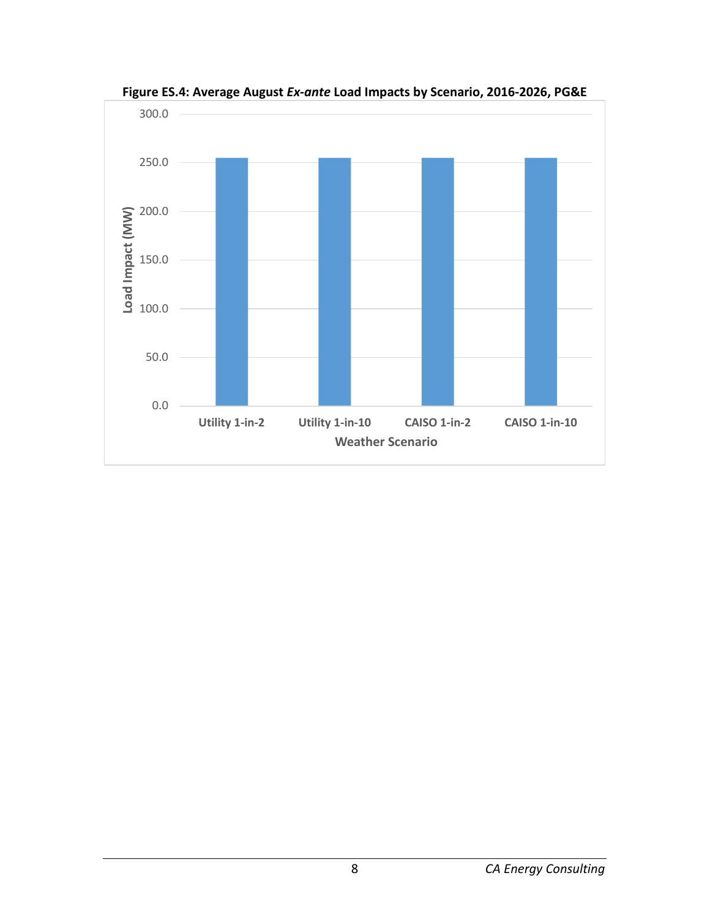**Figure ES.4: Average August *Ex-ante* Load Impacts by Scenario, 2016-2026, PG&E**

Load Impact (MW)

300.0
250.0
200.0
150.0
100.0
50.0
0.0

Utility 1-in-2 | Utility 1-in-10 | CAISO 1-in-2 | CAISO 1-in-10

Weather Scenario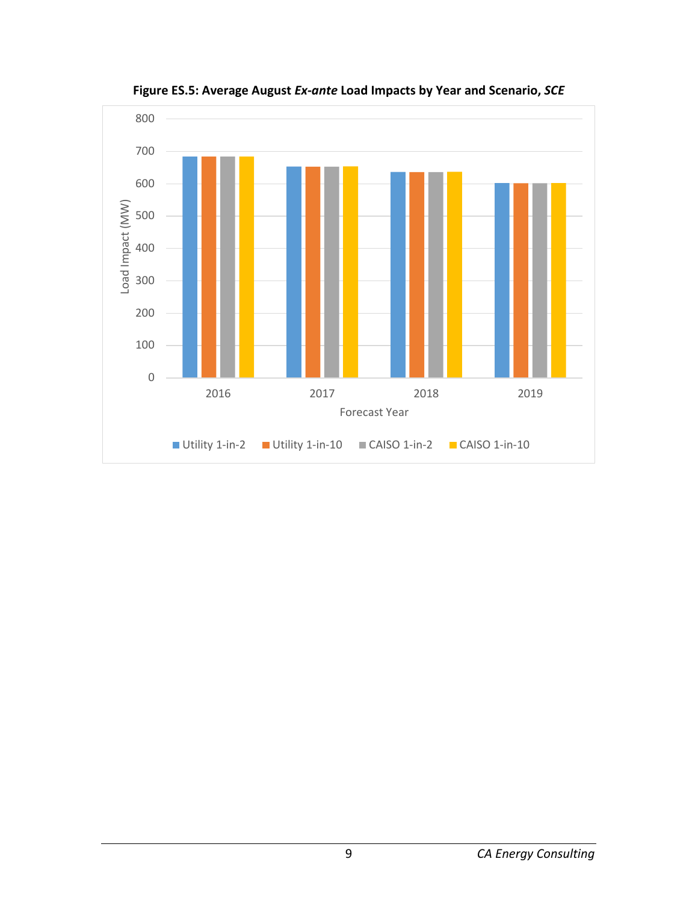**Figure ES.5: Average August *Ex-ante* Load Impacts by Year and Scenario, *SCE***

800
700
600
500
400
300
200
100
0

Load Impact (MW)

2016 2017 2018 2019

Forecast Year

Utility 1-in-2 Utility 1-in-10 CAISO 1-in-2 CAISO 1-in-10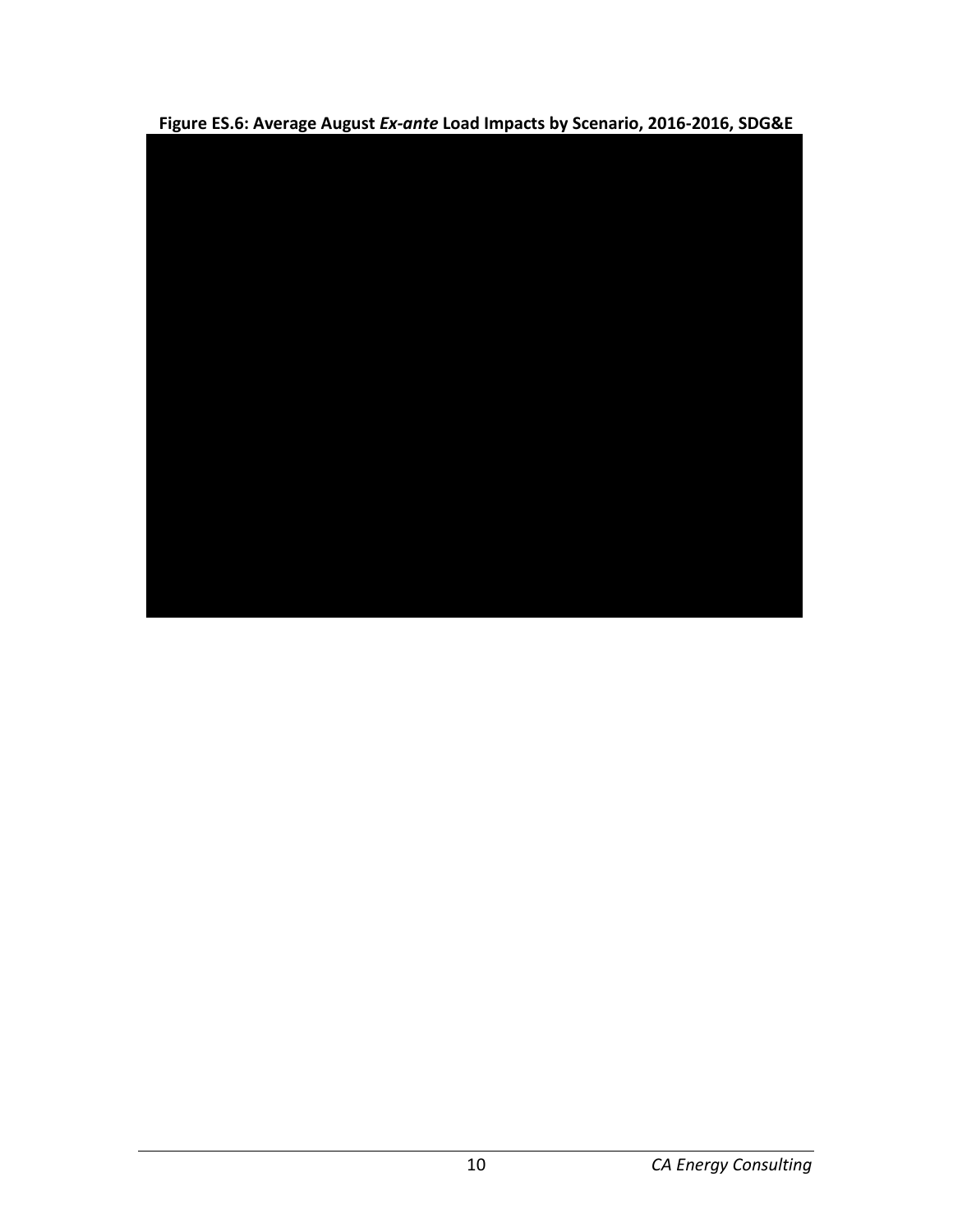**Figure ES.6: Average August *Ex-ante* Load Impacts by Scenario, 2016-2016, SDG&E**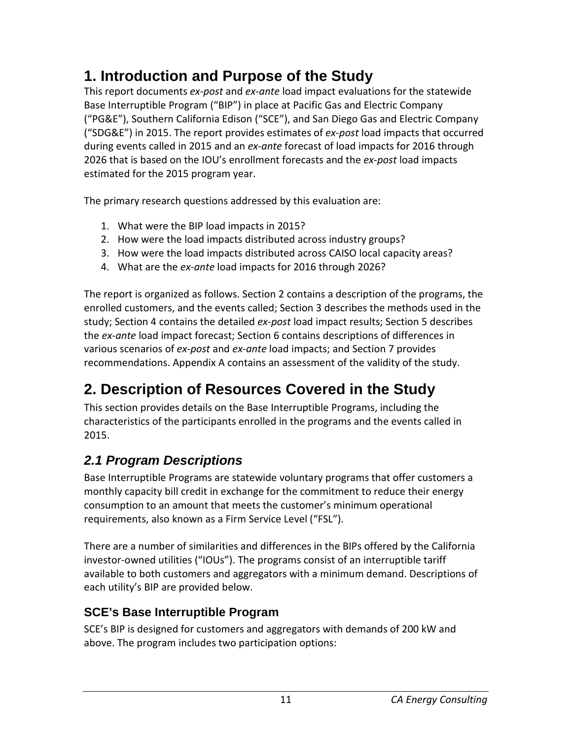# 1. Introduction and Purpose of the Study

This report documents *ex-post* and *ex-ante* load impact evaluations for the statewide Base Interruptible Program ("BIP") in place at Pacific Gas and Electric Company ("PG&E"), Southern California Edison ("SCE"), and San Diego Gas and Electric Company ("SDG&E") in 2015. The report provides estimates of *ex-post* load impacts that occurred during events called in 2015 and an *ex-ante* forecast of load impacts for 2016 through 2026 that is based on the IOU's enrollment forecasts and the *ex-post* load impacts estimated for the 2015 program year.

The primary research questions addressed by this evaluation are:

1. What were the BIP load impacts in 2015?
2. How were the load impacts distributed across industry groups?
3. How were the load impacts distributed across CAISO local capacity areas?
4. What are the *ex-ante* load impacts for 2016 through 2026?

The report is organized as follows. Section 2 contains a description of the programs, the enrolled customers, and the events called; Section 3 describes the methods used in the study; Section 4 contains the detailed *ex-post* load impact results; Section 5 describes the *ex-ante* load impact forecast; Section 6 contains descriptions of differences in various scenarios of *ex-post* and *ex-ante* load impacts; and Section 7 provides recommendations. Appendix A contains an assessment of the validity of the study.

# 2. Description of Resources Covered in the Study

This section provides details on the Base Interruptible Programs, including the characteristics of the participants enrolled in the programs and the events called in 2015.

## *2.1 Program Descriptions*

Base Interruptible Programs are statewide voluntary programs that offer customers a monthly capacity bill credit in exchange for the commitment to reduce their energy consumption to an amount that meets the customer's minimum operational requirements, also known as a Firm Service Level ("FSL").

There are a number of similarities and differences in the BIPs offered by the California investor-owned utilities ("IOUs"). The programs consist of an interruptible tariff available to both customers and aggregators with a minimum demand. Descriptions of each utility's BIP are provided below.

### SCE's Base Interruptible Program

SCE's BIP is designed for customers and aggregators with demands of 200 kW and above. The program includes two participation options: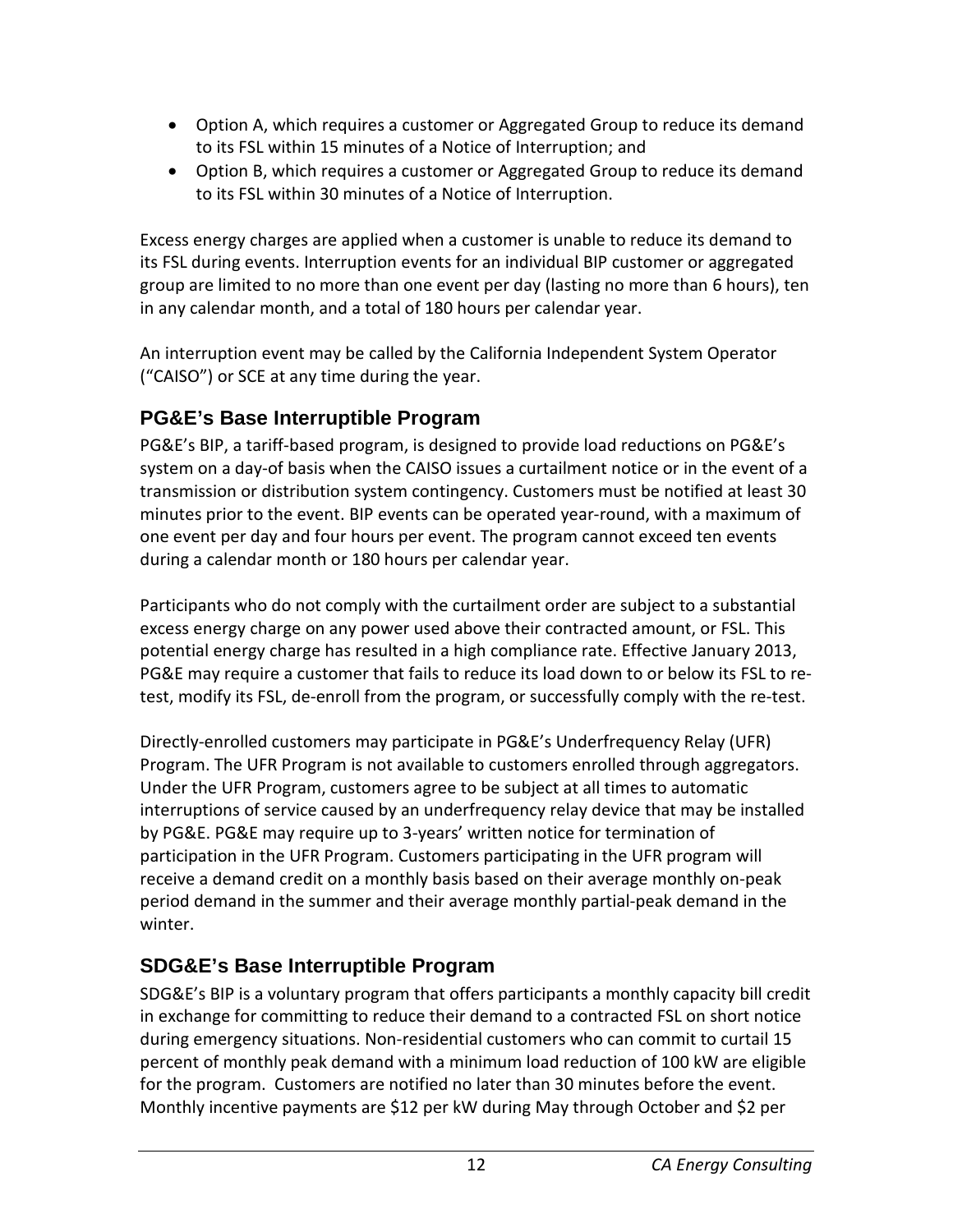- Option A, which requires a customer or Aggregated Group to reduce its demand to its FSL within 15 minutes of a Notice of Interruption; and
- Option B, which requires a customer or Aggregated Group to reduce its demand to its FSL within 30 minutes of a Notice of Interruption.

Excess energy charges are applied when a customer is unable to reduce its demand to its FSL during events. Interruption events for an individual BIP customer or aggregated group are limited to no more than one event per day (lasting no more than 6 hours), ten in any calendar month, and a total of 180 hours per calendar year.

An interruption event may be called by the California Independent System Operator ("CAISO") or SCE at any time during the year.

## PG&E's Base Interruptible Program

PG&E's BIP, a tariff-based program, is designed to provide load reductions on PG&E's system on a day-of basis when the CAISO issues a curtailment notice or in the event of a transmission or distribution system contingency. Customers must be notified at least 30 minutes prior to the event. BIP events can be operated year-round, with a maximum of one event per day and four hours per event. The program cannot exceed ten events during a calendar month or 180 hours per calendar year.

Participants who do not comply with the curtailment order are subject to a substantial excess energy charge on any power used above their contracted amount, or FSL. This potential energy charge has resulted in a high compliance rate. Effective January 2013, PG&E may require a customer that fails to reduce its load down to or below its FSL to re-test, modify its FSL, de-enroll from the program, or successfully comply with the re-test.

Directly-enrolled customers may participate in PG&E's Underfrequency Relay (UFR) Program. The UFR Program is not available to customers enrolled through aggregators. Under the UFR Program, customers agree to be subject at all times to automatic interruptions of service caused by an underfrequency relay device that may be installed by PG&E. PG&E may require up to 3-years' written notice for termination of participation in the UFR Program. Customers participating in the UFR program will receive a demand credit on a monthly basis based on their average monthly on-peak period demand in the summer and their average monthly partial-peak demand in the winter.

## SDG&E's Base Interruptible Program

SDG&E's BIP is a voluntary program that offers participants a monthly capacity bill credit in exchange for committing to reduce their demand to a contracted FSL on short notice during emergency situations. Non-residential customers who can commit to curtail 15 percent of monthly peak demand with a minimum load reduction of 100 kW are eligible for the program. Customers are notified no later than 30 minutes before the event. Monthly incentive payments are $12 per kW during May through October and $2 per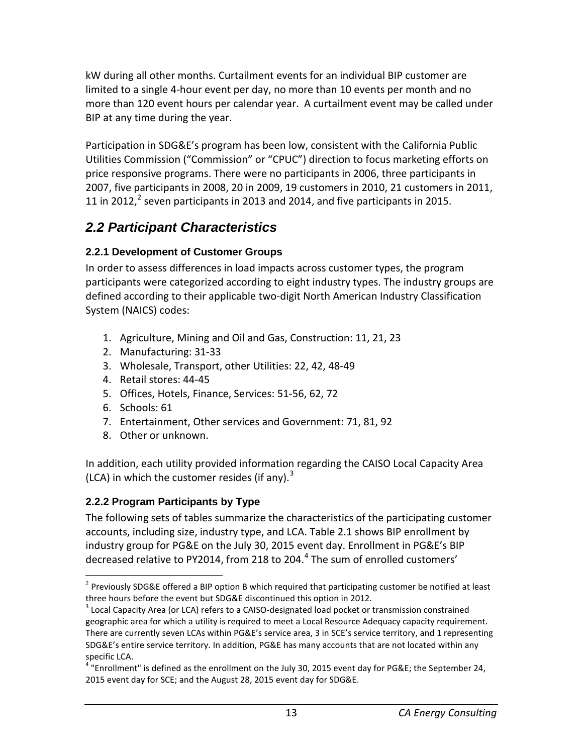kW during all other months. Curtailment events for an individual BIP customer are limited to a single 4-hour event per day, no more than 10 events per month and no more than 120 event hours per calendar year. A curtailment event may be called under BIP at any time during the year.

Participation in SDG&E's program has been low, consistent with the California Public Utilities Commission ("Commission" or "CPUC") direction to focus marketing efforts on price responsive programs. There were no participants in 2006, three participants in 2007, five participants in 2008, 20 in 2009, 19 customers in 2010, 21 customers in 2011, 11 in 2012,[2] seven participants in 2013 and 2014, and five participants in 2015.

## *2.2 Participant Characteristics*

### 2.2.1 Development of Customer Groups

In order to assess differences in load impacts across customer types, the program participants were categorized according to eight industry types. The industry groups are defined according to their applicable two-digit North American Industry Classification System (NAICS) codes:

1. Agriculture, Mining and Oil and Gas, Construction: 11, 21, 23
2. Manufacturing: 31-33
3. Wholesale, Transport, other Utilities: 22, 42, 48-49
4. Retail stores: 44-45
5. Offices, Hotels, Finance, Services: 51-56, 62, 72
6. Schools: 61
7. Entertainment, Other services and Government: 71, 81, 92
8. Other or unknown.

In addition, each utility provided information regarding the CAISO Local Capacity Area (LCA) in which the customer resides (if any).[3]

### 2.2.2 Program Participants by Type

The following sets of tables summarize the characteristics of the participating customer accounts, including size, industry type, and LCA. Table 2.1 shows BIP enrollment by industry group for PG&E on the July 30, 2015 event day. Enrollment in PG&E's BIP decreased relative to PY2014, from 218 to 204.[4] The sum of enrolled customers'

---

[2] Previously SDG&E offered a BIP option B which required that participating customer be notified at least three hours before the event but SDG&E discontinued this option in 2012.

[3] Local Capacity Area (or LCA) refers to a CAISO-designated load pocket or transmission constrained geographic area for which a utility is required to meet a Local Resource Adequacy capacity requirement. There are currently seven LCAs within PG&E's service area, 3 in SCE's service territory, and 1 representing SDG&E's entire service territory. In addition, PG&E has many accounts that are not located within any specific LCA.

[4] "Enrollment" is defined as the enrollment on the July 30, 2015 event day for PG&E; the September 24, 2015 event day for SCE; and the August 28, 2015 event day for SDG&E.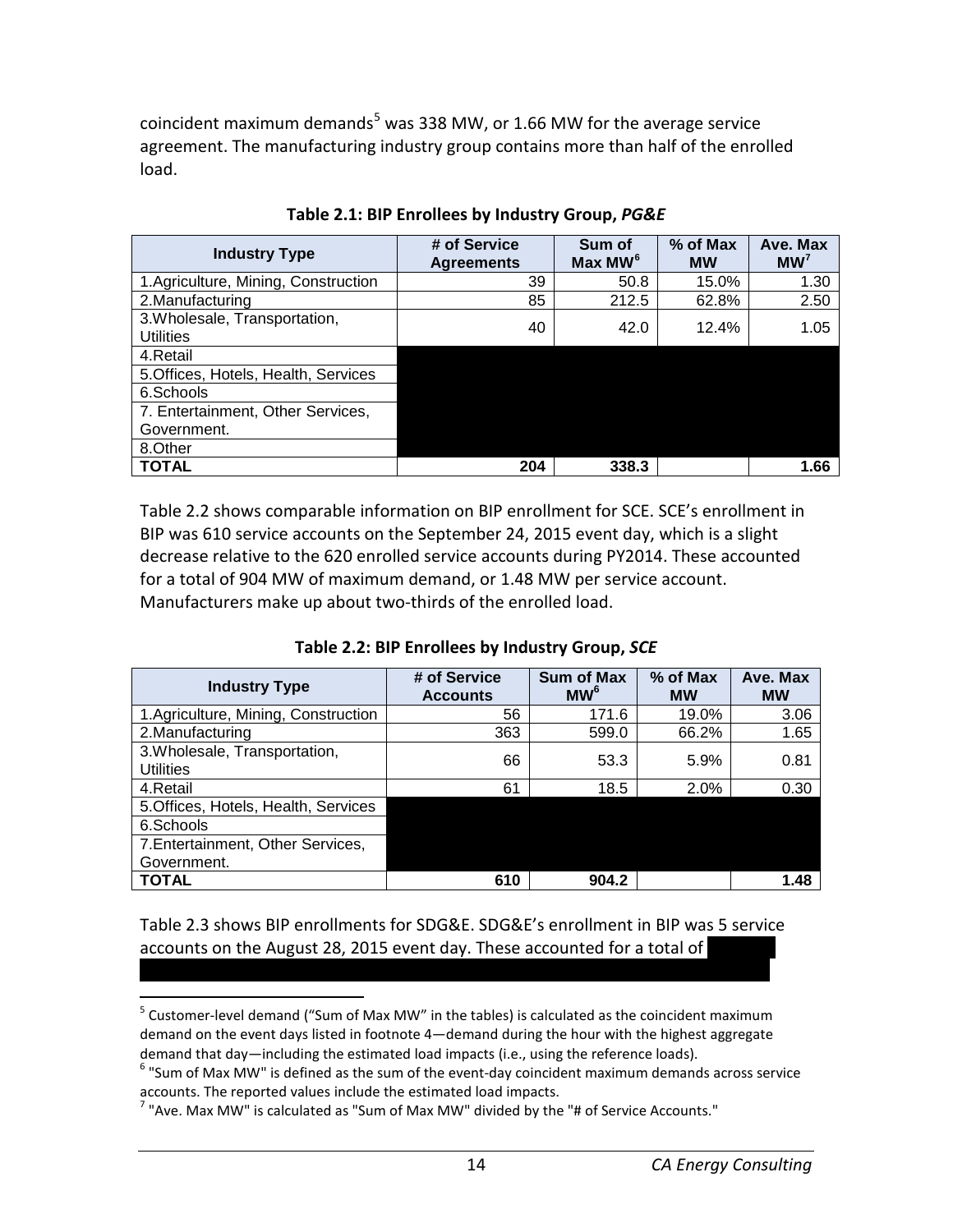coincident maximum demands[5] was 338 MW, or 1.66 MW for the average service agreement. The manufacturing industry group contains more than half of the enrolled load.

**Table 2.1: BIP Enrollees by Industry Group, *PG&E***

| Industry Type | # of Service Agreements | Sum of Max MW[6] | % of Max MW | Ave. Max MW[7] |
|---|---|---|---|---|
| 1.Agriculture, Mining, Construction | 39 | 50.8 | 15.0% | 1.30 |
| 2.Manufacturing | 85 | 212.5 | 62.8% | 2.50 |
| 3.Wholesale, Transportation, Utilities | 40 | 42.0 | 12.4% | 1.05 |
| 4.Retail | | | | |
| 5.Offices, Hotels, Health, Services | | | | |
| 6.Schools | | | | |
| 7. Entertainment, Other Services, Government. | | | | |
| 8.Other | | | | |
| **TOTAL** | **204** | **338.3** | | **1.66** |

Table 2.2 shows comparable information on BIP enrollment for SCE. SCE's enrollment in BIP was 610 service accounts on the September 24, 2015 event day, which is a slight decrease relative to the 620 enrolled service accounts during PY2014. These accounted for a total of 904 MW of maximum demand, or 1.48 MW per service account. Manufacturers make up about two-thirds of the enrolled load.

**Table 2.2: BIP Enrollees by Industry Group, *SCE***

| Industry Type | # of Service Accounts | Sum of Max MW[6] | % of Max MW | Ave. Max MW |
|---|---|---|---|---|
| 1.Agriculture, Mining, Construction | 56 | 171.6 | 19.0% | 3.06 |
| 2.Manufacturing | 363 | 599.0 | 66.2% | 1.65 |
| 3.Wholesale, Transportation, Utilities | 66 | 53.3 | 5.9% | 0.81 |
| 4.Retail | 61 | 18.5 | 2.0% | 0.30 |
| 5.Offices, Hotels, Health, Services | | | | |
| 6.Schools | | | | |
| 7.Entertainment, Other Services, Government. | | | | |
| **TOTAL** | **610** | **904.2** | | **1.48** |

Table 2.3 shows BIP enrollments for SDG&E. SDG&E's enrollment in BIP was 5 service accounts on the August 28, 2015 event day. These accounted for a total of

[5] Customer-level demand ("Sum of Max MW" in the tables) is calculated as the coincident maximum demand on the event days listed in footnote 4—demand during the hour with the highest aggregate demand that day—including the estimated load impacts (i.e., using the reference loads).

[6] "Sum of Max MW" is defined as the sum of the event-day coincident maximum demands across service accounts. The reported values include the estimated load impacts.

[7] "Ave. Max MW" is calculated as "Sum of Max MW" divided by the "# of Service Accounts."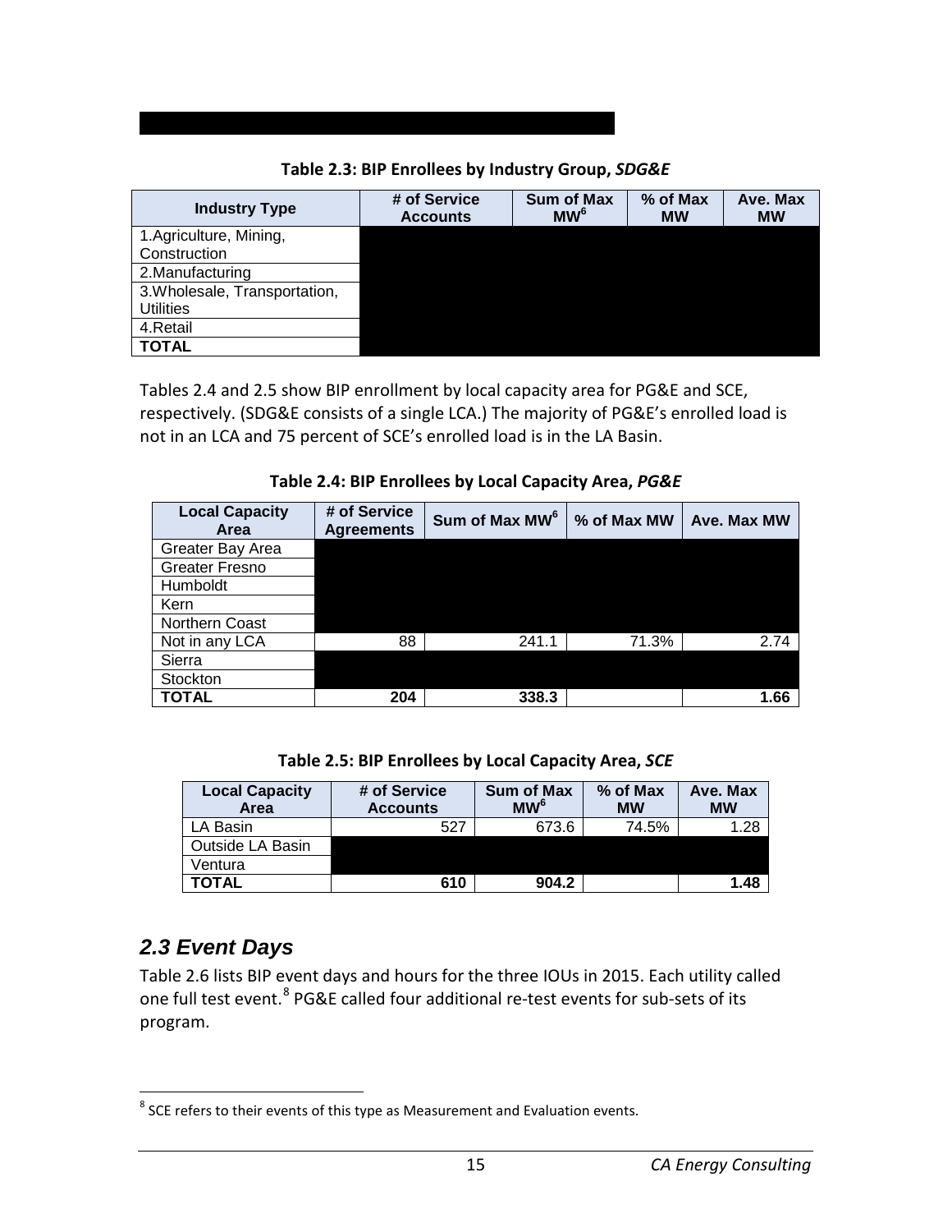**Table 2.3: BIP Enrollees by Industry Group, *SDG&E***

| Industry Type | # of Service Accounts | Sum of Max MW[6] | % of Max MW | Ave. Max MW |
|---|---|---|---|---|
| 1.Agriculture, Mining, Construction | | | | |
| 2.Manufacturing | | | | |
| 3.Wholesale, Transportation, Utilities | | | | |
| 4.Retail | | | | |
| **TOTAL** | | | | |

Tables 2.4 and 2.5 show BIP enrollment by local capacity area for PG&E and SCE, respectively. (SDG&E consists of a single LCA.) The majority of PG&E's enrolled load is not in an LCA and 75 percent of SCE's enrolled load is in the LA Basin.

**Table 2.4: BIP Enrollees by Local Capacity Area, *PG&E***

| Local Capacity Area | # of Service Agreements | Sum of Max MW[6] | % of Max MW | Ave. Max MW |
|---|---|---|---|---|
| Greater Bay Area | | | | |
| Greater Fresno | | | | |
| Humboldt | | | | |
| Kern | | | | |
| Northern Coast | | | | |
| Not in any LCA | 88 | 241.1 | 71.3% | 2.74 |
| Sierra | | | | |
| Stockton | | | | |
| **TOTAL** | **204** | **338.3** | | **1.66** |

**Table 2.5: BIP Enrollees by Local Capacity Area, *SCE***

| Local Capacity Area | # of Service Accounts | Sum of Max MW[6] | % of Max MW | Ave. Max MW |
|---|---|---|---|---|
| LA Basin | 527 | 673.6 | 74.5% | 1.28 |
| Outside LA Basin | | | | |
| Ventura | | | | |
| **TOTAL** | **610** | **904.2** | | **1.48** |

## *2.3 Event Days*

Table 2.6 lists BIP event days and hours for the three IOUs in 2015. Each utility called one full test event.[8] PG&E called four additional re-test events for sub-sets of its program.

[8] SCE refers to their events of this type as Measurement and Evaluation events.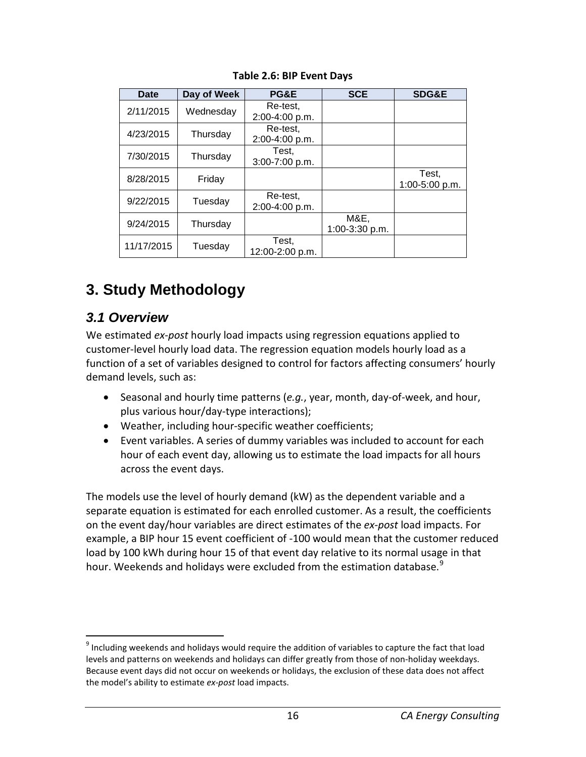**Table 2.6: BIP Event Days**

| Date | Day of Week | PG&E | SCE | SDG&E |
|---|---|---|---|---|
| 2/11/2015 | Wednesday | Re-test, 2:00-4:00 p.m. | | |
| 4/23/2015 | Thursday | Re-test, 2:00-4:00 p.m. | | |
| 7/30/2015 | Thursday | Test, 3:00-7:00 p.m. | | |
| 8/28/2015 | Friday | | | Test, 1:00-5:00 p.m. |
| 9/22/2015 | Tuesday | Re-test, 2:00-4:00 p.m. | | |
| 9/24/2015 | Thursday | | M&E, 1:00-3:30 p.m. | |
| 11/17/2015 | Tuesday | Test, 12:00-2:00 p.m. | | |

# 3. Study Methodology

## 3.1 Overview

We estimated *ex-post* hourly load impacts using regression equations applied to customer-level hourly load data. The regression equation models hourly load as a function of a set of variables designed to control for factors affecting consumers' hourly demand levels, such as:

- Seasonal and hourly time patterns (*e.g.*, year, month, day-of-week, and hour, plus various hour/day-type interactions);
- Weather, including hour-specific weather coefficients;
- Event variables. A series of dummy variables was included to account for each hour of each event day, allowing us to estimate the load impacts for all hours across the event days.

The models use the level of hourly demand (kW) as the dependent variable and a separate equation is estimated for each enrolled customer. As a result, the coefficients on the event day/hour variables are direct estimates of the *ex-post* load impacts. For example, a BIP hour 15 event coefficient of -100 would mean that the customer reduced load by 100 kWh during hour 15 of that event day relative to its normal usage in that hour. Weekends and holidays were excluded from the estimation database.[9]

[9] Including weekends and holidays would require the addition of variables to capture the fact that load levels and patterns on weekends and holidays can differ greatly from those of non-holiday weekdays. Because event days did not occur on weekends or holidays, the exclusion of these data does not affect the model's ability to estimate *ex-post* load impacts.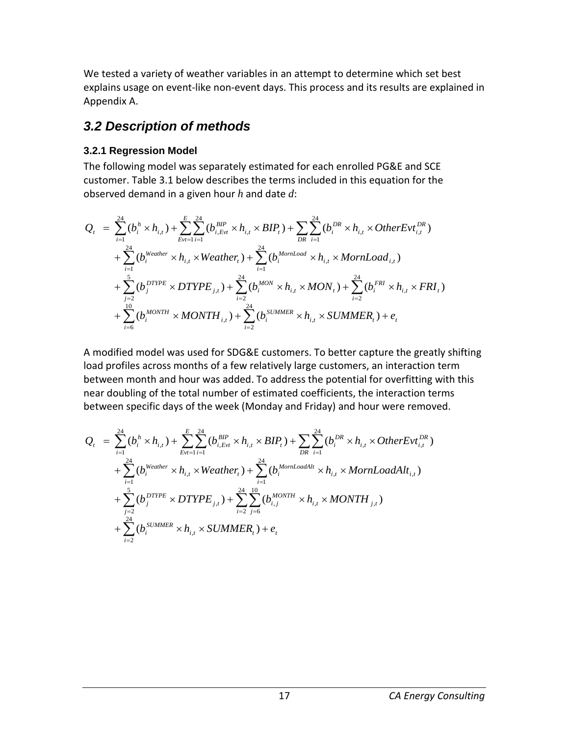We tested a variety of weather variables in an attempt to determine which set best explains usage on event-like non-event days. This process and its results are explained in Appendix A.

## *3.2 Description of methods*

### 3.2.1 Regression Model

The following model was separately estimated for each enrolled PG&E and SCE customer. Table 3.1 below describes the terms included in this equation for the observed demand in a given hour $h$ and date $d$:

$$
\begin{aligned}
Q_t \; = \; & \sum_{i=1}^{24}(b_i^h \times h_{i,t}) + \sum_{Evt=1}^{E}\sum_{i=1}^{24}(b_{i,Evt}^{BIP} \times h_{i,t} \times BIP_t) + \sum_{DR}\sum_{i=1}^{24}(b_i^{DR} \times h_{i,t} \times OtherEvt_{i,t}^{DR}) \\
& + \sum_{i=1}^{24}(b_i^{Weather} \times h_{i,t} \times Weather_t) + \sum_{i=1}^{24}(b_i^{MornLoad} \times h_{i,t} \times MornLoad_{i,t}) \\
& + \sum_{j=2}^{5}(b_j^{DTYPE} \times DTYPE_{j,t}) + \sum_{i=2}^{24}(b_i^{MON} \times h_{i,t} \times MON_t) + \sum_{i=2}^{24}(b_i^{FRI} \times h_{i,t} \times FRI_t) \\
& + \sum_{i=6}^{10}(b_i^{MONTH} \times MONTH_{i,t}) + \sum_{i=2}^{24}(b_i^{SUMMER} \times h_{i,t} \times SUMMER_t) + e_t
\end{aligned}
$$

A modified model was used for SDG&E customers. To better capture the greatly shifting load profiles across months of a few relatively large customers, an interaction term between month and hour was added. To address the potential for overfitting with this near doubling of the total number of estimated coefficients, the interaction terms between specific days of the week (Monday and Friday) and hour were removed.

$$
\begin{aligned}
Q_t \; = \; & \sum_{i=1}^{24}(b_i^h \times h_{i,t}) + \sum_{Evt=1}^{E}\sum_{i=1}^{24}(b_{i,Evt}^{BIP} \times h_{i,t} \times BIP_t) + \sum_{DR}\sum_{i=1}^{24}(b_i^{DR} \times h_{i,t} \times OtherEvt_{i,t}^{DR}) \\
& + \sum_{i=1}^{24}(b_i^{Weather} \times h_{i,t} \times Weather_t) + \sum_{i=1}^{24}(b_i^{MornLoadAlt} \times h_{i,t} \times MornLoadAlt_{i,t}) \\
& + \sum_{j=2}^{5}(b_j^{DTYPE} \times DTYPE_{j,t}) + \sum_{i=2}^{24}\sum_{j=6}^{10}(b_{i,j}^{MONTH} \times h_{i,t} \times MONTH_{j,t}) \\
& + \sum_{i=2}^{24}(b_i^{SUMMER} \times h_{i,t} \times SUMMER_t) + e_t
\end{aligned}
$$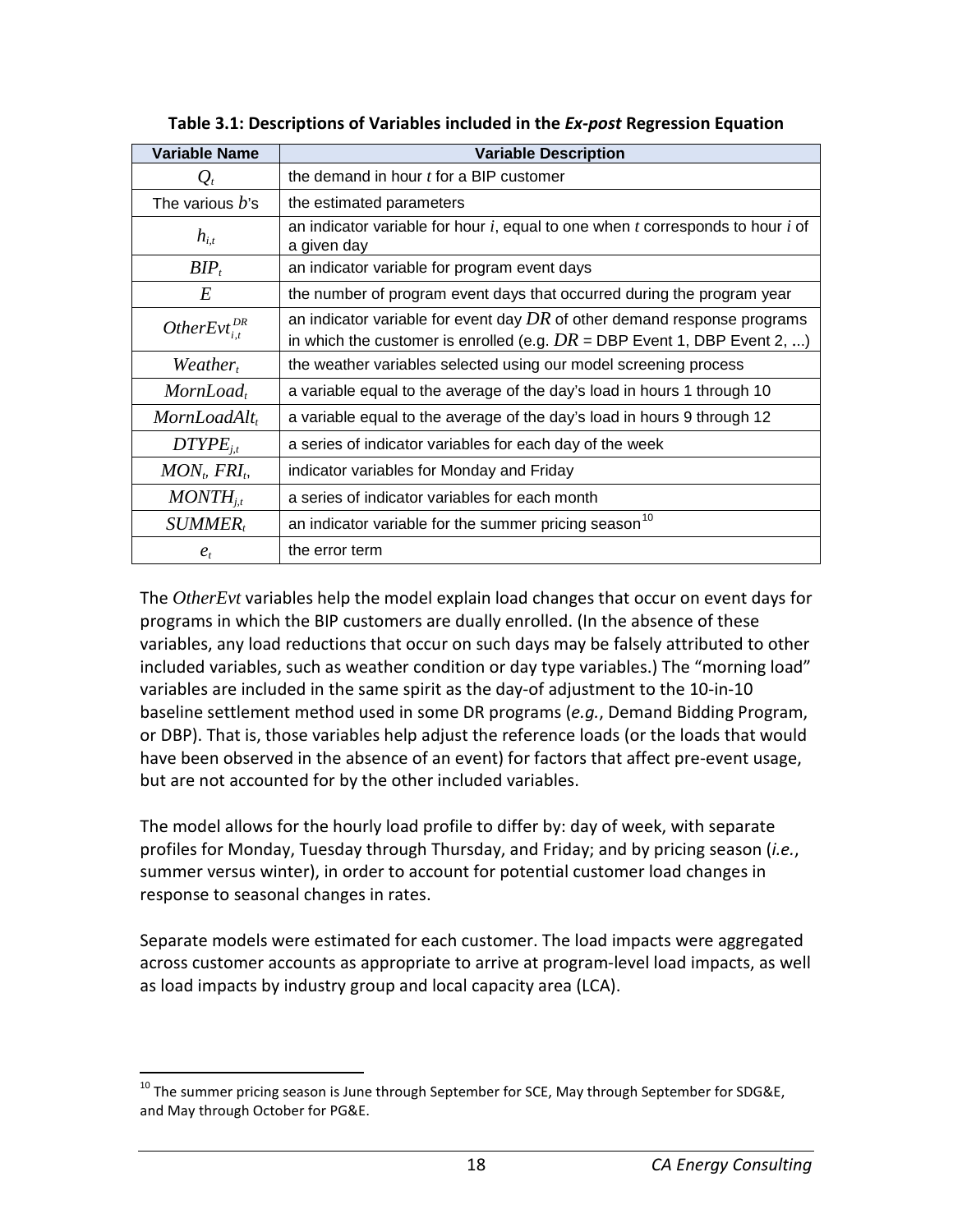**Table 3.1: Descriptions of Variables included in the *Ex-post* Regression Equation**

| Variable Name | Variable Description |
|---|---|
| $Q_t$ | the demand in hour *t* for a BIP customer |
| The various $b$'s | the estimated parameters |
| $h_{i,t}$ | an indicator variable for hour *i*, equal to one when *t* corresponds to hour *i* of a given day |
| $BIP_t$ | an indicator variable for program event days |
| $E$ | the number of program event days that occurred during the program year |
| $OtherEvt_{i,t}^{DR}$ | an indicator variable for event day $DR$ of other demand response programs in which the customer is enrolled (e.g. $DR$ = DBP Event 1, DBP Event 2, ...) |
| $Weather_t$ | the weather variables selected using our model screening process |
| $MornLoad_t$ | a variable equal to the average of the day's load in hours 1 through 10 |
| $MornLoadAlt_t$ | a variable equal to the average of the day's load in hours 9 through 12 |
| $DTYPE_{j,t}$ | a series of indicator variables for each day of the week |
| $MON_t$, $FRI_t$, | indicator variables for Monday and Friday |
| $MONTH_{j,t}$ | a series of indicator variables for each month |
| $SUMMER_t$ | an indicator variable for the summer pricing season[10] |
| $e_t$ | the error term |

The *OtherEvt* variables help the model explain load changes that occur on event days for programs in which the BIP customers are dually enrolled. (In the absence of these variables, any load reductions that occur on such days may be falsely attributed to other included variables, such as weather condition or day type variables.) The "morning load" variables are included in the same spirit as the day-of adjustment to the 10-in-10 baseline settlement method used in some DR programs (*e.g.*, Demand Bidding Program, or DBP). That is, those variables help adjust the reference loads (or the loads that would have been observed in the absence of an event) for factors that affect pre-event usage, but are not accounted for by the other included variables.

The model allows for the hourly load profile to differ by: day of week, with separate profiles for Monday, Tuesday through Thursday, and Friday; and by pricing season (*i.e.*, summer versus winter), in order to account for potential customer load changes in response to seasonal changes in rates.

Separate models were estimated for each customer. The load impacts were aggregated across customer accounts as appropriate to arrive at program-level load impacts, as well as load impacts by industry group and local capacity area (LCA).

[10] The summer pricing season is June through September for SCE, May through September for SDG&E, and May through October for PG&E.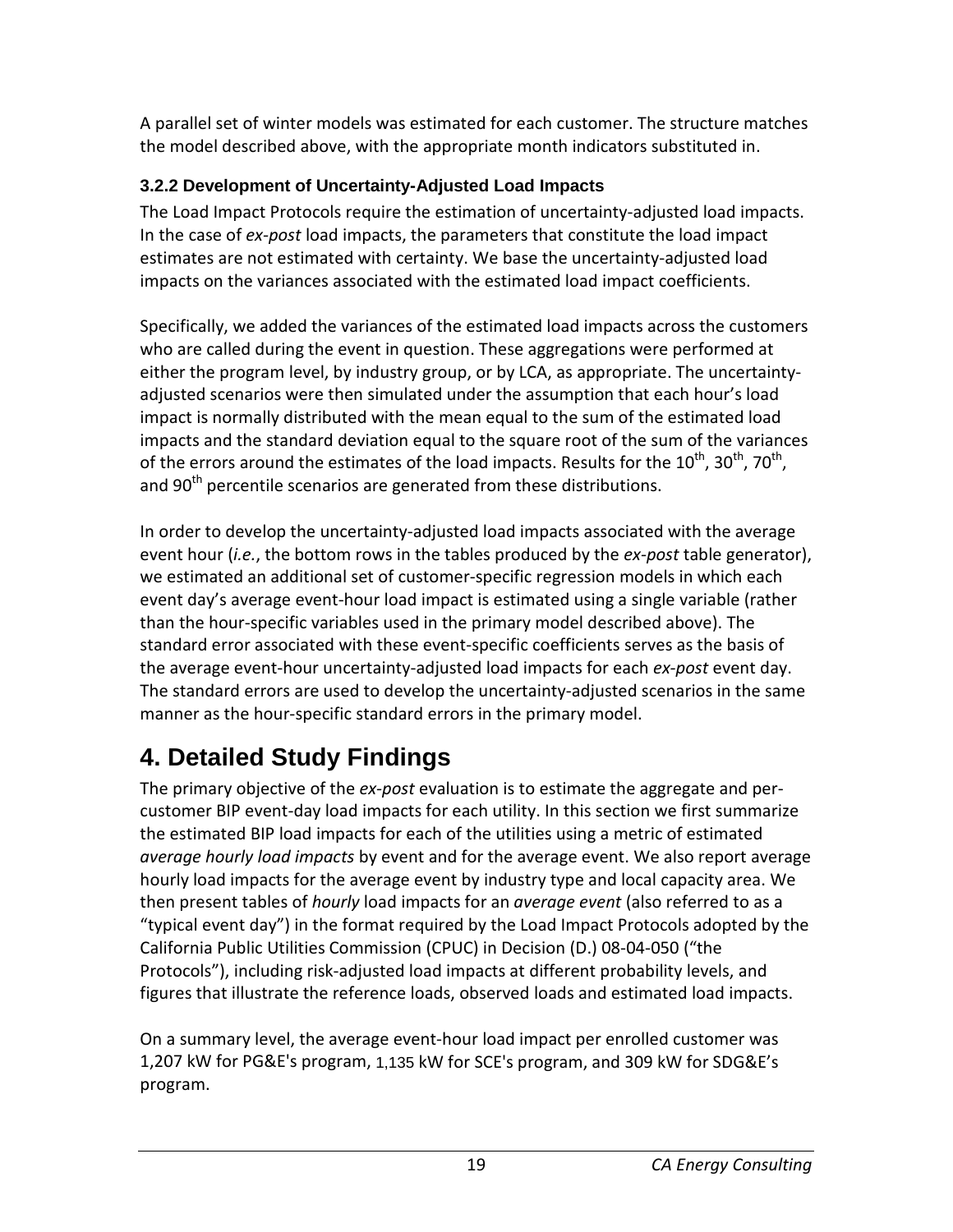A parallel set of winter models was estimated for each customer. The structure matches the model described above, with the appropriate month indicators substituted in.

### 3.2.2 Development of Uncertainty-Adjusted Load Impacts

The Load Impact Protocols require the estimation of uncertainty-adjusted load impacts. In the case of *ex-post* load impacts, the parameters that constitute the load impact estimates are not estimated with certainty. We base the uncertainty-adjusted load impacts on the variances associated with the estimated load impact coefficients.

Specifically, we added the variances of the estimated load impacts across the customers who are called during the event in question. These aggregations were performed at either the program level, by industry group, or by LCA, as appropriate. The uncertainty-adjusted scenarios were then simulated under the assumption that each hour's load impact is normally distributed with the mean equal to the sum of the estimated load impacts and the standard deviation equal to the square root of the sum of the variances of the errors around the estimates of the load impacts. Results for the $10^{th}$, $30^{th}$, $70^{th}$, and $90^{th}$ percentile scenarios are generated from these distributions.

In order to develop the uncertainty-adjusted load impacts associated with the average event hour (*i.e.*, the bottom rows in the tables produced by the *ex-post* table generator), we estimated an additional set of customer-specific regression models in which each event day's average event-hour load impact is estimated using a single variable (rather than the hour-specific variables used in the primary model described above). The standard error associated with these event-specific coefficients serves as the basis of the average event-hour uncertainty-adjusted load impacts for each *ex-post* event day. The standard errors are used to develop the uncertainty-adjusted scenarios in the same manner as the hour-specific standard errors in the primary model.

# 4. Detailed Study Findings

The primary objective of the *ex-post* evaluation is to estimate the aggregate and per-customer BIP event-day load impacts for each utility. In this section we first summarize the estimated BIP load impacts for each of the utilities using a metric of estimated *average hourly load impacts* by event and for the average event. We also report average hourly load impacts for the average event by industry type and local capacity area. We then present tables of *hourly* load impacts for an *average event* (also referred to as a "typical event day") in the format required by the Load Impact Protocols adopted by the California Public Utilities Commission (CPUC) in Decision (D.) 08-04-050 ("the Protocols"), including risk-adjusted load impacts at different probability levels, and figures that illustrate the reference loads, observed loads and estimated load impacts.

On a summary level, the average event-hour load impact per enrolled customer was 1,207 kW for PG&E's program, 1,135 kW for SCE's program, and 309 kW for SDG&E's program.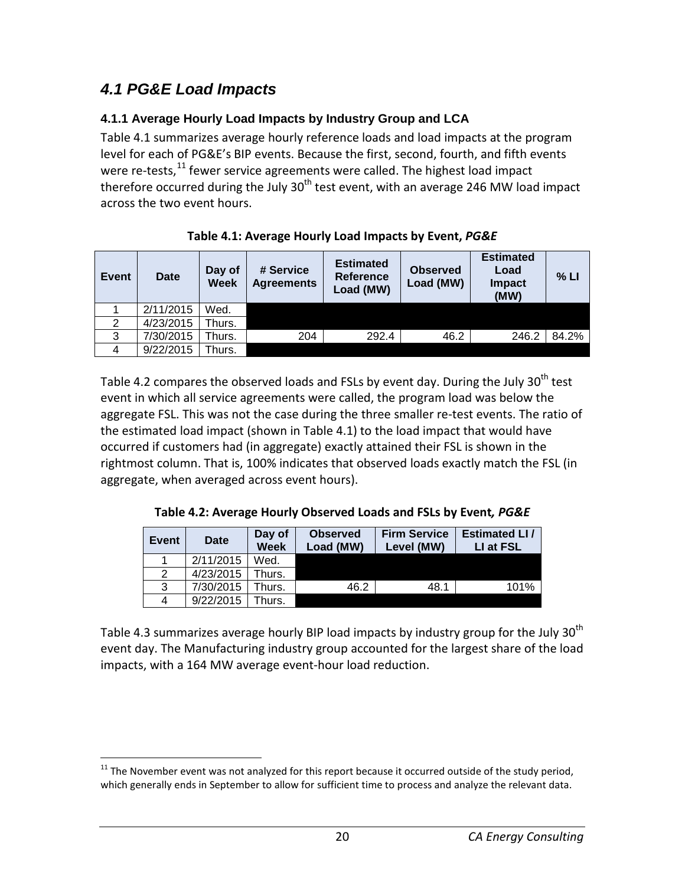## *4.1 PG&E Load Impacts*

### 4.1.1 Average Hourly Load Impacts by Industry Group and LCA

Table 4.1 summarizes average hourly reference loads and load impacts at the program level for each of PG&E's BIP events. Because the first, second, fourth, and fifth events were re-tests,[11] fewer service agreements were called. The highest load impact therefore occurred during the July 30th test event, with an average 246 MW load impact across the two event hours.

**Table 4.1: Average Hourly Load Impacts by Event, *PG&E***

| Event | Date | Day of Week | # Service Agreements | Estimated Reference Load (MW) | Observed Load (MW) | Estimated Load Impact (MW) | % LI |
|---|---|---|---|---|---|---|---|
| 1 | 2/11/2015 | Wed. | | | | | |
| 2 | 4/23/2015 | Thurs. | | | | | |
| 3 | 7/30/2015 | Thurs. | 204 | 292.4 | 46.2 | 246.2 | 84.2% |
| 4 | 9/22/2015 | Thurs. | | | | | |

Table 4.2 compares the observed loads and FSLs by event day. During the July 30th test event in which all service agreements were called, the program load was below the aggregate FSL. This was not the case during the three smaller re-test events. The ratio of the estimated load impact (shown in Table 4.1) to the load impact that would have occurred if customers had (in aggregate) exactly attained their FSL is shown in the rightmost column. That is, 100% indicates that observed loads exactly match the FSL (in aggregate, when averaged across event hours).

**Table 4.2: Average Hourly Observed Loads and FSLs by Event*, PG&E***

| Event | Date | Day of Week | Observed Load (MW) | Firm Service Level (MW) | Estimated LI / LI at FSL |
|---|---|---|---|---|---|
| 1 | 2/11/2015 | Wed. | | | |
| 2 | 4/23/2015 | Thurs. | | | |
| 3 | 7/30/2015 | Thurs. | 46.2 | 48.1 | 101% |
| 4 | 9/22/2015 | Thurs. | | | |

Table 4.3 summarizes average hourly BIP load impacts by industry group for the July 30th event day. The Manufacturing industry group accounted for the largest share of the load impacts, with a 164 MW average event-hour load reduction.

[11] The November event was not analyzed for this report because it occurred outside of the study period, which generally ends in September to allow for sufficient time to process and analyze the relevant data.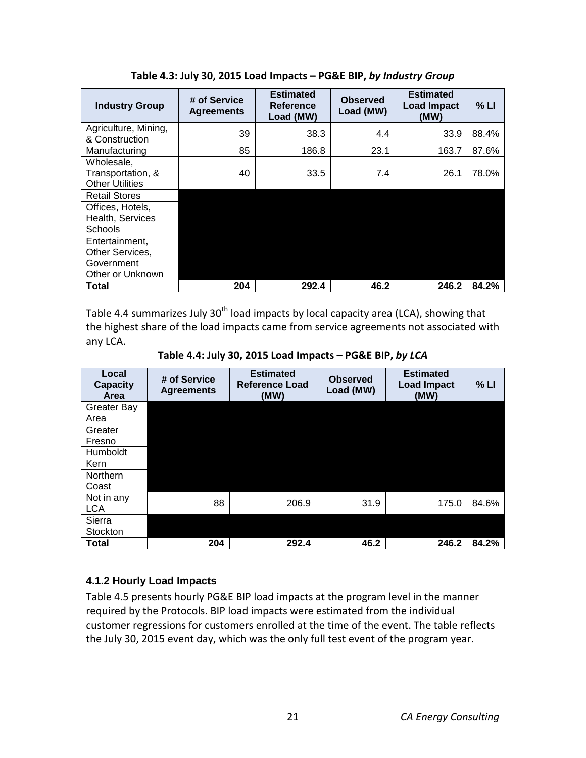**Table 4.3: July 30, 2015 Load Impacts – PG&E BIP, *by Industry Group***

| Industry Group | # of Service Agreements | Estimated Reference Load (MW) | Observed Load (MW) | Estimated Load Impact (MW) | % LI |
|---|---|---|---|---|---|
| Agriculture, Mining, & Construction | 39 | 38.3 | 4.4 | 33.9 | 88.4% |
| Manufacturing | 85 | 186.8 | 23.1 | 163.7 | 87.6% |
| Wholesale, Transportation, & Other Utilities | 40 | 33.5 | 7.4 | 26.1 | 78.0% |
| Retail Stores | | | | | |
| Offices, Hotels, Health, Services | | | | | |
| Schools | | | | | |
| Entertainment, Other Services, Government | | | | | |
| Other or Unknown | | | | | |
| **Total** | **204** | **292.4** | **46.2** | **246.2** | **84.2%** |

Table 4.4 summarizes July 30th load impacts by local capacity area (LCA), showing that the highest share of the load impacts came from service agreements not associated with any LCA.

**Table 4.4: July 30, 2015 Load Impacts – PG&E BIP, *by LCA***

| Local Capacity Area | # of Service Agreements | Estimated Reference Load (MW) | Observed Load (MW) | Estimated Load Impact (MW) | % LI |
|---|---|---|---|---|---|
| Greater Bay Area | | | | | |
| Greater Fresno | | | | | |
| Humboldt | | | | | |
| Kern | | | | | |
| Northern Coast | | | | | |
| Not in any LCA | 88 | 206.9 | 31.9 | 175.0 | 84.6% |
| Sierra | | | | | |
| Stockton | | | | | |
| **Total** | **204** | **292.4** | **46.2** | **246.2** | **84.2%** |

### 4.1.2 Hourly Load Impacts

Table 4.5 presents hourly PG&E BIP load impacts at the program level in the manner required by the Protocols. BIP load impacts were estimated from the individual customer regressions for customers enrolled at the time of the event. The table reflects the July 30, 2015 event day, which was the only full test event of the program year.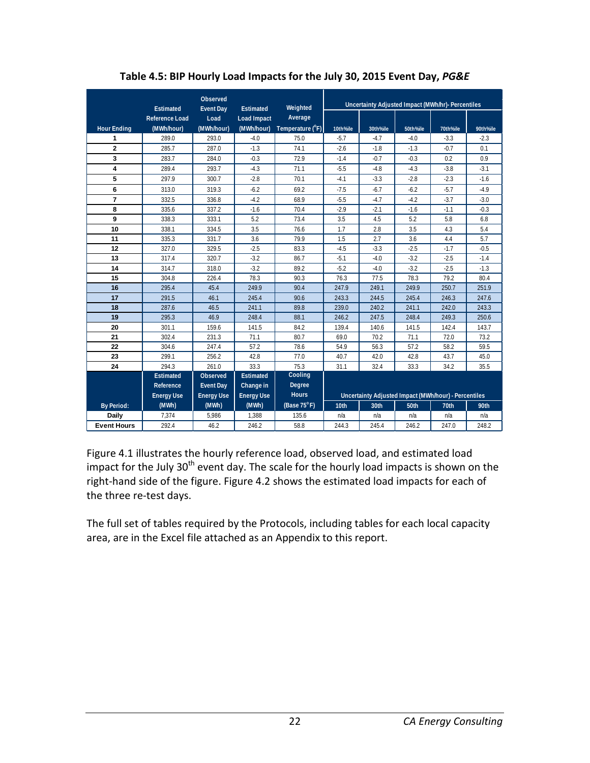**Table 4.5: BIP Hourly Load Impacts for the July 30, 2015 Event Day, *PG&E***

| Hour Ending | Estimated Reference Load (MWh/hour) | Observed Event Day Load (MWh/hour) | Estimated Load Impact (MWh/hour) | Weighted Average Temperature (°F) | Uncertainty Adjusted Impact (MWh/hr)- Percentiles | | | | |
|---|---|---|---|---|---|---|---|---|---|
| | | | | | 10th%ile | 30th%ile | 50th%ile | 70th%ile | 90th%ile |
| 1 | 289.0 | 293.0 | -4.0 | 75.0 | -5.7 | -4.7 | -4.0 | -3.3 | -2.3 |
| 2 | 285.7 | 287.0 | -1.3 | 74.1 | -2.6 | -1.8 | -1.3 | -0.7 | 0.1 |
| 3 | 283.7 | 284.0 | -0.3 | 72.9 | -1.4 | -0.7 | -0.3 | 0.2 | 0.9 |
| 4 | 289.4 | 293.7 | -4.3 | 71.1 | -5.5 | -4.8 | -4.3 | -3.8 | -3.1 |
| 5 | 297.9 | 300.7 | -2.8 | 70.1 | -4.1 | -3.3 | -2.8 | -2.3 | -1.6 |
| 6 | 313.0 | 319.3 | -6.2 | 69.2 | -7.5 | -6.7 | -6.2 | -5.7 | -4.9 |
| 7 | 332.5 | 336.8 | -4.2 | 68.9 | -5.5 | -4.7 | -4.2 | -3.7 | -3.0 |
| 8 | 335.6 | 337.2 | -1.6 | 70.4 | -2.9 | -2.1 | -1.6 | -1.1 | -0.3 |
| 9 | 338.3 | 333.1 | 5.2 | 73.4 | 3.5 | 4.5 | 5.2 | 5.8 | 6.8 |
| 10 | 338.1 | 334.5 | 3.5 | 76.6 | 1.7 | 2.8 | 3.5 | 4.3 | 5.4 |
| 11 | 335.3 | 331.7 | 3.6 | 79.9 | 1.5 | 2.7 | 3.6 | 4.4 | 5.7 |
| 12 | 327.0 | 329.5 | -2.5 | 83.3 | -4.5 | -3.3 | -2.5 | -1.7 | -0.5 |
| 13 | 317.4 | 320.7 | -3.2 | 86.7 | -5.1 | -4.0 | -3.2 | -2.5 | -1.4 |
| 14 | 314.7 | 318.0 | -3.2 | 89.2 | -5.2 | -4.0 | -3.2 | -2.5 | -1.3 |
| 15 | 304.8 | 226.4 | 78.3 | 90.3 | 76.3 | 77.5 | 78.3 | 79.2 | 80.4 |
| 16 | 295.4 | 45.4 | 249.9 | 90.4 | 247.9 | 249.1 | 249.9 | 250.7 | 251.9 |
| 17 | 291.5 | 46.1 | 245.4 | 90.6 | 243.3 | 244.5 | 245.4 | 246.3 | 247.6 |
| 18 | 287.6 | 46.5 | 241.1 | 89.8 | 239.0 | 240.2 | 241.1 | 242.0 | 243.3 |
| 19 | 295.3 | 46.9 | 248.4 | 88.1 | 246.2 | 247.5 | 248.4 | 249.3 | 250.6 |
| 20 | 301.1 | 159.6 | 141.5 | 84.2 | 139.4 | 140.6 | 141.5 | 142.4 | 143.7 |
| 21 | 302.4 | 231.3 | 71.1 | 80.7 | 69.0 | 70.2 | 71.1 | 72.0 | 73.2 |
| 22 | 304.6 | 247.4 | 57.2 | 78.6 | 54.9 | 56.3 | 57.2 | 58.2 | 59.5 |
| 23 | 299.1 | 256.2 | 42.8 | 77.0 | 40.7 | 42.0 | 42.8 | 43.7 | 45.0 |
| 24 | 294.3 | 261.0 | 33.3 | 75.3 | 31.1 | 32.4 | 33.3 | 34.2 | 35.5 |
| By Period: | Estimated Reference Energy Use (MWh) | Observed Event Day Energy Use (MWh) | Estimated Change in Energy Use (MWh) | Cooling Degree Hours (Base 75°F) | Uncertainty Adjusted Impact (MWh/hour) - Percentiles | | | | |
| | | | | | 10th | 30th | 50th | 70th | 90th |
| Daily | 7,374 | 5,986 | 1,388 | 135.6 | n/a | n/a | n/a | n/a | n/a |
| Event Hours | 292.4 | 46.2 | 246.2 | 58.8 | 244.3 | 245.4 | 246.2 | 247.0 | 248.2 |

Figure 4.1 illustrates the hourly reference load, observed load, and estimated load impact for the July 30th event day. The scale for the hourly load impacts is shown on the right-hand side of the figure. Figure 4.2 shows the estimated load impacts for each of the three re-test days.

The full set of tables required by the Protocols, including tables for each local capacity area, are in the Excel file attached as an Appendix to this report.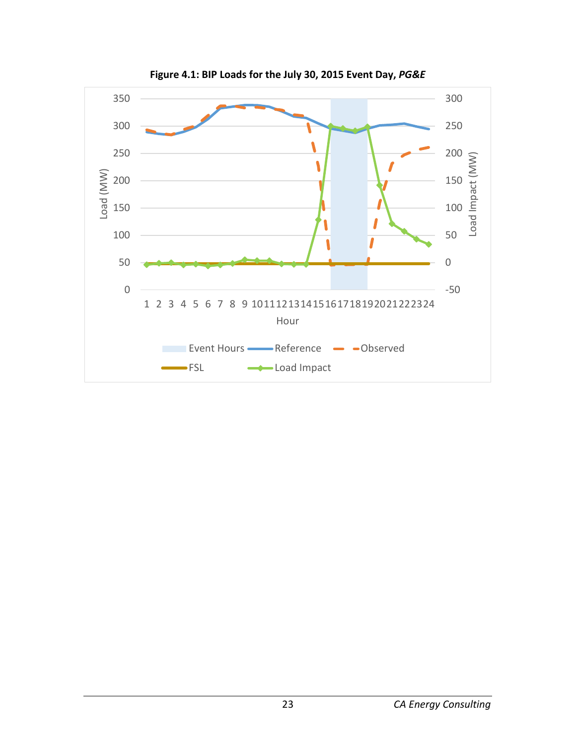**Figure 4.1: BIP Loads for the July 30, 2015 Event Day, *PG&E***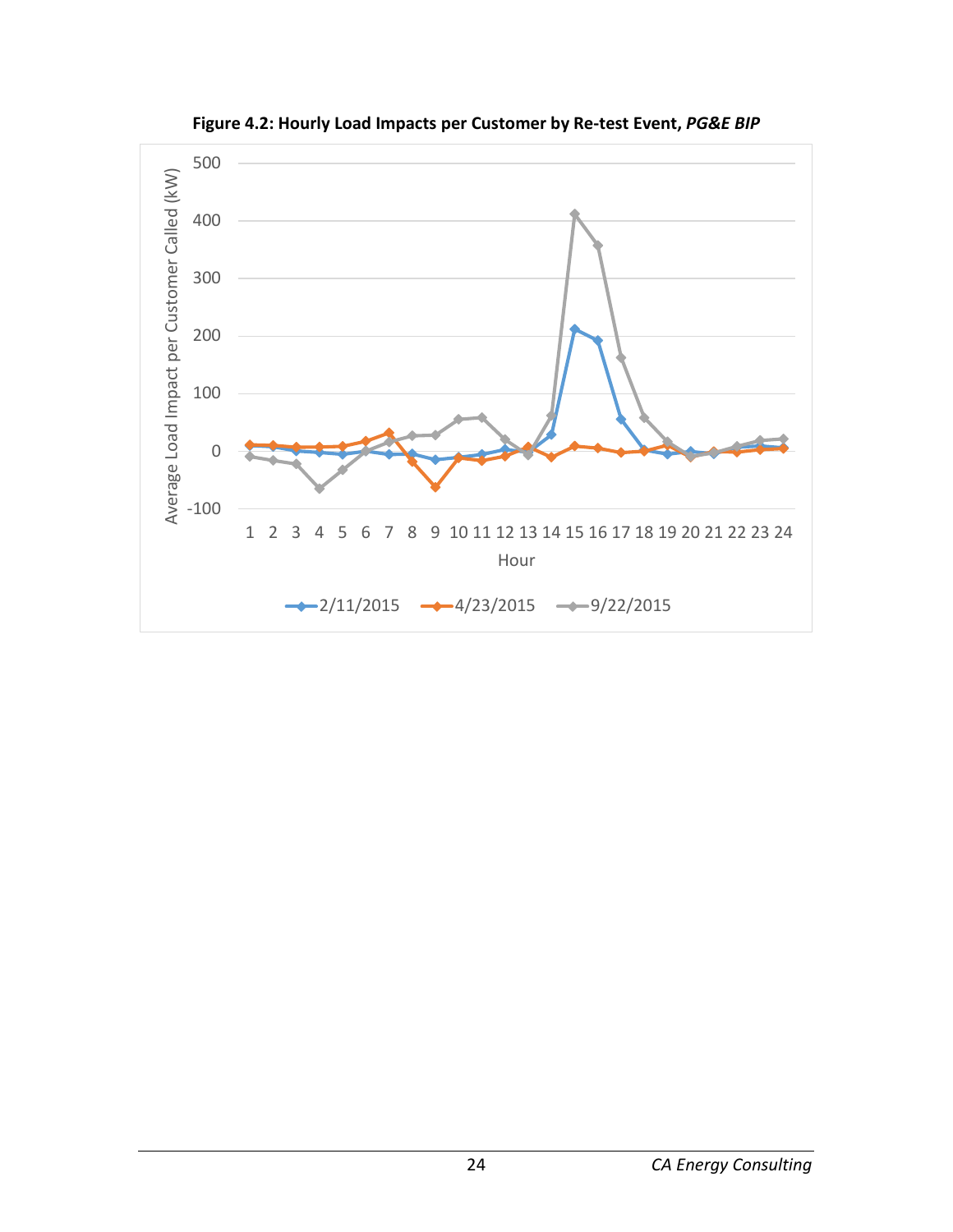**Figure 4.2: Hourly Load Impacts per Customer by Re-test Event, *PG&E BIP***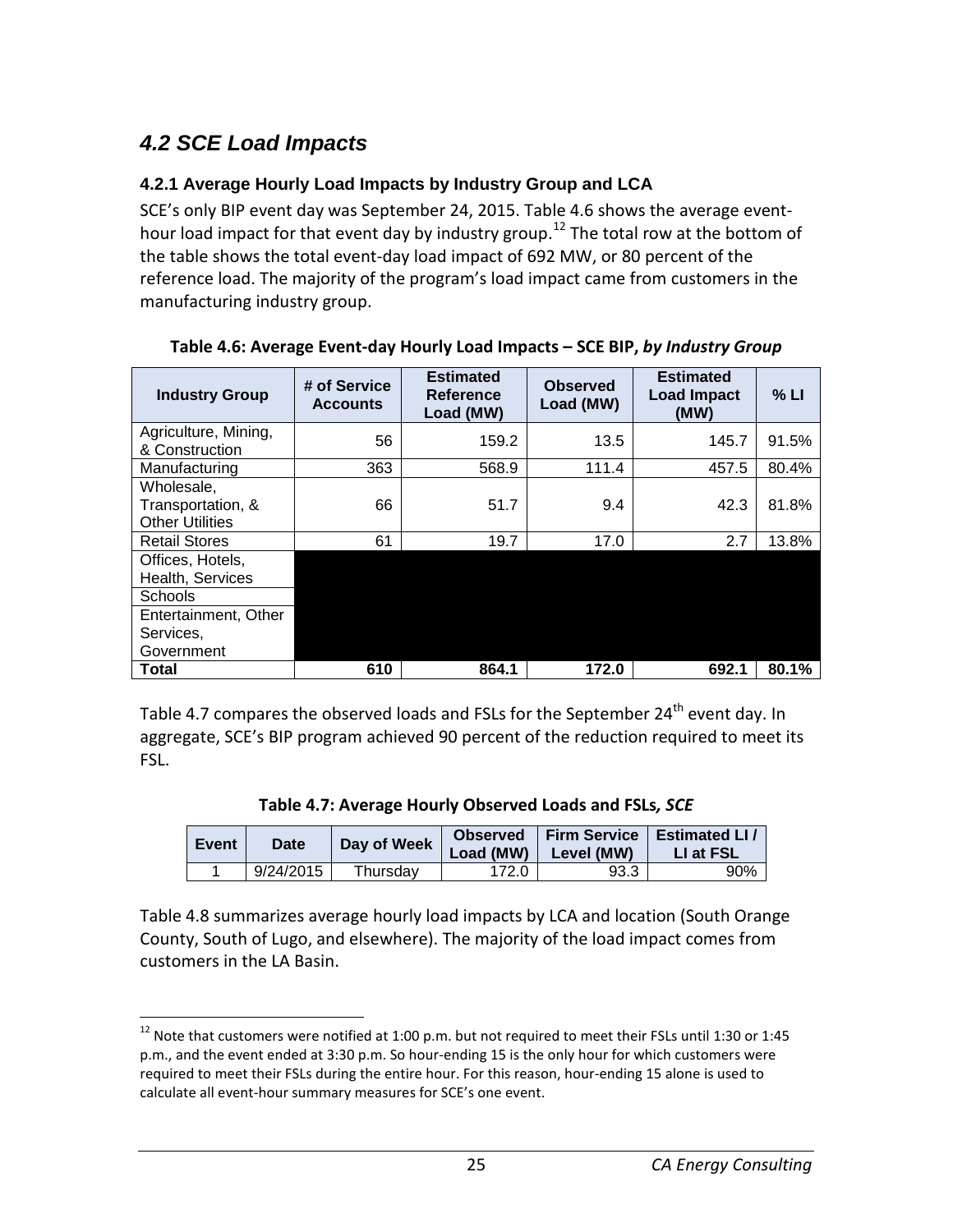## 4.2 SCE Load Impacts

### 4.2.1 Average Hourly Load Impacts by Industry Group and LCA

SCE's only BIP event day was September 24, 2015. Table 4.6 shows the average event-hour load impact for that event day by industry group.[12] The total row at the bottom of the table shows the total event-day load impact of 692 MW, or 80 percent of the reference load. The majority of the program's load impact came from customers in the manufacturing industry group.

**Table 4.6: Average Event-day Hourly Load Impacts – SCE BIP, *by Industry Group***

| Industry Group | # of Service Accounts | Estimated Reference Load (MW) | Observed Load (MW) | Estimated Load Impact (MW) | % LI |
|---|---|---|---|---|---|
| Agriculture, Mining, & Construction | 56 | 159.2 | 13.5 | 145.7 | 91.5% |
| Manufacturing | 363 | 568.9 | 111.4 | 457.5 | 80.4% |
| Wholesale, Transportation, & Other Utilities | 66 | 51.7 | 9.4 | 42.3 | 81.8% |
| Retail Stores | 61 | 19.7 | 17.0 | 2.7 | 13.8% |
| Offices, Hotels, Health, Services | | | | | |
| Schools | | | | | |
| Entertainment, Other Services, Government | | | | | |
| **Total** | **610** | **864.1** | **172.0** | **692.1** | **80.1%** |

Table 4.7 compares the observed loads and FSLs for the September 24th event day. In aggregate, SCE's BIP program achieved 90 percent of the reduction required to meet its FSL.

**Table 4.7: Average Hourly Observed Loads and FSLs*, SCE***

| Event | Date | Day of Week | Observed Load (MW) | Firm Service Level (MW) | Estimated LI / LI at FSL |
|---|---|---|---|---|---|
| 1 | 9/24/2015 | Thursday | 172.0 | 93.3 | 90% |

Table 4.8 summarizes average hourly load impacts by LCA and location (South Orange County, South of Lugo, and elsewhere). The majority of the load impact comes from customers in the LA Basin.

[12] Note that customers were notified at 1:00 p.m. but not required to meet their FSLs until 1:30 or 1:45 p.m., and the event ended at 3:30 p.m. So hour-ending 15 is the only hour for which customers were required to meet their FSLs during the entire hour. For this reason, hour-ending 15 alone is used to calculate all event-hour summary measures for SCE's one event.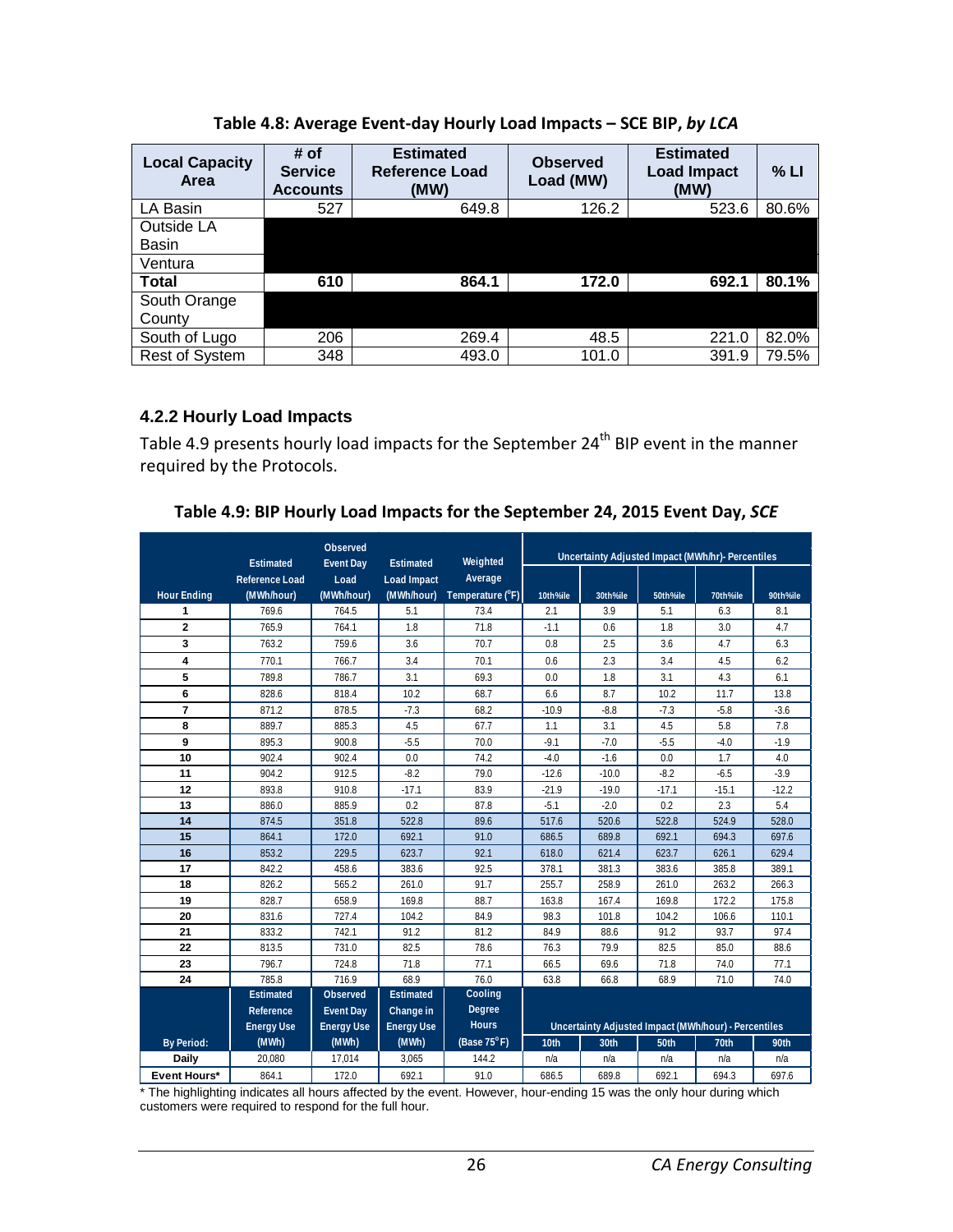**Table 4.8: Average Event-day Hourly Load Impacts – SCE BIP, *by LCA***

| Local Capacity Area | # of Service Accounts | Estimated Reference Load (MW) | Observed Load (MW) | Estimated Load Impact (MW) | % LI |
|---|---|---|---|---|---|
| LA Basin | 527 | 649.8 | 126.2 | 523.6 | 80.6% |
| Outside LA Basin | | | | | |
| Ventura | | | | | |
| **Total** | **610** | **864.1** | **172.0** | **692.1** | **80.1%** |
| South Orange County | | | | | |
| South of Lugo | 206 | 269.4 | 48.5 | 221.0 | 82.0% |
| Rest of System | 348 | 493.0 | 101.0 | 391.9 | 79.5% |

### 4.2.2 Hourly Load Impacts

Table 4.9 presents hourly load impacts for the September 24[th] BIP event in the manner required by the Protocols.

**Table 4.9: BIP Hourly Load Impacts for the September 24, 2015 Event Day, *SCE***

| Hour Ending | Estimated Reference Load (MWh/hour) | Observed Event Day Load (MWh/hour) | Estimated Load Impact (MWh/hour) | Weighted Average Temperature (°F) | Uncertainty Adjusted Impact (MWh/hr)- Percentiles | | | | |
|---|---|---|---|---|---|---|---|---|---|
| | | | | | 10th%ile | 30th%ile | 50th%ile | 70th%ile | 90th%ile |
| 1 | 769.6 | 764.5 | 5.1 | 73.4 | 2.1 | 3.9 | 5.1 | 6.3 | 8.1 |
| 2 | 765.9 | 764.1 | 1.8 | 71.8 | -1.1 | 0.6 | 1.8 | 3.0 | 4.7 |
| 3 | 763.2 | 759.6 | 3.6 | 70.7 | 0.8 | 2.5 | 3.6 | 4.7 | 6.3 |
| 4 | 770.1 | 766.7 | 3.4 | 70.1 | 0.6 | 2.3 | 3.4 | 4.5 | 6.2 |
| 5 | 789.8 | 786.7 | 3.1 | 69.3 | 0.0 | 1.8 | 3.1 | 4.3 | 6.1 |
| 6 | 828.6 | 818.4 | 10.2 | 68.7 | 6.6 | 8.7 | 10.2 | 11.7 | 13.8 |
| 7 | 871.2 | 878.5 | -7.3 | 68.2 | -10.9 | -8.8 | -7.3 | -5.8 | -3.6 |
| 8 | 889.7 | 885.3 | 4.5 | 67.7 | 1.1 | 3.1 | 4.5 | 5.8 | 7.8 |
| 9 | 895.3 | 900.8 | -5.5 | 70.0 | -9.1 | -7.0 | -5.5 | -4.0 | -1.9 |
| 10 | 902.4 | 902.4 | 0.0 | 74.2 | -4.0 | -1.6 | 0.0 | 1.7 | 4.0 |
| 11 | 904.2 | 912.5 | -8.2 | 79.0 | -12.6 | -10.0 | -8.2 | -6.5 | -3.9 |
| 12 | 893.8 | 910.8 | -17.1 | 83.9 | -21.9 | -19.0 | -17.1 | -15.1 | -12.2 |
| 13 | 886.0 | 885.9 | 0.2 | 87.8 | -5.1 | -2.0 | 0.2 | 2.3 | 5.4 |
| 14 | 874.5 | 351.8 | 522.8 | 89.6 | 517.6 | 520.6 | 522.8 | 524.9 | 528.0 |
| 15 | 864.1 | 172.0 | 692.1 | 91.0 | 686.5 | 689.8 | 692.1 | 694.3 | 697.6 |
| 16 | 853.2 | 229.5 | 623.7 | 92.1 | 618.0 | 621.4 | 623.7 | 626.1 | 629.4 |
| 17 | 842.2 | 458.6 | 383.6 | 92.5 | 378.1 | 381.3 | 383.6 | 385.8 | 389.1 |
| 18 | 826.2 | 565.2 | 261.0 | 91.7 | 255.7 | 258.9 | 261.0 | 263.2 | 266.3 |
| 19 | 828.7 | 658.9 | 169.8 | 88.7 | 163.8 | 167.4 | 169.8 | 172.2 | 175.8 |
| 20 | 831.6 | 727.4 | 104.2 | 84.9 | 98.3 | 101.8 | 104.2 | 106.6 | 110.1 |
| 21 | 833.2 | 742.1 | 91.2 | 81.2 | 84.9 | 88.6 | 91.2 | 93.7 | 97.4 |
| 22 | 813.5 | 731.0 | 82.5 | 78.6 | 76.3 | 79.9 | 82.5 | 85.0 | 88.6 |
| 23 | 796.7 | 724.8 | 71.8 | 77.1 | 66.5 | 69.6 | 71.8 | 74.0 | 77.1 |
| 24 | 785.8 | 716.9 | 68.9 | 76.0 | 63.8 | 66.8 | 68.9 | 71.0 | 74.0 |
| **By Period:** | **Estimated Reference Energy Use (MWh)** | **Observed Event Day Energy Use (MWh)** | **Estimated Change in Energy Use (MWh)** | **Cooling Degree Hours (Base 75°F)** | **Uncertainty Adjusted Impact (MWh/hour) - Percentiles** | | | | |
| | | | | | **10th** | **30th** | **50th** | **70th** | **90th** |
| Daily | 20,080 | 17,014 | 3,065 | 144.2 | n/a | n/a | n/a | n/a | n/a |
| Event Hours* | 864.1 | 172.0 | 692.1 | 91.0 | 686.5 | 689.8 | 692.1 | 694.3 | 697.6 |

* The highlighting indicates all hours affected by the event. However, hour-ending 15 was the only hour during which customers were required to respond for the full hour.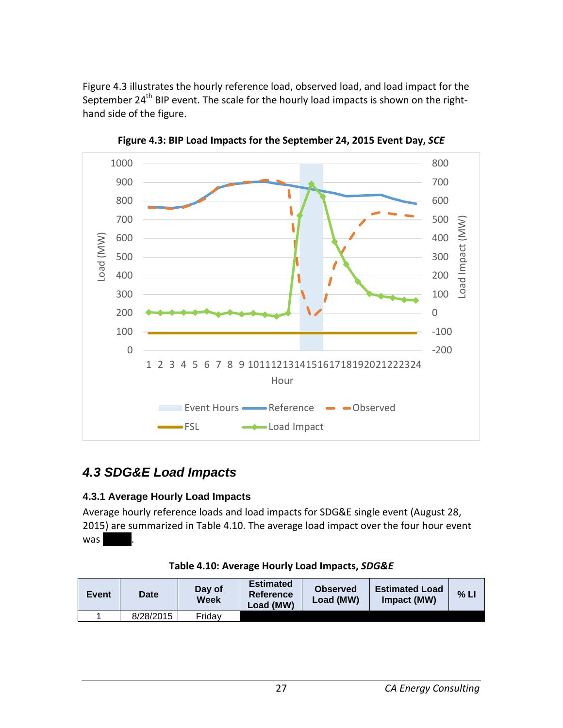Figure 4.3 illustrates the hourly reference load, observed load, and load impact for the September 24th BIP event. The scale for the hourly load impacts is shown on the right-hand side of the figure.

**Figure 4.3: BIP Load Impacts for the September 24, 2015 Event Day, *SCE***

## *4.3 SDG&E Load Impacts*

### 4.3.1 Average Hourly Load Impacts

Average hourly reference loads and load impacts for SDG&E single event (August 28, 2015) are summarized in Table 4.10. The average load impact over the four hour event was ████.

**Table 4.10: Average Hourly Load Impacts, *SDG&E***

| Event | Date | Day of Week | Estimated Reference Load (MW) | Observed Load (MW) | Estimated Load Impact (MW) | % LI |
|---|---|---|---|---|---|---|
| 1 | 8/28/2015 | Friday | | | | |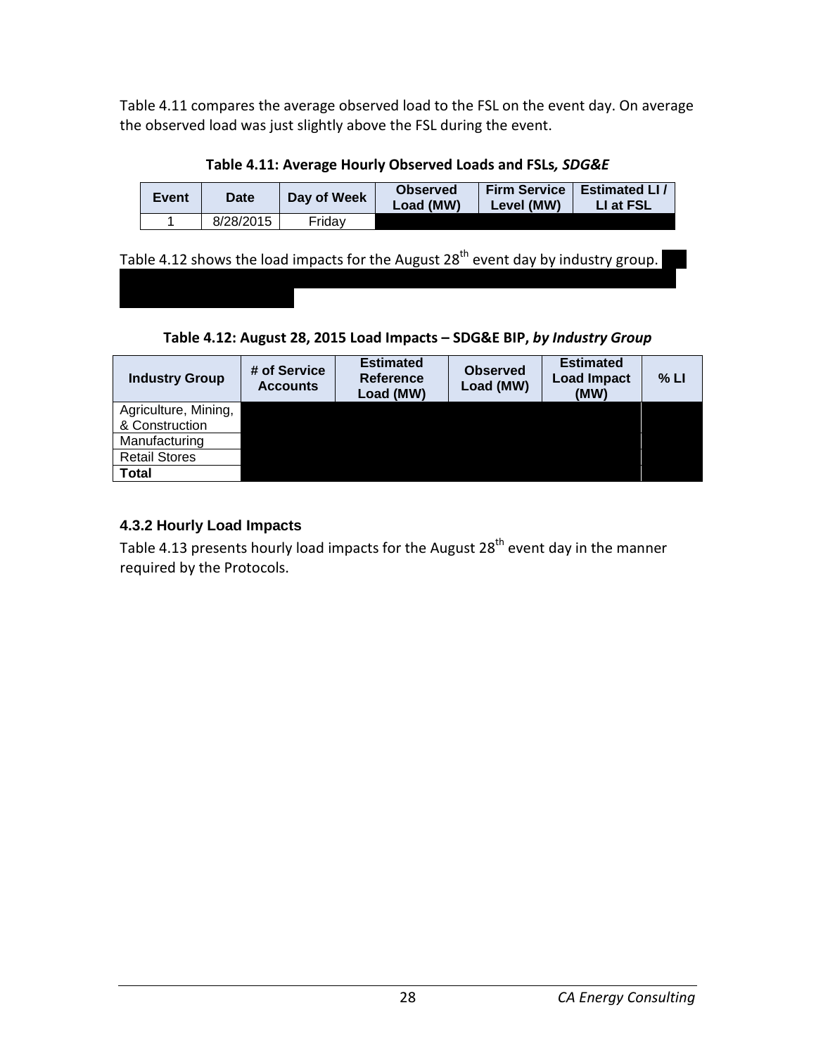Table 4.11 compares the average observed load to the FSL on the event day. On average the observed load was just slightly above the FSL during the event.

**Table 4.11: Average Hourly Observed Loads and FSLs*, SDG&E***

| Event | Date | Day of Week | Observed Load (MW) | Firm Service Level (MW) | Estimated LI / LI at FSL |
|---|---|---|---|---|---|
| 1 | 8/28/2015 | Friday | | | |

Table 4.12 shows the load impacts for the August 28th event day by industry group.

**Table 4.12: August 28, 2015 Load Impacts – SDG&E BIP, *by Industry Group***

| Industry Group | # of Service Accounts | Estimated Reference Load (MW) | Observed Load (MW) | Estimated Load Impact (MW) | % LI |
|---|---|---|---|---|---|
| Agriculture, Mining, & Construction | | | | | |
| Manufacturing | | | | | |
| Retail Stores | | | | | |
| **Total** | | | | | |

### 4.3.2 Hourly Load Impacts

Table 4.13 presents hourly load impacts for the August 28th event day in the manner required by the Protocols.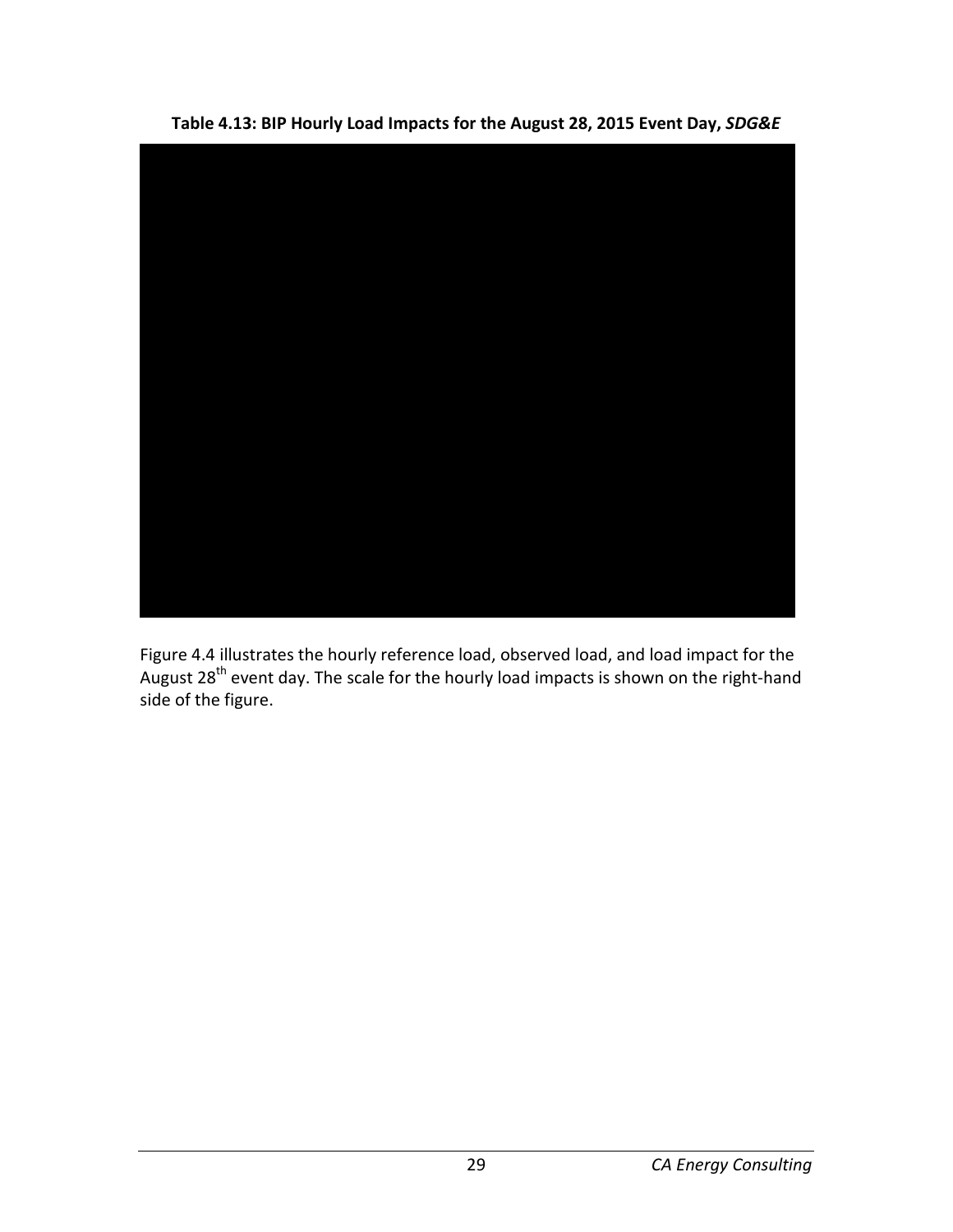**Table 4.13: BIP Hourly Load Impacts for the August 28, 2015 Event Day, *SDG&E***

Figure 4.4 illustrates the hourly reference load, observed load, and load impact for the August 28th event day. The scale for the hourly load impacts is shown on the right-hand side of the figure.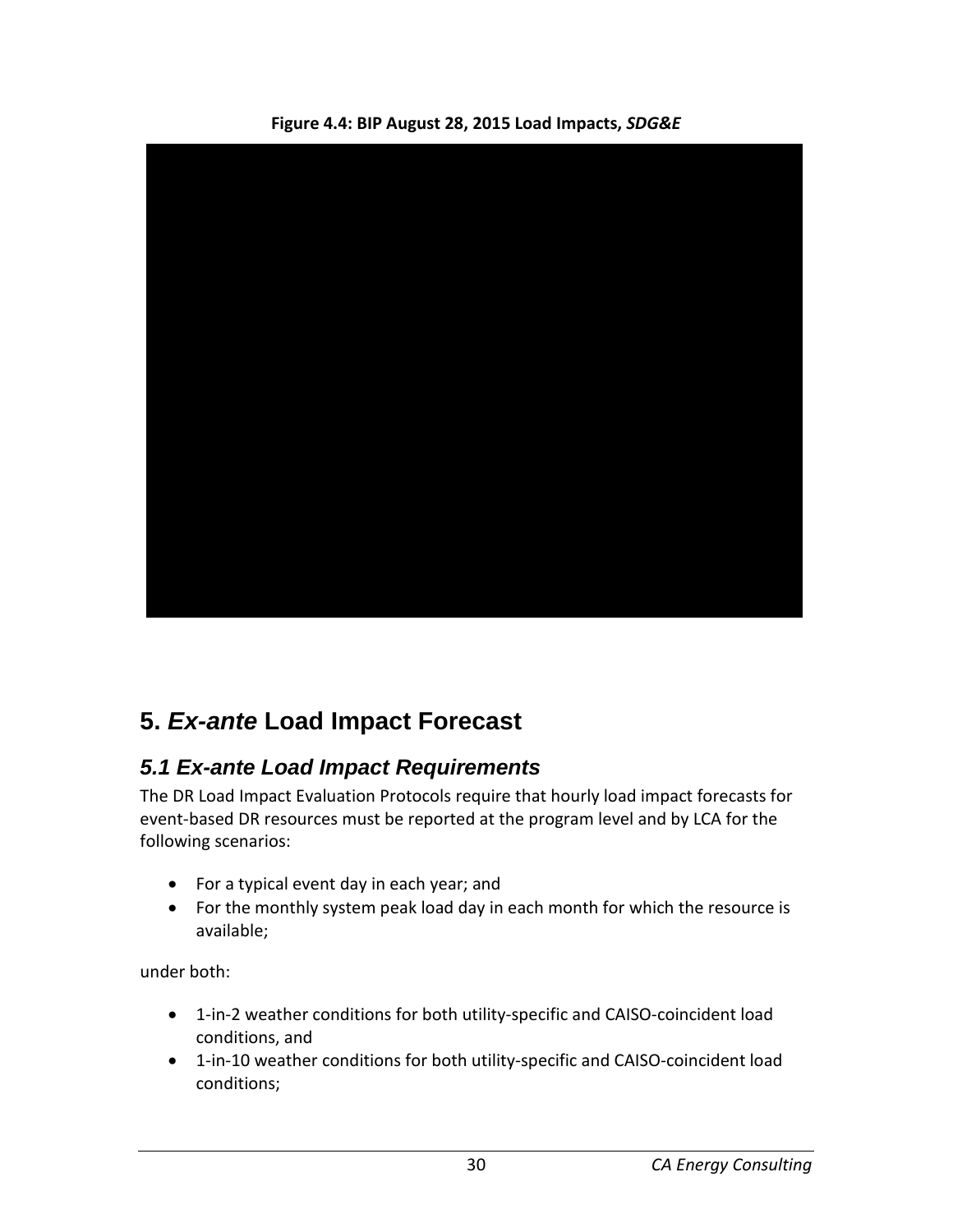**Figure 4.4: BIP August 28, 2015 Load Impacts, *SDG&E***

# 5. *Ex-ante* Load Impact Forecast

## *5.1 Ex-ante Load Impact Requirements*

The DR Load Impact Evaluation Protocols require that hourly load impact forecasts for event-based DR resources must be reported at the program level and by LCA for the following scenarios:

- For a typical event day in each year; and
- For the monthly system peak load day in each month for which the resource is available;

under both:

- 1-in-2 weather conditions for both utility-specific and CAISO-coincident load conditions, and
- 1-in-10 weather conditions for both utility-specific and CAISO-coincident load conditions;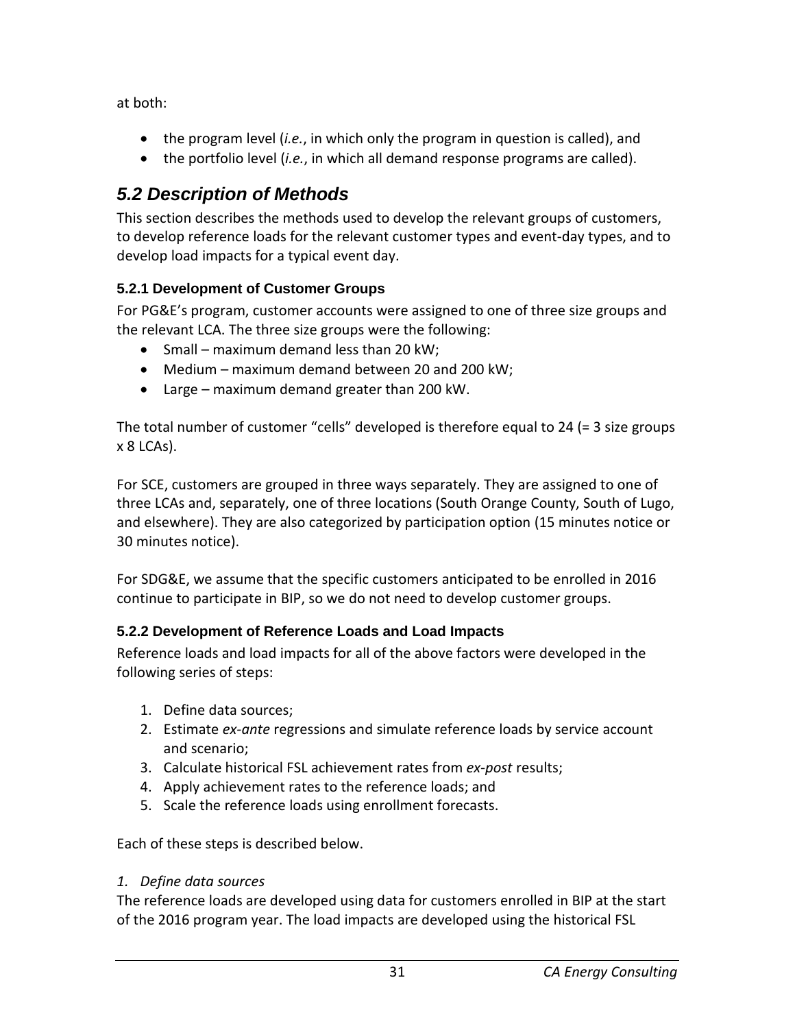at both:

- the program level (*i.e.*, in which only the program in question is called), and
- the portfolio level (*i.e.*, in which all demand response programs are called).

## *5.2 Description of Methods*

This section describes the methods used to develop the relevant groups of customers, to develop reference loads for the relevant customer types and event-day types, and to develop load impacts for a typical event day.

### 5.2.1 Development of Customer Groups

For PG&E's program, customer accounts were assigned to one of three size groups and the relevant LCA. The three size groups were the following:

- Small – maximum demand less than 20 kW;
- Medium – maximum demand between 20 and 200 kW;
- Large – maximum demand greater than 200 kW.

The total number of customer "cells" developed is therefore equal to 24 (= 3 size groups x 8 LCAs).

For SCE, customers are grouped in three ways separately. They are assigned to one of three LCAs and, separately, one of three locations (South Orange County, South of Lugo, and elsewhere). They are also categorized by participation option (15 minutes notice or 30 minutes notice).

For SDG&E, we assume that the specific customers anticipated to be enrolled in 2016 continue to participate in BIP, so we do not need to develop customer groups.

### 5.2.2 Development of Reference Loads and Load Impacts

Reference loads and load impacts for all of the above factors were developed in the following series of steps:

1. Define data sources;
2. Estimate *ex-ante* regressions and simulate reference loads by service account and scenario;
3. Calculate historical FSL achievement rates from *ex-post* results;
4. Apply achievement rates to the reference loads; and
5. Scale the reference loads using enrollment forecasts.

Each of these steps is described below.

*1. Define data sources*

The reference loads are developed using data for customers enrolled in BIP at the start of the 2016 program year. The load impacts are developed using the historical FSL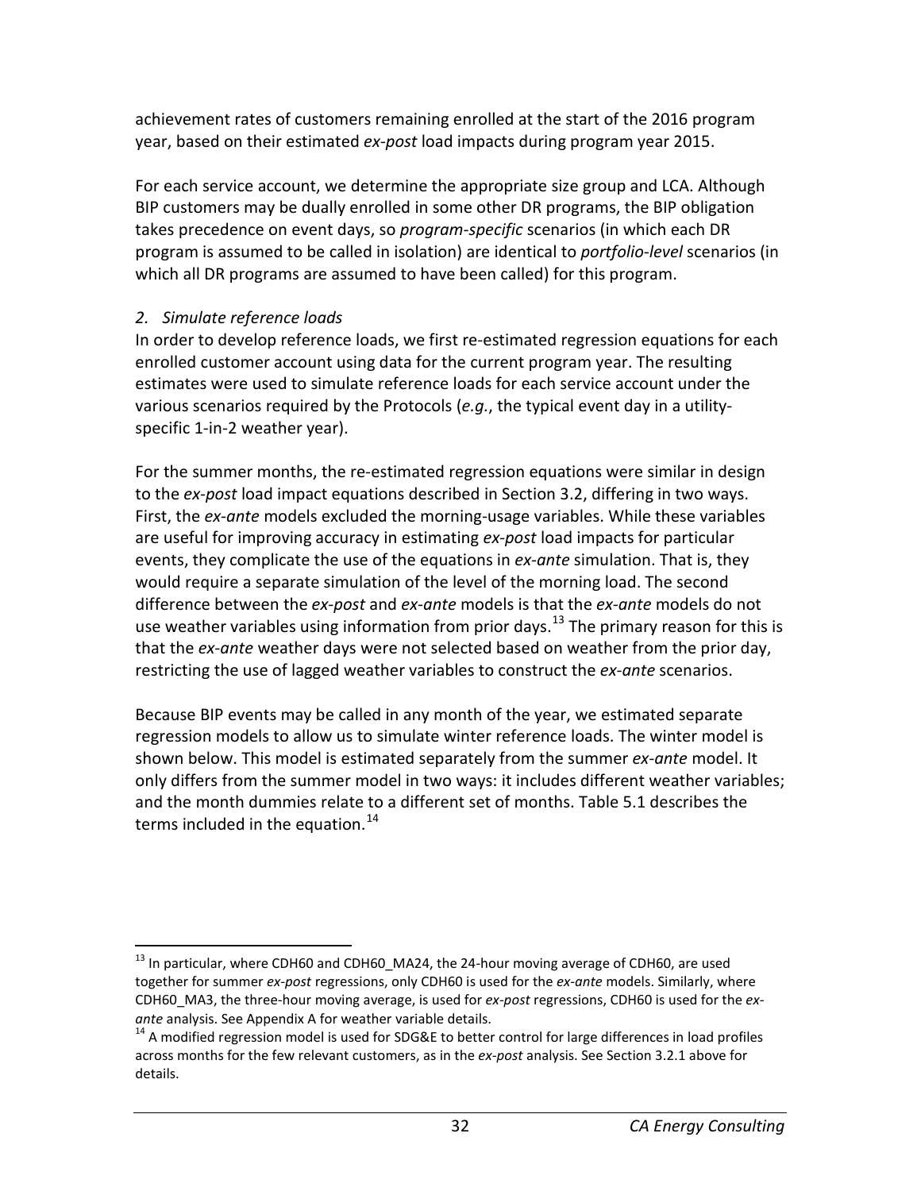achievement rates of customers remaining enrolled at the start of the 2016 program year, based on their estimated *ex-post* load impacts during program year 2015.

For each service account, we determine the appropriate size group and LCA. Although BIP customers may be dually enrolled in some other DR programs, the BIP obligation takes precedence on event days, so *program-specific* scenarios (in which each DR program is assumed to be called in isolation) are identical to *portfolio-level* scenarios (in which all DR programs are assumed to have been called) for this program.

*2. Simulate reference loads*

In order to develop reference loads, we first re-estimated regression equations for each enrolled customer account using data for the current program year. The resulting estimates were used to simulate reference loads for each service account under the various scenarios required by the Protocols (*e.g.*, the typical event day in a utility-specific 1-in-2 weather year).

For the summer months, the re-estimated regression equations were similar in design to the *ex-post* load impact equations described in Section 3.2, differing in two ways. First, the *ex-ante* models excluded the morning-usage variables. While these variables are useful for improving accuracy in estimating *ex-post* load impacts for particular events, they complicate the use of the equations in *ex-ante* simulation. That is, they would require a separate simulation of the level of the morning load. The second difference between the *ex-post* and *ex-ante* models is that the *ex-ante* models do not use weather variables using information from prior days.[13] The primary reason for this is that the *ex-ante* weather days were not selected based on weather from the prior day, restricting the use of lagged weather variables to construct the *ex-ante* scenarios.

Because BIP events may be called in any month of the year, we estimated separate regression models to allow us to simulate winter reference loads. The winter model is shown below. This model is estimated separately from the summer *ex-ante* model. It only differs from the summer model in two ways: it includes different weather variables; and the month dummies relate to a different set of months. Table 5.1 describes the terms included in the equation.[14]

---

[13] In particular, where CDH60 and CDH60_MA24, the 24-hour moving average of CDH60, are used together for summer *ex-post* regressions, only CDH60 is used for the *ex-ante* models. Similarly, where CDH60_MA3, the three-hour moving average, is used for *ex-post* regressions, CDH60 is used for the *ex-ante* analysis. See Appendix A for weather variable details.

[14] A modified regression model is used for SDG&E to better control for large differences in load profiles across months for the few relevant customers, as in the *ex-post* analysis. See Section 3.2.1 above for details.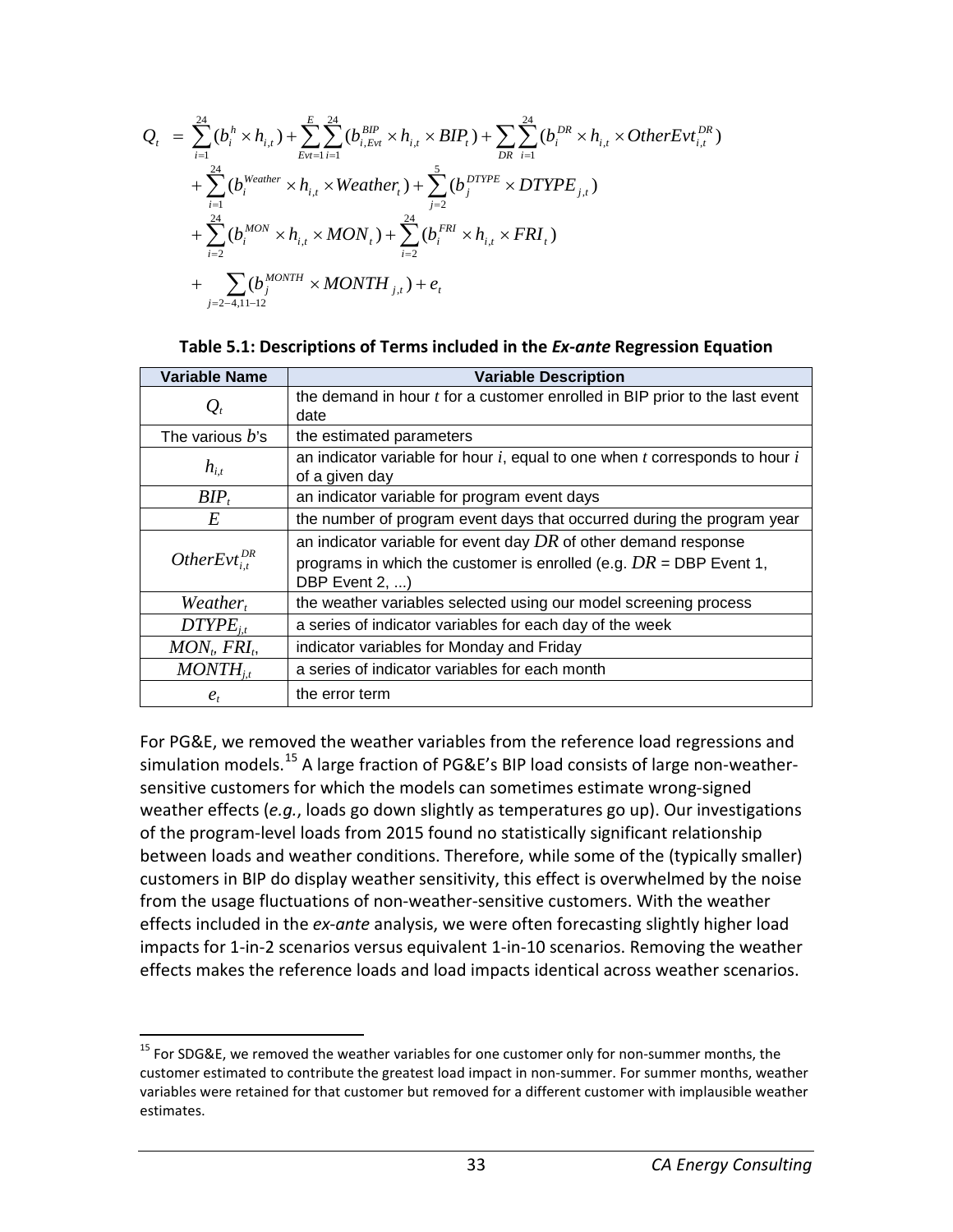$$
\begin{aligned}
Q_t = & \sum_{i=1}^{24}(b_i^h \times h_{i,t}) + \sum_{Evt=1}^{E}\sum_{i=1}^{24}(b_{i,Evt}^{BIP} \times h_{i,t} \times BIP_t) + \sum_{DR}\sum_{i=1}^{24}(b_i^{DR} \times h_{i,t} \times OtherEvt_{i,t}^{DR}) \\
& + \sum_{i=1}^{24}(b_i^{Weather} \times h_{i,t} \times Weather_t) + \sum_{j=2}^{5}(b_j^{DTYPE} \times DTYPE_{j,t}) \\
& + \sum_{i=2}^{24}(b_i^{MON} \times h_{i,t} \times MON_t) + \sum_{i=2}^{24}(b_i^{FRI} \times h_{i,t} \times FRI_t) \\
& + \sum_{j=2-4,11-12}(b_j^{MONTH} \times MONTH_{j,t}) + e_t
\end{aligned}
$$

**Table 5.1: Descriptions of Terms included in the *Ex-ante* Regression Equation**

| Variable Name | Variable Description |
|---|---|
| $Q_t$ | the demand in hour $t$ for a customer enrolled in BIP prior to the last event date |
| The various $b$'s | the estimated parameters |
| $h_{i,t}$ | an indicator variable for hour $i$, equal to one when $t$ corresponds to hour $i$ of a given day |
| $BIP_t$ | an indicator variable for program event days |
| $E$ | the number of program event days that occurred during the program year |
| $OtherEvt_{i,t}^{DR}$ | an indicator variable for event day $DR$ of other demand response programs in which the customer is enrolled (e.g. $DR$ = DBP Event 1, DBP Event 2, ...) |
| $Weather_t$ | the weather variables selected using our model screening process |
| $DTYPE_{j,t}$ | a series of indicator variables for each day of the week |
| $MON_t$, $FRI_t$, | indicator variables for Monday and Friday |
| $MONTH_{j,t}$ | a series of indicator variables for each month |
| $e_t$ | the error term |

For PG&E, we removed the weather variables from the reference load regressions and simulation models.[15] A large fraction of PG&E's BIP load consists of large non-weather-sensitive customers for which the models can sometimes estimate wrong-signed weather effects (*e.g.*, loads go down slightly as temperatures go up). Our investigations of the program-level loads from 2015 found no statistically significant relationship between loads and weather conditions. Therefore, while some of the (typically smaller) customers in BIP do display weather sensitivity, this effect is overwhelmed by the noise from the usage fluctuations of non-weather-sensitive customers. With the weather effects included in the *ex-ante* analysis, we were often forecasting slightly higher load impacts for 1-in-2 scenarios versus equivalent 1-in-10 scenarios. Removing the weather effects makes the reference loads and load impacts identical across weather scenarios.

[15] For SDG&E, we removed the weather variables for one customer only for non-summer months, the customer estimated to contribute the greatest load impact in non-summer. For summer months, weather variables were retained for that customer but removed for a different customer with implausible weather estimates.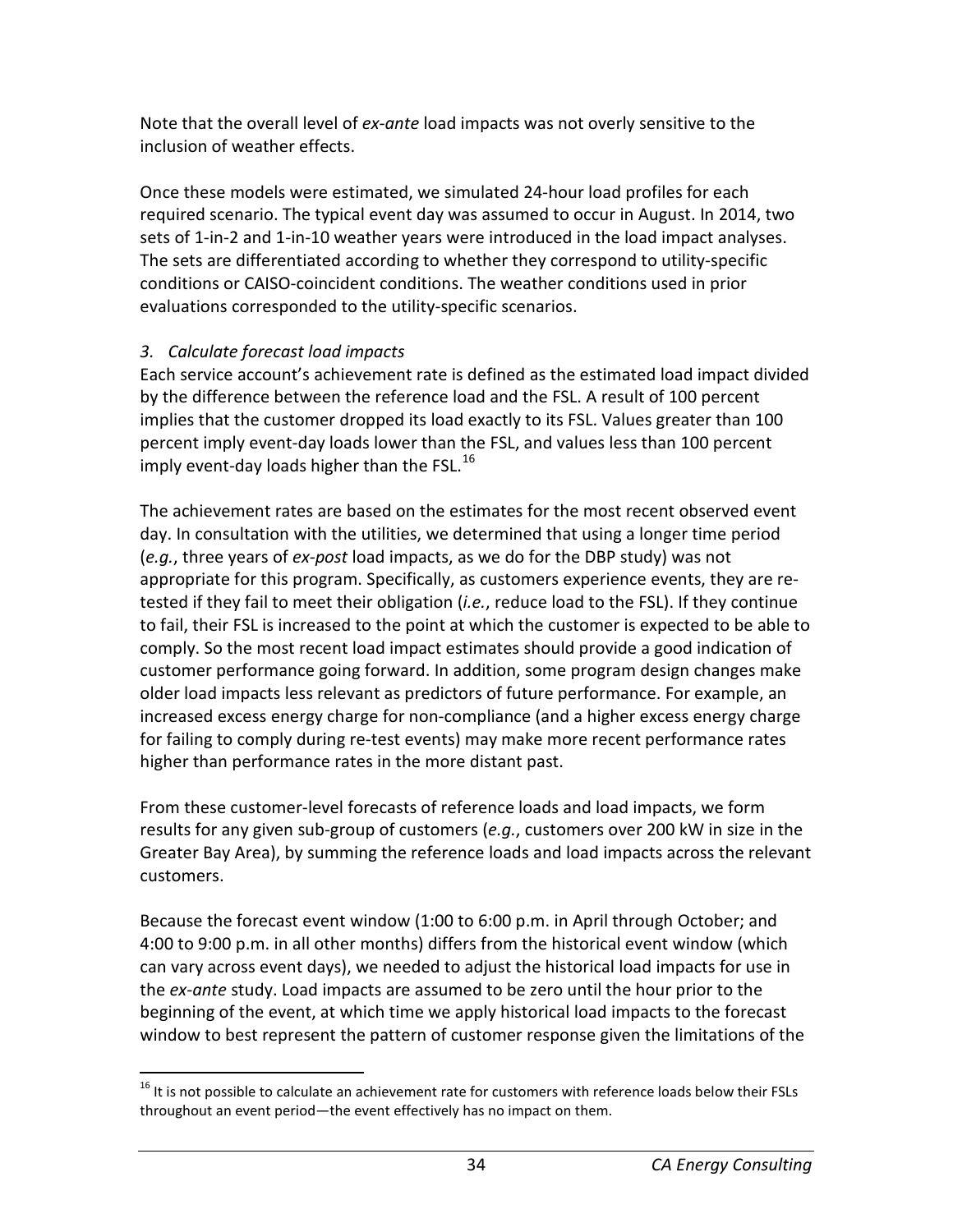Note that the overall level of *ex-ante* load impacts was not overly sensitive to the inclusion of weather effects.

Once these models were estimated, we simulated 24-hour load profiles for each required scenario. The typical event day was assumed to occur in August. In 2014, two sets of 1-in-2 and 1-in-10 weather years were introduced in the load impact analyses. The sets are differentiated according to whether they correspond to utility-specific conditions or CAISO-coincident conditions. The weather conditions used in prior evaluations corresponded to the utility-specific scenarios.

*3. Calculate forecast load impacts*

Each service account's achievement rate is defined as the estimated load impact divided by the difference between the reference load and the FSL. A result of 100 percent implies that the customer dropped its load exactly to its FSL. Values greater than 100 percent imply event-day loads lower than the FSL, and values less than 100 percent imply event-day loads higher than the FSL.[16]

The achievement rates are based on the estimates for the most recent observed event day. In consultation with the utilities, we determined that using a longer time period (*e.g.*, three years of *ex-post* load impacts, as we do for the DBP study) was not appropriate for this program. Specifically, as customers experience events, they are re-tested if they fail to meet their obligation (*i.e.*, reduce load to the FSL). If they continue to fail, their FSL is increased to the point at which the customer is expected to be able to comply. So the most recent load impact estimates should provide a good indication of customer performance going forward. In addition, some program design changes make older load impacts less relevant as predictors of future performance. For example, an increased excess energy charge for non-compliance (and a higher excess energy charge for failing to comply during re-test events) may make more recent performance rates higher than performance rates in the more distant past.

From these customer-level forecasts of reference loads and load impacts, we form results for any given sub-group of customers (*e.g.*, customers over 200 kW in size in the Greater Bay Area), by summing the reference loads and load impacts across the relevant customers.

Because the forecast event window (1:00 to 6:00 p.m. in April through October; and 4:00 to 9:00 p.m. in all other months) differs from the historical event window (which can vary across event days), we needed to adjust the historical load impacts for use in the *ex-ante* study. Load impacts are assumed to be zero until the hour prior to the beginning of the event, at which time we apply historical load impacts to the forecast window to best represent the pattern of customer response given the limitations of the

[16] It is not possible to calculate an achievement rate for customers with reference loads below their FSLs throughout an event period—the event effectively has no impact on them.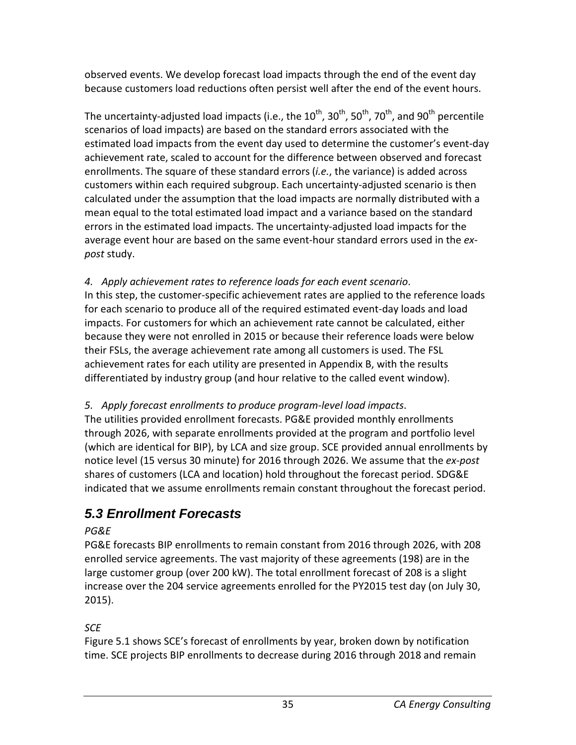observed events. We develop forecast load impacts through the end of the event day because customers load reductions often persist well after the end of the event hours.

The uncertainty-adjusted load impacts (i.e., the $10^{th}$, $30^{th}$, $50^{th}$, $70^{th}$, and $90^{th}$ percentile scenarios of load impacts) are based on the standard errors associated with the estimated load impacts from the event day used to determine the customer's event-day achievement rate, scaled to account for the difference between observed and forecast enrollments. The square of these standard errors (*i.e.*, the variance) is added across customers within each required subgroup. Each uncertainty-adjusted scenario is then calculated under the assumption that the load impacts are normally distributed with a mean equal to the total estimated load impact and a variance based on the standard errors in the estimated load impacts. The uncertainty-adjusted load impacts for the average event hour are based on the same event-hour standard errors used in the *ex-post* study.

*4. Apply achievement rates to reference loads for each event scenario*.
In this step, the customer-specific achievement rates are applied to the reference loads for each scenario to produce all of the required estimated event-day loads and load impacts. For customers for which an achievement rate cannot be calculated, either because they were not enrolled in 2015 or because their reference loads were below their FSLs, the average achievement rate among all customers is used. The FSL achievement rates for each utility are presented in Appendix B, with the results differentiated by industry group (and hour relative to the called event window).

*5. Apply forecast enrollments to produce program-level load impacts*.
The utilities provided enrollment forecasts. PG&E provided monthly enrollments through 2026, with separate enrollments provided at the program and portfolio level (which are identical for BIP), by LCA and size group. SCE provided annual enrollments by notice level (15 versus 30 minute) for 2016 through 2026. We assume that the *ex-post* shares of customers (LCA and location) hold throughout the forecast period. SDG&E indicated that we assume enrollments remain constant throughout the forecast period.

## 5.3 Enrollment Forecasts

*PG&E*

PG&E forecasts BIP enrollments to remain constant from 2016 through 2026, with 208 enrolled service agreements. The vast majority of these agreements (198) are in the large customer group (over 200 kW). The total enrollment forecast of 208 is a slight increase over the 204 service agreements enrolled for the PY2015 test day (on July 30, 2015).

*SCE*

Figure 5.1 shows SCE's forecast of enrollments by year, broken down by notification time. SCE projects BIP enrollments to decrease during 2016 through 2018 and remain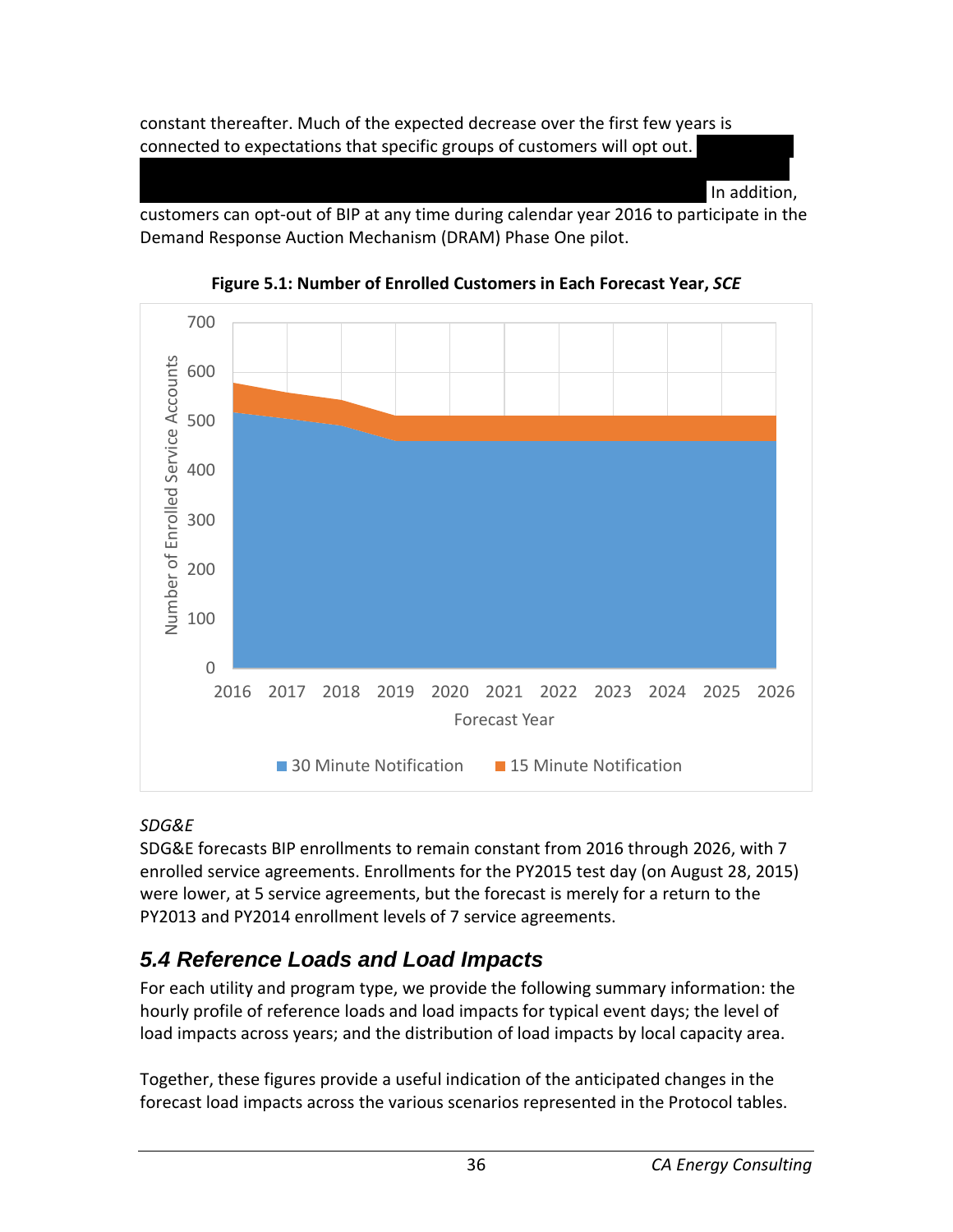constant thereafter. Much of the expected decrease over the first few years is connected to expectations that specific groups of customers will opt out. In addition, customers can opt-out of BIP at any time during calendar year 2016 to participate in the Demand Response Auction Mechanism (DRAM) Phase One pilot.

**Figure 5.1: Number of Enrolled Customers in Each Forecast Year, *SCE***

*SDG&E*

SDG&E forecasts BIP enrollments to remain constant from 2016 through 2026, with 7 enrolled service agreements. Enrollments for the PY2015 test day (on August 28, 2015) were lower, at 5 service agreements, but the forecast is merely for a return to the PY2013 and PY2014 enrollment levels of 7 service agreements.

## 5.4 Reference Loads and Load Impacts

For each utility and program type, we provide the following summary information: the hourly profile of reference loads and load impacts for typical event days; the level of load impacts across years; and the distribution of load impacts by local capacity area.

Together, these figures provide a useful indication of the anticipated changes in the forecast load impacts across the various scenarios represented in the Protocol tables.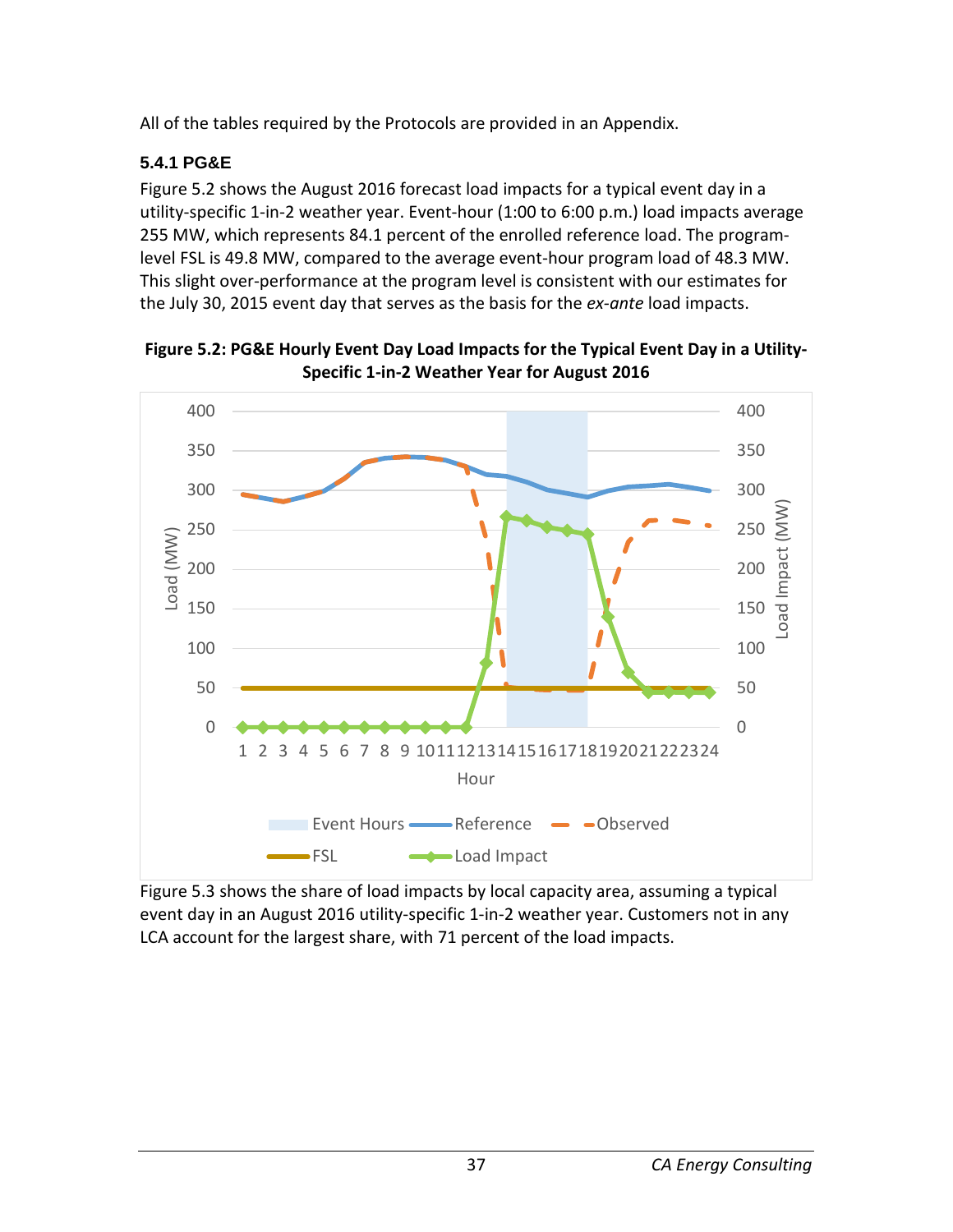All of the tables required by the Protocols are provided in an Appendix.

### 5.4.1 PG&E

Figure 5.2 shows the August 2016 forecast load impacts for a typical event day in a utility-specific 1-in-2 weather year. Event-hour (1:00 to 6:00 p.m.) load impacts average 255 MW, which represents 84.1 percent of the enrolled reference load. The program-level FSL is 49.8 MW, compared to the average event-hour program load of 48.3 MW. This slight over-performance at the program level is consistent with our estimates for the July 30, 2015 event day that serves as the basis for the *ex-ante* load impacts.

**Figure 5.2: PG&E Hourly Event Day Load Impacts for the Typical Event Day in a Utility-Specific 1-in-2 Weather Year for August 2016**

Figure 5.3 shows the share of load impacts by local capacity area, assuming a typical event day in an August 2016 utility-specific 1-in-2 weather year. Customers not in any LCA account for the largest share, with 71 percent of the load impacts.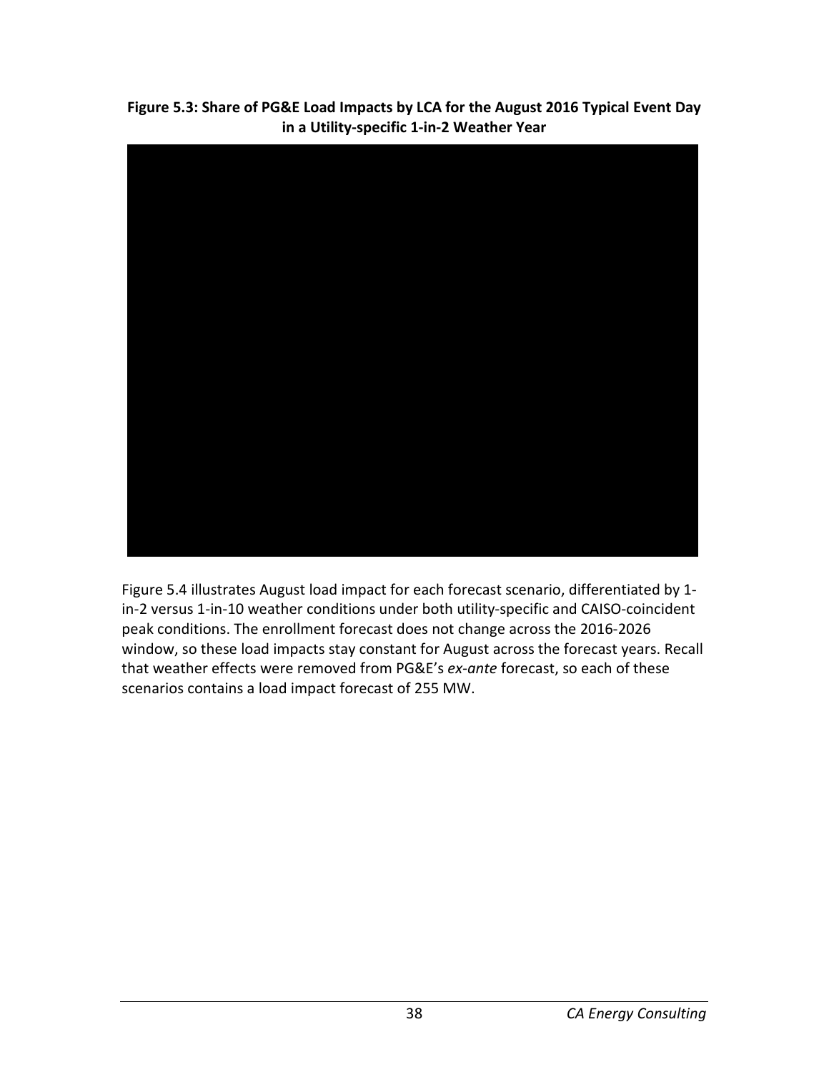**Figure 5.3: Share of PG&E Load Impacts by LCA for the August 2016 Typical Event Day in a Utility-specific 1-in-2 Weather Year**

Figure 5.4 illustrates August load impact for each forecast scenario, differentiated by 1-in-2 versus 1-in-10 weather conditions under both utility-specific and CAISO-coincident peak conditions. The enrollment forecast does not change across the 2016-2026 window, so these load impacts stay constant for August across the forecast years. Recall that weather effects were removed from PG&E's *ex-ante* forecast, so each of these scenarios contains a load impact forecast of 255 MW.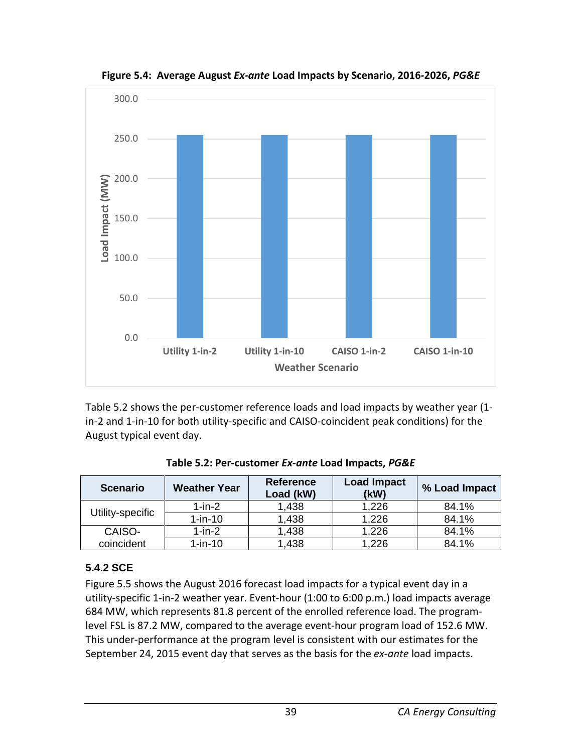**Figure 5.4: Average August *Ex-ante* Load Impacts by Scenario, 2016-2026, *PG&E***

Table 5.2 shows the per-customer reference loads and load impacts by weather year (1-in-2 and 1-in-10 for both utility-specific and CAISO-coincident peak conditions) for the August typical event day.

**Table 5.2: Per-customer *Ex-ante* Load Impacts, *PG&E***

| Scenario | Weather Year | Reference Load (kW) | Load Impact (kW) | % Load Impact |
|---|---|---|---|---|
| Utility-specific | 1-in-2 | 1,438 | 1,226 | 84.1% |
| | 1-in-10 | 1,438 | 1,226 | 84.1% |
| CAISO-coincident | 1-in-2 | 1,438 | 1,226 | 84.1% |
| | 1-in-10 | 1,438 | 1,226 | 84.1% |

### 5.4.2 SCE

Figure 5.5 shows the August 2016 forecast load impacts for a typical event day in a utility-specific 1-in-2 weather year. Event-hour (1:00 to 6:00 p.m.) load impacts average 684 MW, which represents 81.8 percent of the enrolled reference load. The program-level FSL is 87.2 MW, compared to the average event-hour program load of 152.6 MW. This under-performance at the program level is consistent with our estimates for the September 24, 2015 event day that serves as the basis for the *ex-ante* load impacts.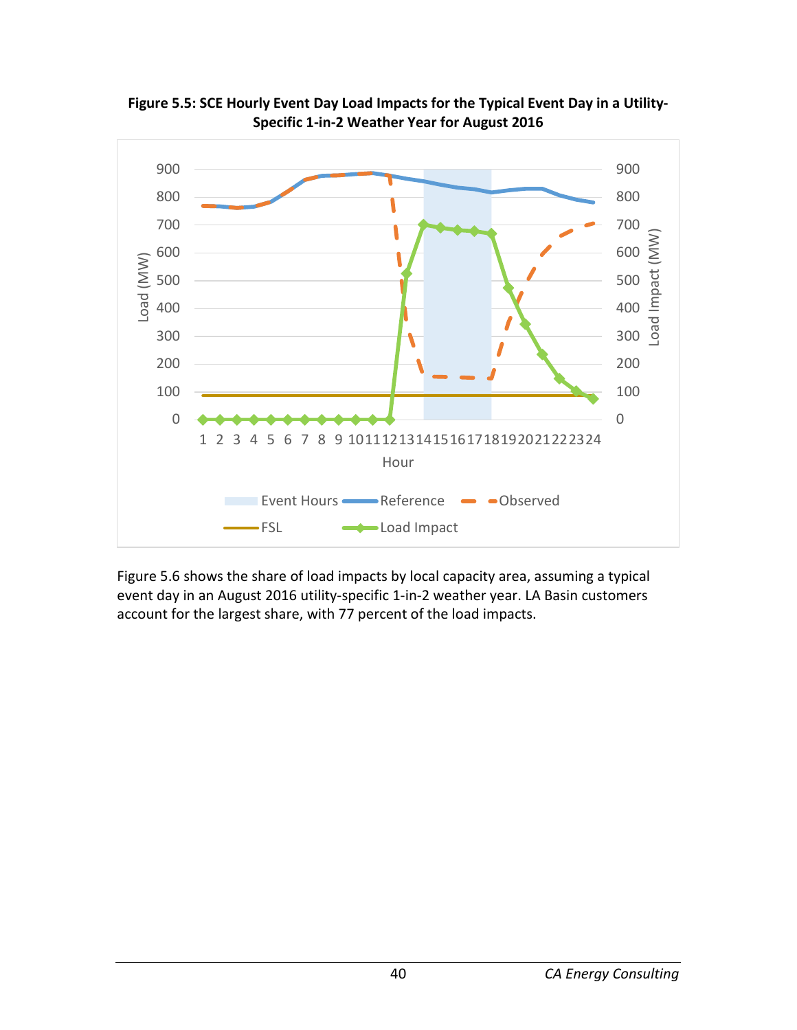**Figure 5.5: SCE Hourly Event Day Load Impacts for the Typical Event Day in a Utility-Specific 1-in-2 Weather Year for August 2016**

Figure 5.6 shows the share of load impacts by local capacity area, assuming a typical event day in an August 2016 utility-specific 1-in-2 weather year. LA Basin customers account for the largest share, with 77 percent of the load impacts.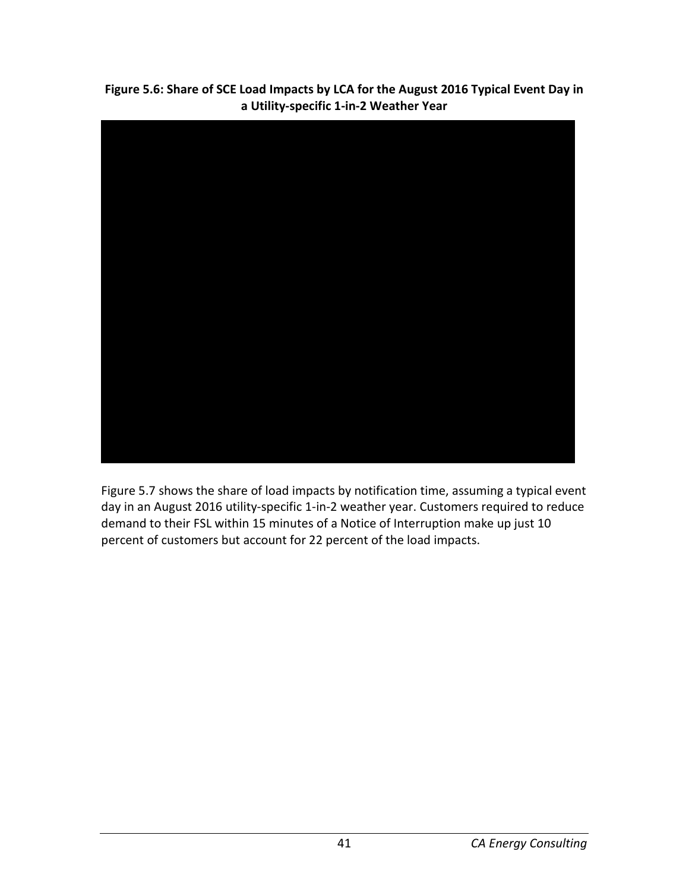**Figure 5.6: Share of SCE Load Impacts by LCA for the August 2016 Typical Event Day in a Utility-specific 1-in-2 Weather Year**

Figure 5.7 shows the share of load impacts by notification time, assuming a typical event day in an August 2016 utility-specific 1-in-2 weather year. Customers required to reduce demand to their FSL within 15 minutes of a Notice of Interruption make up just 10 percent of customers but account for 22 percent of the load impacts.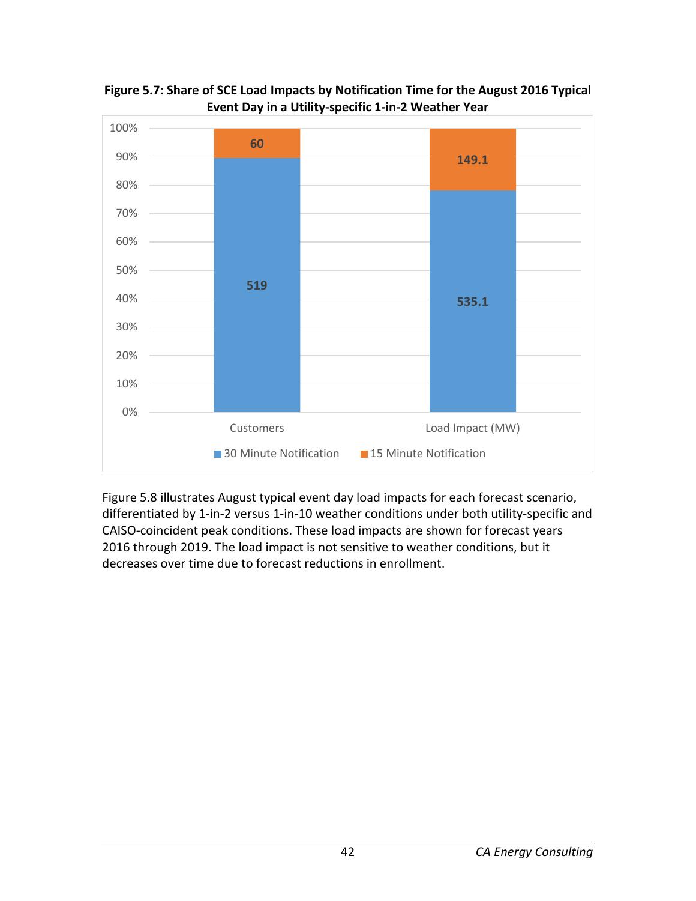**Figure 5.7: Share of SCE Load Impacts by Notification Time for the August 2016 Typical Event Day in a Utility-specific 1-in-2 Weather Year**

| | 30 Minute Notification | 15 Minute Notification |
|---|---|---|
| Customers | 519 | 60 |
| Load Impact (MW) | 535.1 | 149.1 |

Figure 5.8 illustrates August typical event day load impacts for each forecast scenario, differentiated by 1-in-2 versus 1-in-10 weather conditions under both utility-specific and CAISO-coincident peak conditions. These load impacts are shown for forecast years 2016 through 2019. The load impact is not sensitive to weather conditions, but it decreases over time due to forecast reductions in enrollment.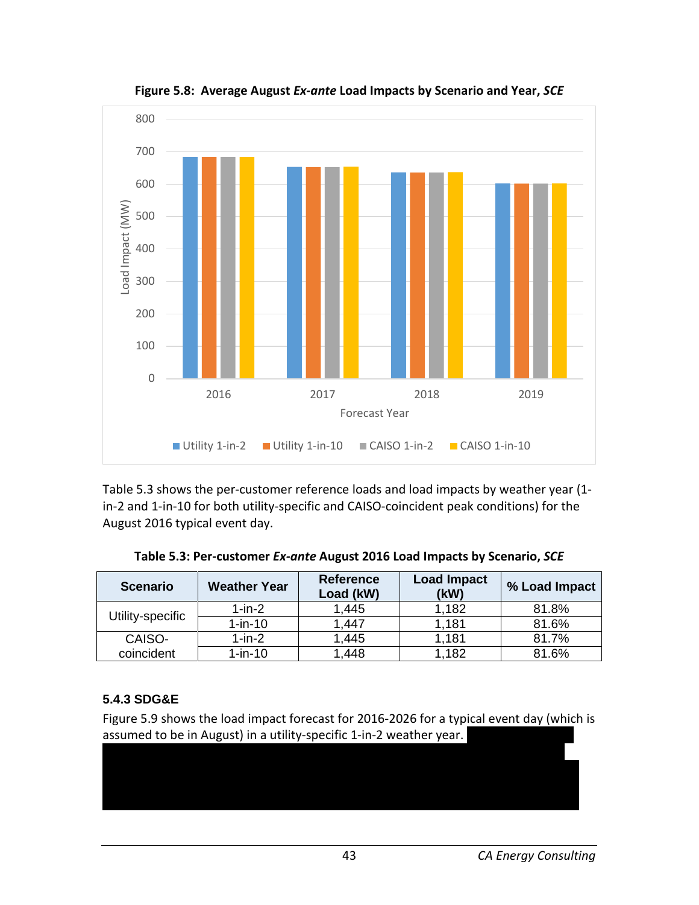**Figure 5.8: Average August *Ex-ante* Load Impacts by Scenario and Year, *SCE***

Table 5.3 shows the per-customer reference loads and load impacts by weather year (1-in-2 and 1-in-10 for both utility-specific and CAISO-coincident peak conditions) for the August 2016 typical event day.

**Table 5.3: Per-customer *Ex-ante* August 2016 Load Impacts by Scenario, *SCE***

| Scenario | Weather Year | Reference Load (kW) | Load Impact (kW) | % Load Impact |
|---|---|---|---|---|
| Utility-specific | 1-in-2 | 1,445 | 1,182 | 81.8% |
| | 1-in-10 | 1,447 | 1,181 | 81.6% |
| CAISO-coincident | 1-in-2 | 1,445 | 1,181 | 81.7% |
| | 1-in-10 | 1,448 | 1,182 | 81.6% |

### 5.4.3 SDG&E

Figure 5.9 shows the load impact forecast for 2016-2026 for a typical event day (which is assumed to be in August) in a utility-specific 1-in-2 weather year.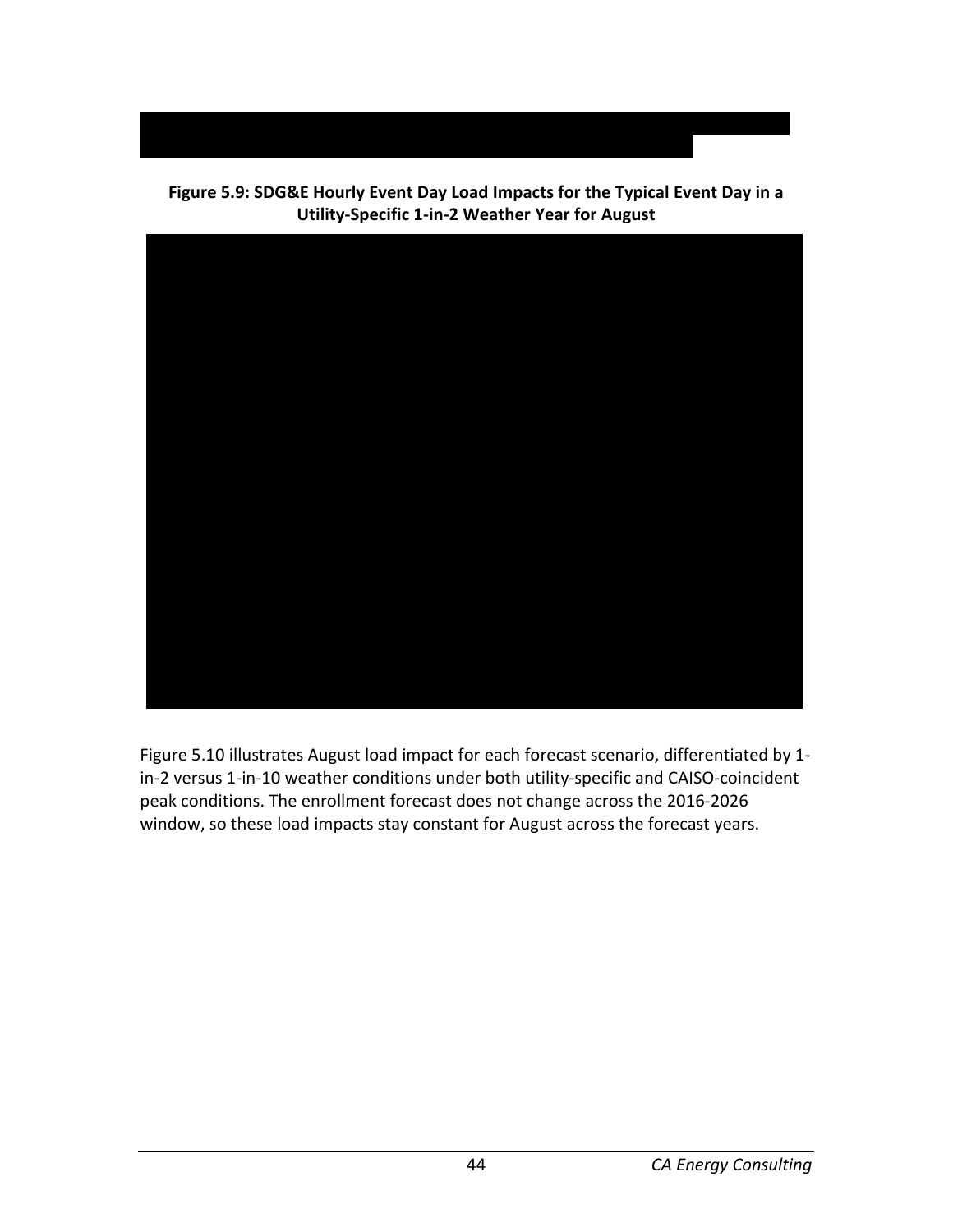**Figure 5.9: SDG&E Hourly Event Day Load Impacts for the Typical Event Day in a Utility-Specific 1-in-2 Weather Year for August**

Figure 5.10 illustrates August load impact for each forecast scenario, differentiated by 1-in-2 versus 1-in-10 weather conditions under both utility-specific and CAISO-coincident peak conditions. The enrollment forecast does not change across the 2016-2026 window, so these load impacts stay constant for August across the forecast years.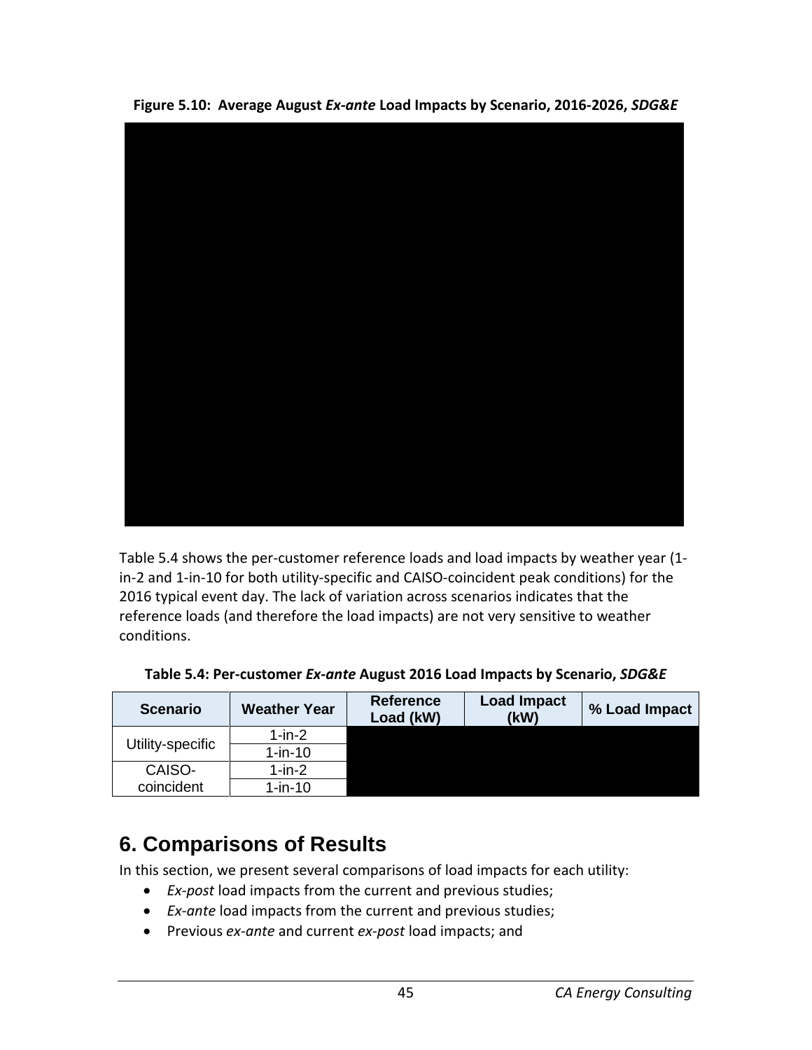**Figure 5.10: Average August *Ex-ante* Load Impacts by Scenario, 2016-2026, *SDG&E***

Table 5.4 shows the per-customer reference loads and load impacts by weather year (1-in-2 and 1-in-10 for both utility-specific and CAISO-coincident peak conditions) for the 2016 typical event day. The lack of variation across scenarios indicates that the reference loads (and therefore the load impacts) are not very sensitive to weather conditions.

**Table 5.4: Per-customer *Ex-ante* August 2016 Load Impacts by Scenario, *SDG&E***

| Scenario | Weather Year | Reference Load (kW) | Load Impact (kW) | % Load Impact |
|---|---|---|---|---|
| Utility-specific | 1-in-2 | | | |
| | 1-in-10 | | | |
| CAISO-coincident | 1-in-2 | | | |
| | 1-in-10 | | | |

# 6. Comparisons of Results

In this section, we present several comparisons of load impacts for each utility:

- *Ex-post* load impacts from the current and previous studies;
- *Ex-ante* load impacts from the current and previous studies;
- Previous *ex-ante* and current *ex-post* load impacts; and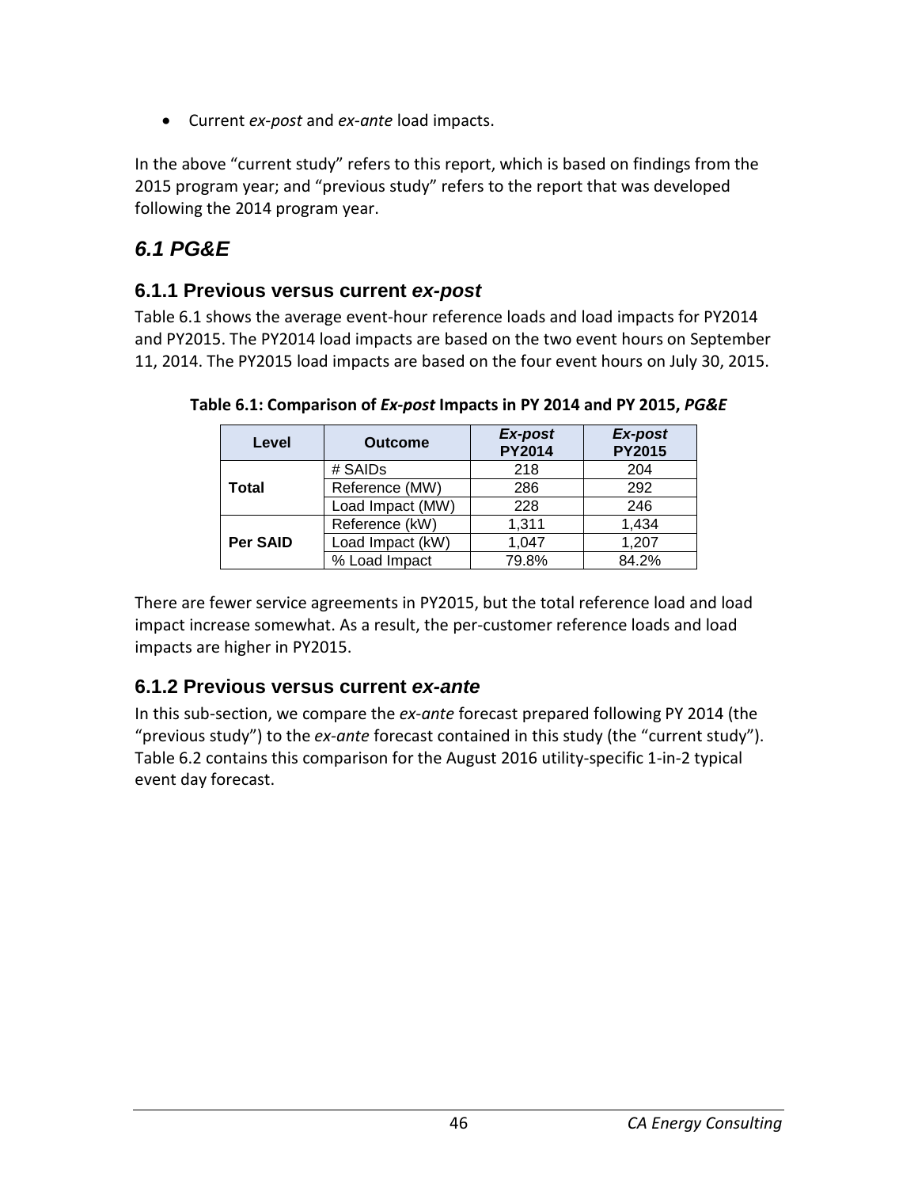- Current *ex-post* and *ex-ante* load impacts.

In the above "current study" refers to this report, which is based on findings from the 2015 program year; and "previous study" refers to the report that was developed following the 2014 program year.

## *6.1 PG&E*

### 6.1.1 Previous versus current *ex-post*

Table 6.1 shows the average event-hour reference loads and load impacts for PY2014 and PY2015. The PY2014 load impacts are based on the two event hours on September 11, 2014. The PY2015 load impacts are based on the four event hours on July 30, 2015.

**Table 6.1: Comparison of *Ex-post* Impacts in PY 2014 and PY 2015, *PG&E***

| Level | Outcome | *Ex-post* PY2014 | *Ex-post* PY2015 |
|---|---|---|---|
| **Total** | # SAIDs | 218 | 204 |
| | Reference (MW) | 286 | 292 |
| | Load Impact (MW) | 228 | 246 |
| **Per SAID** | Reference (kW) | 1,311 | 1,434 |
| | Load Impact (kW) | 1,047 | 1,207 |
| | % Load Impact | 79.8% | 84.2% |

There are fewer service agreements in PY2015, but the total reference load and load impact increase somewhat. As a result, the per-customer reference loads and load impacts are higher in PY2015.

### 6.1.2 Previous versus current *ex-ante*

In this sub-section, we compare the *ex-ante* forecast prepared following PY 2014 (the "previous study") to the *ex-ante* forecast contained in this study (the "current study"). Table 6.2 contains this comparison for the August 2016 utility-specific 1-in-2 typical event day forecast.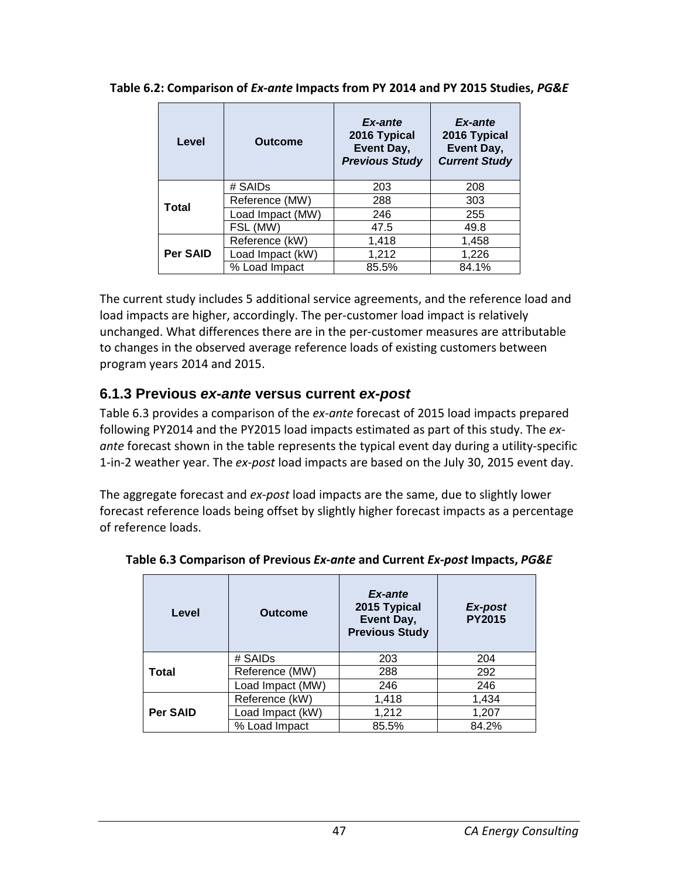**Table 6.2: Comparison of *Ex-ante* Impacts from PY 2014 and PY 2015 Studies, *PG&E***

| Level | Outcome | *Ex-ante* 2016 Typical Event Day, *Previous Study* | *Ex-ante* 2016 Typical Event Day, *Current Study* |
|---|---|---|---|
| **Total** | # SAIDs | 203 | 208 |
| | Reference (MW) | 288 | 303 |
| | Load Impact (MW) | 246 | 255 |
| | FSL (MW) | 47.5 | 49.8 |
| **Per SAID** | Reference (kW) | 1,418 | 1,458 |
| | Load Impact (kW) | 1,212 | 1,226 |
| | % Load Impact | 85.5% | 84.1% |

The current study includes 5 additional service agreements, and the reference load and load impacts are higher, accordingly. The per-customer load impact is relatively unchanged. What differences there are in the per-customer measures are attributable to changes in the observed average reference loads of existing customers between program years 2014 and 2015.

### 6.1.3 Previous *ex-ante* versus current *ex-post*

Table 6.3 provides a comparison of the *ex-ante* forecast of 2015 load impacts prepared following PY2014 and the PY2015 load impacts estimated as part of this study. The *ex-ante* forecast shown in the table represents the typical event day during a utility-specific 1-in-2 weather year. The *ex-post* load impacts are based on the July 30, 2015 event day.

The aggregate forecast and *ex-post* load impacts are the same, due to slightly lower forecast reference loads being offset by slightly higher forecast impacts as a percentage of reference loads.

**Table 6.3 Comparison of Previous *Ex-ante* and Current *Ex-post* Impacts, *PG&E***

| Level | Outcome | *Ex-ante* 2015 Typical Event Day, Previous Study | *Ex-post* PY2015 |
|---|---|---|---|
| **Total** | # SAIDs | 203 | 204 |
| | Reference (MW) | 288 | 292 |
| | Load Impact (MW) | 246 | 246 |
| **Per SAID** | Reference (kW) | 1,418 | 1,434 |
| | Load Impact (kW) | 1,212 | 1,207 |
| | % Load Impact | 85.5% | 84.2% |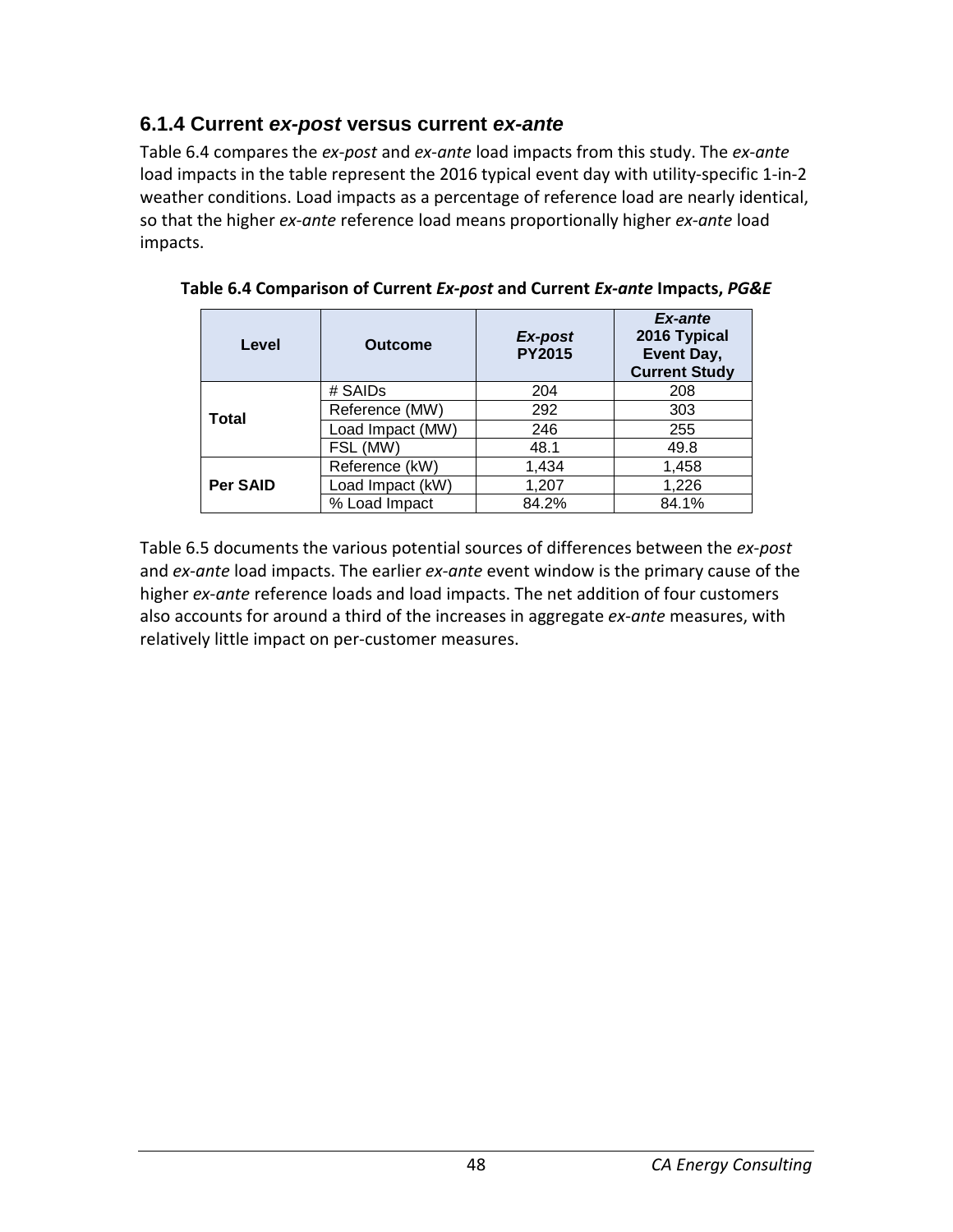### 6.1.4 Current *ex-post* versus current *ex-ante*

Table 6.4 compares the *ex-post* and *ex-ante* load impacts from this study. The *ex-ante* load impacts in the table represent the 2016 typical event day with utility-specific 1-in-2 weather conditions. Load impacts as a percentage of reference load are nearly identical, so that the higher *ex-ante* reference load means proportionally higher *ex-ante* load impacts.

**Table 6.4 Comparison of Current *Ex-post* and Current *Ex-ante* Impacts, *PG&E***

| Level | Outcome | *Ex-post* PY2015 | *Ex-ante* 2016 Typical Event Day, Current Study |
|---|---|---|---|
| **Total** | # SAIDs | 204 | 208 |
| | Reference (MW) | 292 | 303 |
| | Load Impact (MW) | 246 | 255 |
| | FSL (MW) | 48.1 | 49.8 |
| **Per SAID** | Reference (kW) | 1,434 | 1,458 |
| | Load Impact (kW) | 1,207 | 1,226 |
| | % Load Impact | 84.2% | 84.1% |

Table 6.5 documents the various potential sources of differences between the *ex-post* and *ex-ante* load impacts. The earlier *ex-ante* event window is the primary cause of the higher *ex-ante* reference loads and load impacts. The net addition of four customers also accounts for around a third of the increases in aggregate *ex-ante* measures, with relatively little impact on per-customer measures.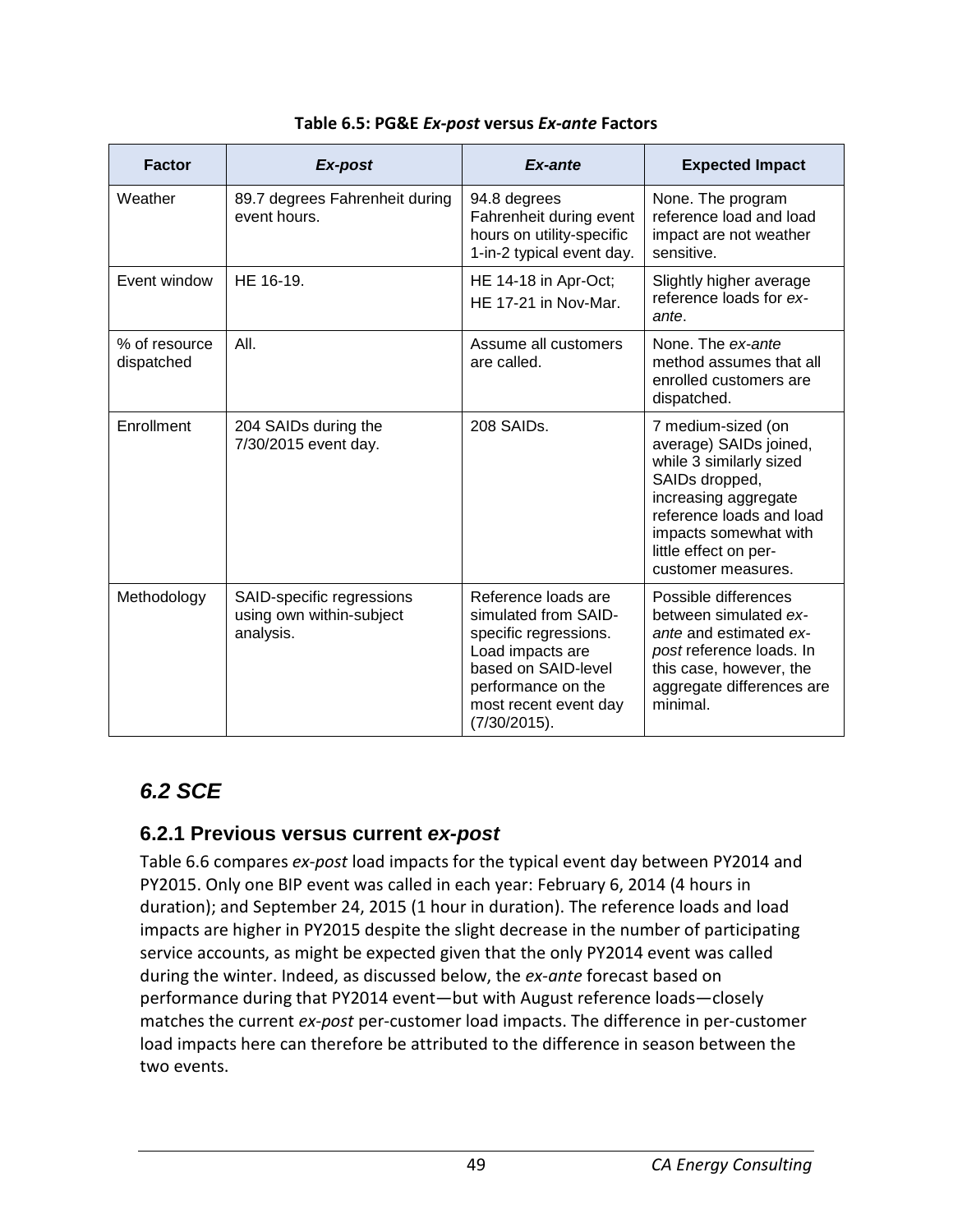**Table 6.5: PG&E *Ex-post* versus *Ex-ante* Factors**

| Factor | *Ex-post* | *Ex-ante* | Expected Impact |
|---|---|---|---|
| Weather | 89.7 degrees Fahrenheit during event hours. | 94.8 degrees Fahrenheit during event hours on utility-specific 1-in-2 typical event day. | None. The program reference load and load impact are not weather sensitive. |
| Event window | HE 16-19. | HE 14-18 in Apr-Oct; HE 17-21 in Nov-Mar. | Slightly higher average reference loads for *ex-ante*. |
| % of resource dispatched | All. | Assume all customers are called. | None. The *ex-ante* method assumes that all enrolled customers are dispatched. |
| Enrollment | 204 SAIDs during the 7/30/2015 event day. | 208 SAIDs. | 7 medium-sized (on average) SAIDs joined, while 3 similarly sized SAIDs dropped, increasing aggregate reference loads and load impacts somewhat with little effect on per-customer measures. |
| Methodology | SAID-specific regressions using own within-subject analysis. | Reference loads are simulated from SAID-specific regressions. Load impacts are based on SAID-level performance on the most recent event day (7/30/2015). | Possible differences between simulated *ex-ante* and estimated *ex-post* reference loads. In this case, however, the aggregate differences are minimal. |

## *6.2 SCE*

### 6.2.1 Previous versus current *ex-post*

Table 6.6 compares *ex-post* load impacts for the typical event day between PY2014 and PY2015. Only one BIP event was called in each year: February 6, 2014 (4 hours in duration); and September 24, 2015 (1 hour in duration). The reference loads and load impacts are higher in PY2015 despite the slight decrease in the number of participating service accounts, as might be expected given that the only PY2014 event was called during the winter. Indeed, as discussed below, the *ex-ante* forecast based on performance during that PY2014 event—but with August reference loads—closely matches the current *ex-post* per-customer load impacts. The difference in per-customer load impacts here can therefore be attributed to the difference in season between the two events.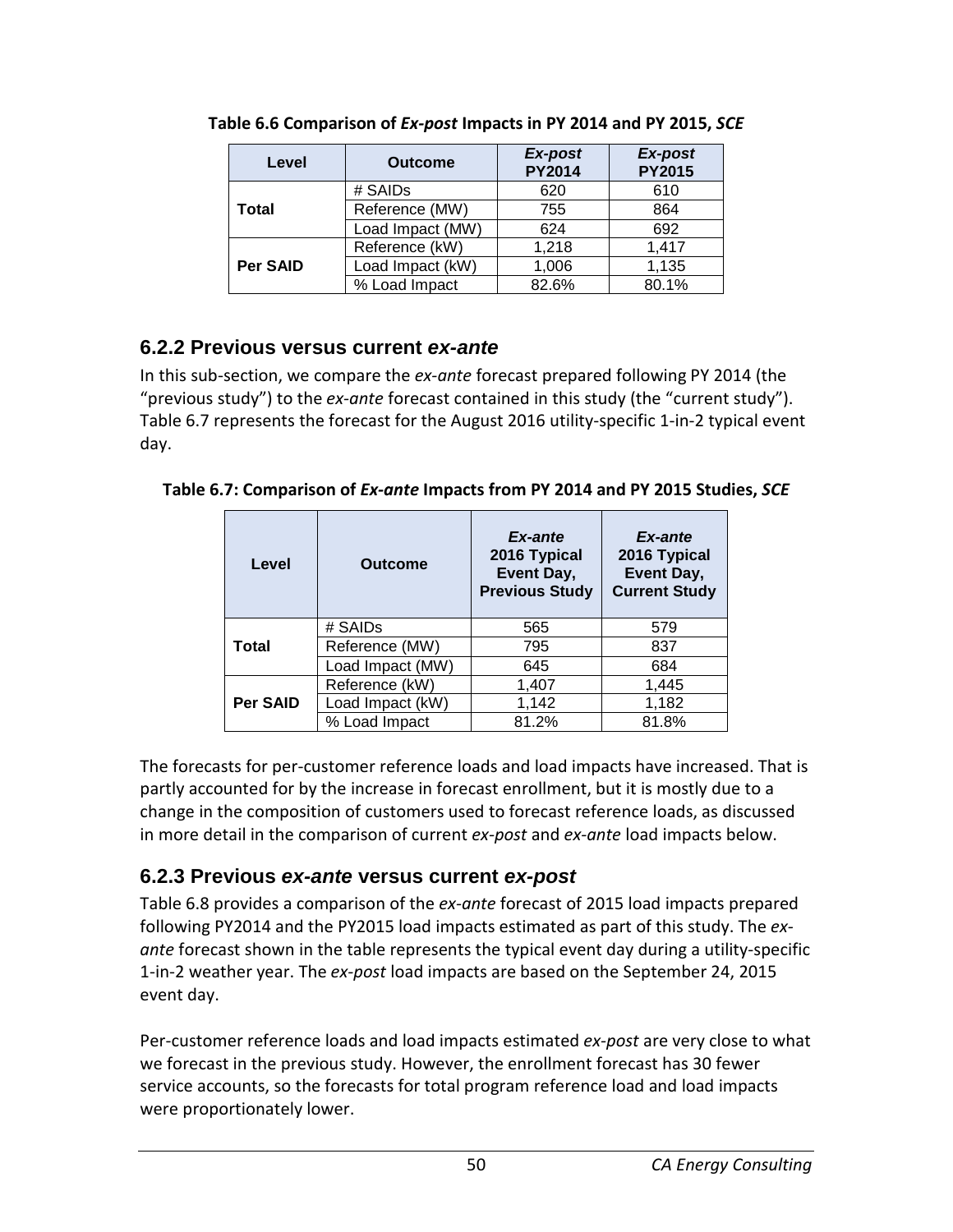**Table 6.6 Comparison of *Ex-post* Impacts in PY 2014 and PY 2015, *SCE***

| Level | Outcome | *Ex-post* PY2014 | *Ex-post* PY2015 |
|---|---|---|---|
| Total | # SAIDs | 620 | 610 |
| | Reference (MW) | 755 | 864 |
| | Load Impact (MW) | 624 | 692 |
| Per SAID | Reference (kW) | 1,218 | 1,417 |
| | Load Impact (kW) | 1,006 | 1,135 |
| | % Load Impact | 82.6% | 80.1% |

### 6.2.2 Previous versus current *ex-ante*

In this sub-section, we compare the *ex-ante* forecast prepared following PY 2014 (the "previous study") to the *ex-ante* forecast contained in this study (the "current study"). Table 6.7 represents the forecast for the August 2016 utility-specific 1-in-2 typical event day.

**Table 6.7: Comparison of *Ex-ante* Impacts from PY 2014 and PY 2015 Studies, *SCE***

| Level | Outcome | *Ex-ante* 2016 Typical Event Day, Previous Study | *Ex-ante* 2016 Typical Event Day, Current Study |
|---|---|---|---|
| Total | # SAIDs | 565 | 579 |
| | Reference (MW) | 795 | 837 |
| | Load Impact (MW) | 645 | 684 |
| Per SAID | Reference (kW) | 1,407 | 1,445 |
| | Load Impact (kW) | 1,142 | 1,182 |
| | % Load Impact | 81.2% | 81.8% |

The forecasts for per-customer reference loads and load impacts have increased. That is partly accounted for by the increase in forecast enrollment, but it is mostly due to a change in the composition of customers used to forecast reference loads, as discussed in more detail in the comparison of current *ex-post* and *ex-ante* load impacts below.

### 6.2.3 Previous *ex-ante* versus current *ex-post*

Table 6.8 provides a comparison of the *ex-ante* forecast of 2015 load impacts prepared following PY2014 and the PY2015 load impacts estimated as part of this study. The *ex-ante* forecast shown in the table represents the typical event day during a utility-specific 1-in-2 weather year. The *ex-post* load impacts are based on the September 24, 2015 event day.

Per-customer reference loads and load impacts estimated *ex-post* are very close to what we forecast in the previous study. However, the enrollment forecast has 30 fewer service accounts, so the forecasts for total program reference load and load impacts were proportionately lower.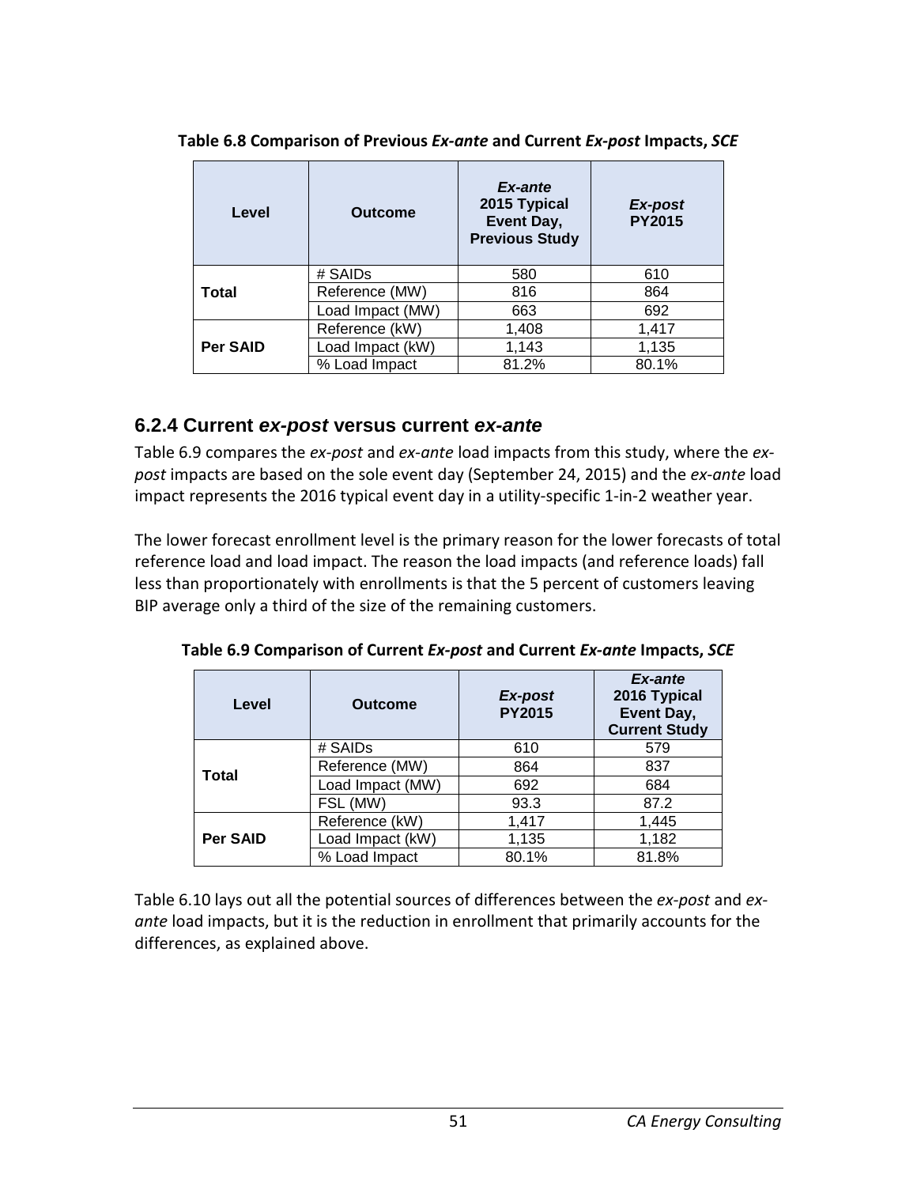**Table 6.8 Comparison of Previous *Ex-ante* and Current *Ex-post* Impacts, *SCE***

| Level | Outcome | *Ex-ante* 2015 Typical Event Day, Previous Study | *Ex-post* PY2015 |
|---|---|---|---|
| Total | # SAIDs | 580 | 610 |
| | Reference (MW) | 816 | 864 |
| | Load Impact (MW) | 663 | 692 |
| Per SAID | Reference (kW) | 1,408 | 1,417 |
| | Load Impact (kW) | 1,143 | 1,135 |
| | % Load Impact | 81.2% | 80.1% |

### 6.2.4 Current *ex-post* versus current *ex-ante*

Table 6.9 compares the *ex-post* and *ex-ante* load impacts from this study, where the *ex-post* impacts are based on the sole event day (September 24, 2015) and the *ex-ante* load impact represents the 2016 typical event day in a utility-specific 1-in-2 weather year.

The lower forecast enrollment level is the primary reason for the lower forecasts of total reference load and load impact. The reason the load impacts (and reference loads) fall less than proportionately with enrollments is that the 5 percent of customers leaving BIP average only a third of the size of the remaining customers.

**Table 6.9 Comparison of Current *Ex-post* and Current *Ex-ante* Impacts, *SCE***

| Level | Outcome | *Ex-post* PY2015 | *Ex-ante* 2016 Typical Event Day, Current Study |
|---|---|---|---|
| Total | # SAIDs | 610 | 579 |
| | Reference (MW) | 864 | 837 |
| | Load Impact (MW) | 692 | 684 |
| | FSL (MW) | 93.3 | 87.2 |
| Per SAID | Reference (kW) | 1,417 | 1,445 |
| | Load Impact (kW) | 1,135 | 1,182 |
| | % Load Impact | 80.1% | 81.8% |

Table 6.10 lays out all the potential sources of differences between the *ex-post* and *ex-ante* load impacts, but it is the reduction in enrollment that primarily accounts for the differences, as explained above.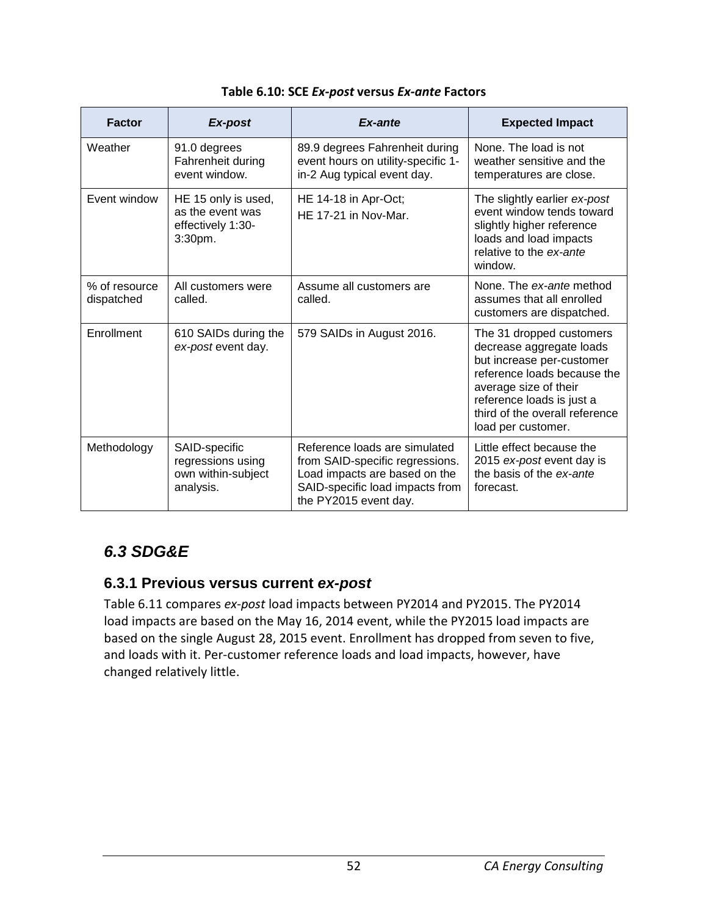**Table 6.10: SCE *Ex-post* versus *Ex-ante* Factors**

| Factor | *Ex-post* | *Ex-ante* | Expected Impact |
|---|---|---|---|
| Weather | 91.0 degrees Fahrenheit during event window. | 89.9 degrees Fahrenheit during event hours on utility-specific 1-in-2 Aug typical event day. | None. The load is not weather sensitive and the temperatures are close. |
| Event window | HE 15 only is used, as the event was effectively 1:30-3:30pm. | HE 14-18 in Apr-Oct; HE 17-21 in Nov-Mar. | The slightly earlier *ex-post* event window tends toward slightly higher reference loads and load impacts relative to the *ex-ante* window. |
| % of resource dispatched | All customers were called. | Assume all customers are called. | None. The *ex-ante* method assumes that all enrolled customers are dispatched. |
| Enrollment | 610 SAIDs during the *ex-post* event day. | 579 SAIDs in August 2016. | The 31 dropped customers decrease aggregate loads but increase per-customer reference loads because the average size of their reference loads is just a third of the overall reference load per customer. |
| Methodology | SAID-specific regressions using own within-subject analysis. | Reference loads are simulated from SAID-specific regressions. Load impacts are based on the SAID-specific load impacts from the PY2015 event day. | Little effect because the 2015 *ex-post* event day is the basis of the *ex-ante* forecast. |

## *6.3 SDG&E*

### 6.3.1 Previous versus current *ex-post*

Table 6.11 compares *ex-post* load impacts between PY2014 and PY2015. The PY2014 load impacts are based on the May 16, 2014 event, while the PY2015 load impacts are based on the single August 28, 2015 event. Enrollment has dropped from seven to five, and loads with it. Per-customer reference loads and load impacts, however, have changed relatively little.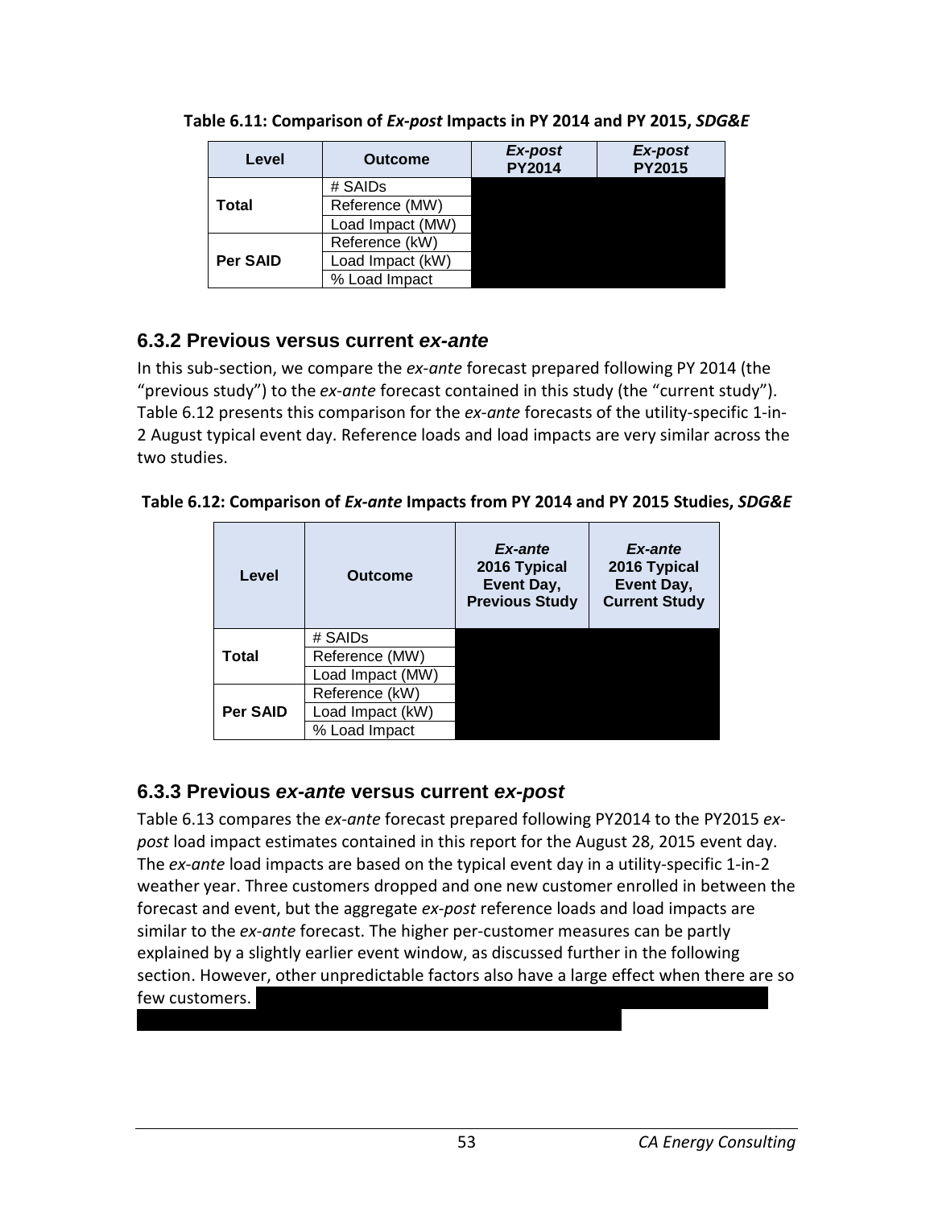**Table 6.11: Comparison of *Ex-post* Impacts in PY 2014 and PY 2015, *SDG&E***

| Level | Outcome | *Ex-post* PY2014 | *Ex-post* PY2015 |
|---|---|---|---|
| Total | # SAIDs | | |
| | Reference (MW) | | |
| | Load Impact (MW) | | |
| Per SAID | Reference (kW) | | |
| | Load Impact (kW) | | |
| | % Load Impact | | |

## 6.3.2 Previous versus current *ex-ante*

In this sub-section, we compare the *ex-ante* forecast prepared following PY 2014 (the "previous study") to the *ex-ante* forecast contained in this study (the "current study"). Table 6.12 presents this comparison for the *ex-ante* forecasts of the utility-specific 1-in-2 August typical event day. Reference loads and load impacts are very similar across the two studies.

**Table 6.12: Comparison of *Ex-ante* Impacts from PY 2014 and PY 2015 Studies, *SDG&E***

| Level | Outcome | *Ex-ante* 2016 Typical Event Day, Previous Study | *Ex-ante* 2016 Typical Event Day, Current Study |
|---|---|---|---|
| Total | # SAIDs | | |
| | Reference (MW) | | |
| | Load Impact (MW) | | |
| Per SAID | Reference (kW) | | |
| | Load Impact (kW) | | |
| | % Load Impact | | |

## 6.3.3 Previous *ex-ante* versus current *ex-post*

Table 6.13 compares the *ex-ante* forecast prepared following PY2014 to the PY2015 *ex-post* load impact estimates contained in this report for the August 28, 2015 event day. The *ex-ante* load impacts are based on the typical event day in a utility-specific 1-in-2 weather year. Three customers dropped and one new customer enrolled in between the forecast and event, but the aggregate *ex-post* reference loads and load impacts are similar to the *ex-ante* forecast. The higher per-customer measures can be partly explained by a slightly earlier event window, as discussed further in the following section. However, other unpredictable factors also have a large effect when there are so few customers.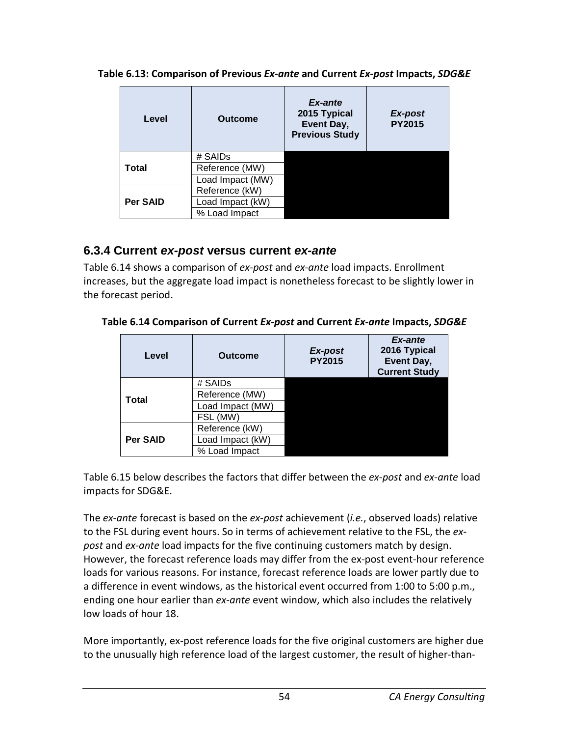**Table 6.13: Comparison of Previous *Ex-ante* and Current *Ex-post* Impacts, *SDG&E***

| Level | Outcome | *Ex-ante* 2015 Typical Event Day, Previous Study | *Ex-post* PY2015 |
|---|---|---|---|
| Total | # SAIDs | | |
| | Reference (MW) | | |
| | Load Impact (MW) | | |
| Per SAID | Reference (kW) | | |
| | Load Impact (kW) | | |
| | % Load Impact | | |

## 6.3.4 Current *ex-post* versus current *ex-ante*

Table 6.14 shows a comparison of *ex-post* and *ex-ante* load impacts. Enrollment increases, but the aggregate load impact is nonetheless forecast to be slightly lower in the forecast period.

**Table 6.14 Comparison of Current *Ex-post* and Current *Ex-ante* Impacts, *SDG&E***

| Level | Outcome | *Ex-post* PY2015 | *Ex-ante* 2016 Typical Event Day, Current Study |
|---|---|---|---|
| Total | # SAIDs | | |
| | Reference (MW) | | |
| | Load Impact (MW) | | |
| | FSL (MW) | | |
| Per SAID | Reference (kW) | | |
| | Load Impact (kW) | | |
| | % Load Impact | | |

Table 6.15 below describes the factors that differ between the *ex-post* and *ex-ante* load impacts for SDG&E.

The *ex-ante* forecast is based on the *ex-post* achievement (*i.e.*, observed loads) relative to the FSL during event hours. So in terms of achievement relative to the FSL, the *ex-post* and *ex-ante* load impacts for the five continuing customers match by design. However, the forecast reference loads may differ from the ex-post event-hour reference loads for various reasons. For instance, forecast reference loads are lower partly due to a difference in event windows, as the historical event occurred from 1:00 to 5:00 p.m., ending one hour earlier than *ex-ante* event window, which also includes the relatively low loads of hour 18.

More importantly, ex-post reference loads for the five original customers are higher due to the unusually high reference load of the largest customer, the result of higher-than-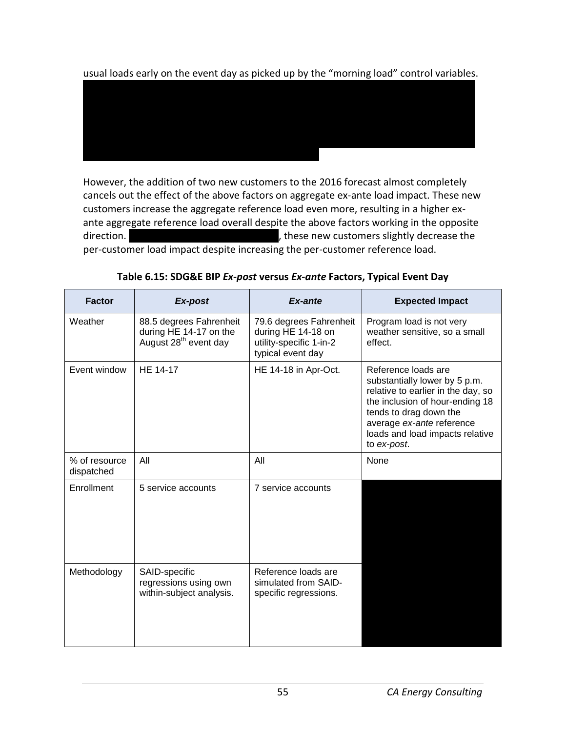usual loads early on the event day as picked up by the "morning load" control variables.

However, the addition of two new customers to the 2016 forecast almost completely cancels out the effect of the above factors on aggregate ex-ante load impact. These new customers increase the aggregate reference load even more, resulting in a higher ex-ante aggregate reference load overall despite the above factors working in the opposite direction. , these new customers slightly decrease the per-customer load impact despite increasing the per-customer reference load.

**Table 6.15: SDG&E BIP *Ex-post* versus *Ex-ante* Factors, Typical Event Day**

| Factor | *Ex-post* | *Ex-ante* | Expected Impact |
|---|---|---|---|
| Weather | 88.5 degrees Fahrenheit during HE 14-17 on the August 28th event day | 79.6 degrees Fahrenheit during HE 14-18 on utility-specific 1-in-2 typical event day | Program load is not very weather sensitive, so a small effect. |
| Event window | HE 14-17 | HE 14-18 in Apr-Oct. | Reference loads are substantially lower by 5 p.m. relative to earlier in the day, so the inclusion of hour-ending 18 tends to drag down the average *ex-ante* reference loads and load impacts relative to *ex-post*. |
| % of resource dispatched | All | All | None |
| Enrollment | 5 service accounts | 7 service accounts | |
| Methodology | SAID-specific regressions using own within-subject analysis. | Reference loads are simulated from SAID-specific regressions. | |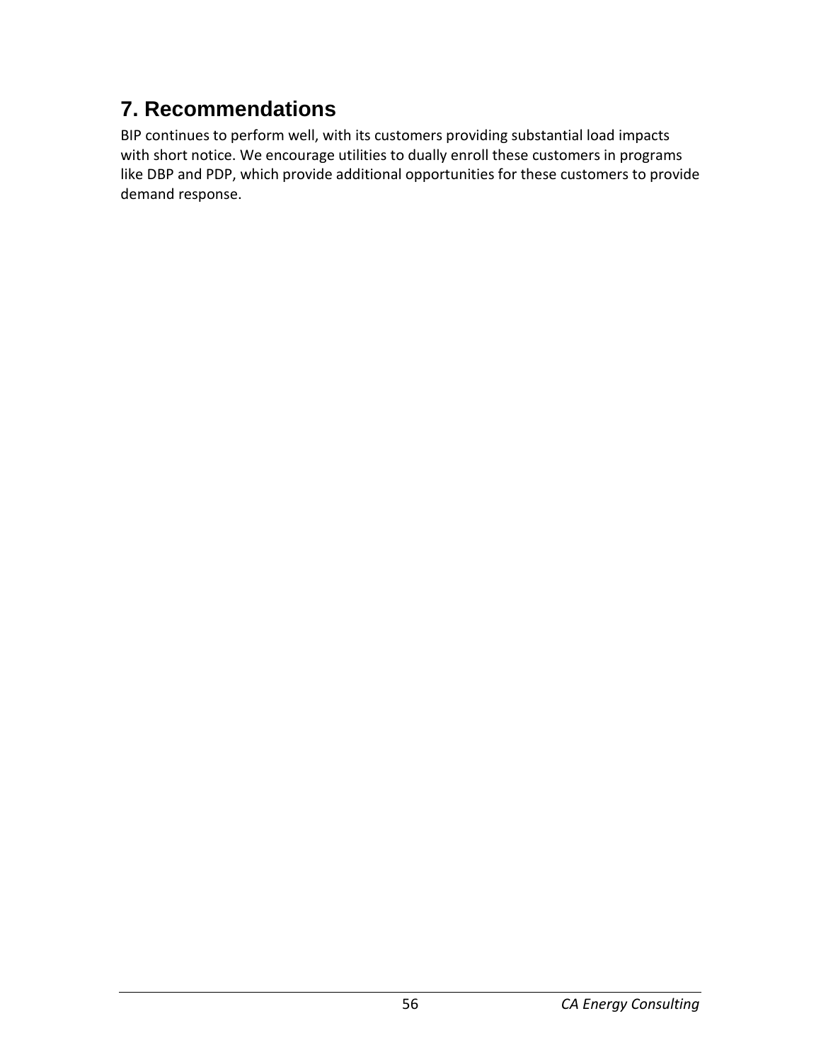# 7. Recommendations

BIP continues to perform well, with its customers providing substantial load impacts with short notice. We encourage utilities to dually enroll these customers in programs like DBP and PDP, which provide additional opportunities for these customers to provide demand response.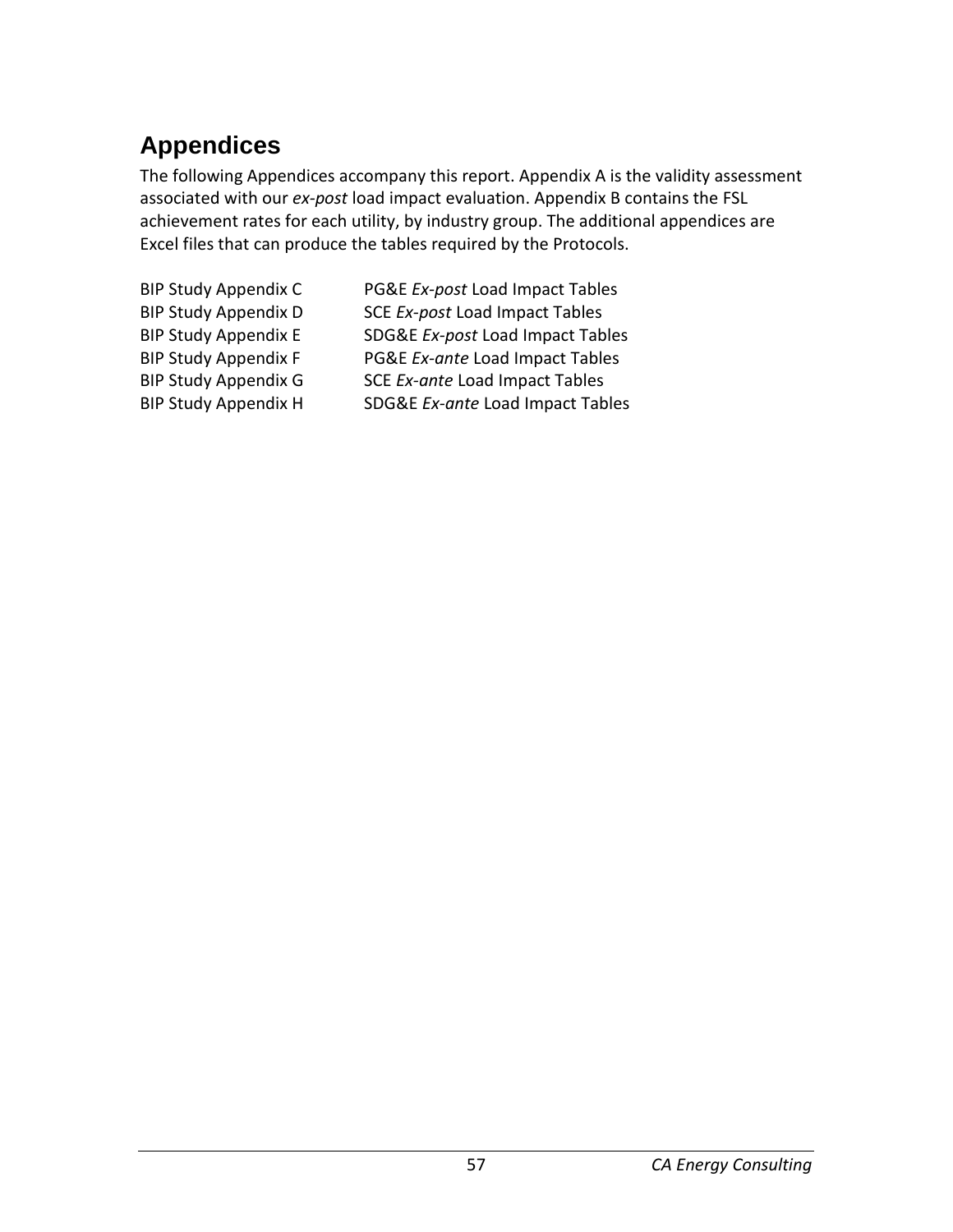# Appendices

The following Appendices accompany this report. Appendix A is the validity assessment associated with our *ex-post* load impact evaluation. Appendix B contains the FSL achievement rates for each utility, by industry group. The additional appendices are Excel files that can produce the tables required by the Protocols.

| | |
|---|---|
| BIP Study Appendix C | PG&E *Ex-post* Load Impact Tables |
| BIP Study Appendix D | SCE *Ex-post* Load Impact Tables |
| BIP Study Appendix E | SDG&E *Ex-post* Load Impact Tables |
| BIP Study Appendix F | PG&E *Ex-ante* Load Impact Tables |
| BIP Study Appendix G | SCE *Ex-ante* Load Impact Tables |
| BIP Study Appendix H | SDG&E *Ex-ante* Load Impact Tables |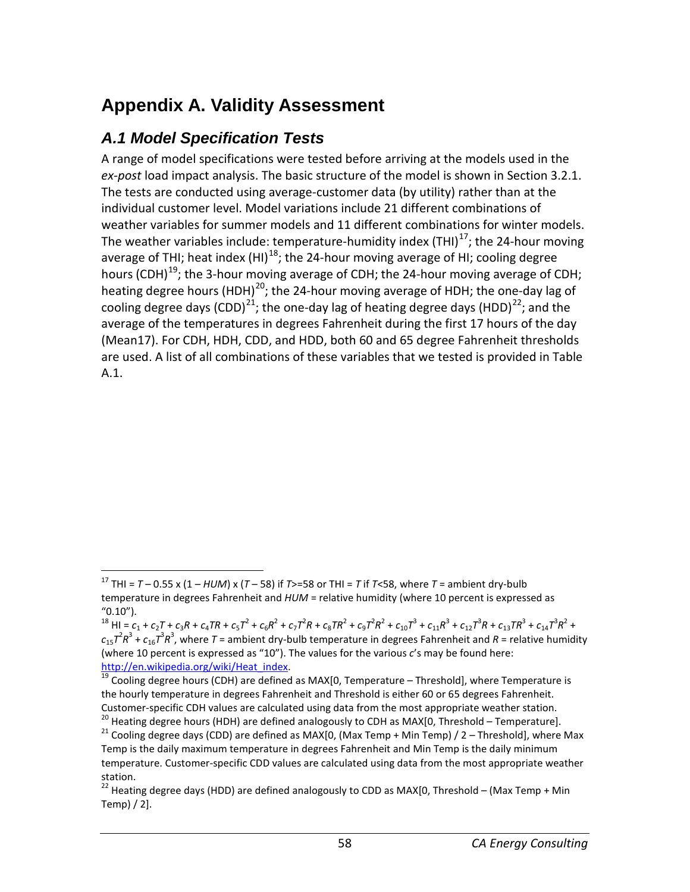# Appendix A. Validity Assessment

## *A.1 Model Specification Tests*

A range of model specifications were tested before arriving at the models used in the *ex-post* load impact analysis. The basic structure of the model is shown in Section 3.2.1. The tests are conducted using average-customer data (by utility) rather than at the individual customer level. Model variations include 21 different combinations of weather variables for summer models and 11 different combinations for winter models. The weather variables include: temperature-humidity index (THI)[17]; the 24-hour moving average of THI; heat index (HI)[18]; the 24-hour moving average of HI; cooling degree hours (CDH)[19]; the 3-hour moving average of CDH; the 24-hour moving average of CDH; heating degree hours (HDH)[20]; the 24-hour moving average of HDH; the one-day lag of cooling degree days (CDD)[21]; the one-day lag of heating degree days (HDD)[22]; and the average of the temperatures in degrees Fahrenheit during the first 17 hours of the day (Mean17). For CDH, HDH, CDD, and HDD, both 60 and 65 degree Fahrenheit thresholds are used. A list of all combinations of these variables that we tested is provided in Table A.1.

---

[17] THI = $T - 0.55 \times (1 - HUM) \times (T - 58)$ if $T \geq 58$ or THI = $T$ if $T < 58$, where $T$ = ambient dry-bulb temperature in degrees Fahrenheit and $HUM$ = relative humidity (where 10 percent is expressed as "0.10").

[18] HI = $c_1 + c_2T + c_3R + c_4TR + c_5T^2 + c_6R^2 + c_7T^2R + c_8TR^2 + c_9T^2R^2 + c_{10}T^3 + c_{11}R^3 + c_{12}T^3R + c_{13}TR^3 + c_{14}T^3R^2 + c_{15}T^2R^3 + c_{16}T^3R^3$, where $T$ = ambient dry-bulb temperature in degrees Fahrenheit and $R$ = relative humidity (where 10 percent is expressed as "10"). The values for the various $c$'s may be found here: http://en.wikipedia.org/wiki/Heat_index.

[19] Cooling degree hours (CDH) are defined as MAX[0, Temperature – Threshold], where Temperature is the hourly temperature in degrees Fahrenheit and Threshold is either 60 or 65 degrees Fahrenheit. Customer-specific CDH values are calculated using data from the most appropriate weather station.

[20] Heating degree hours (HDH) are defined analogously to CDH as MAX[0, Threshold – Temperature].

[21] Cooling degree days (CDD) are defined as MAX[0, (Max Temp + Min Temp) / 2 – Threshold], where Max Temp is the daily maximum temperature in degrees Fahrenheit and Min Temp is the daily minimum temperature. Customer-specific CDD values are calculated using data from the most appropriate weather station.

[22] Heating degree days (HDD) are defined analogously to CDD as MAX[0, Threshold – (Max Temp + Min Temp) / 2].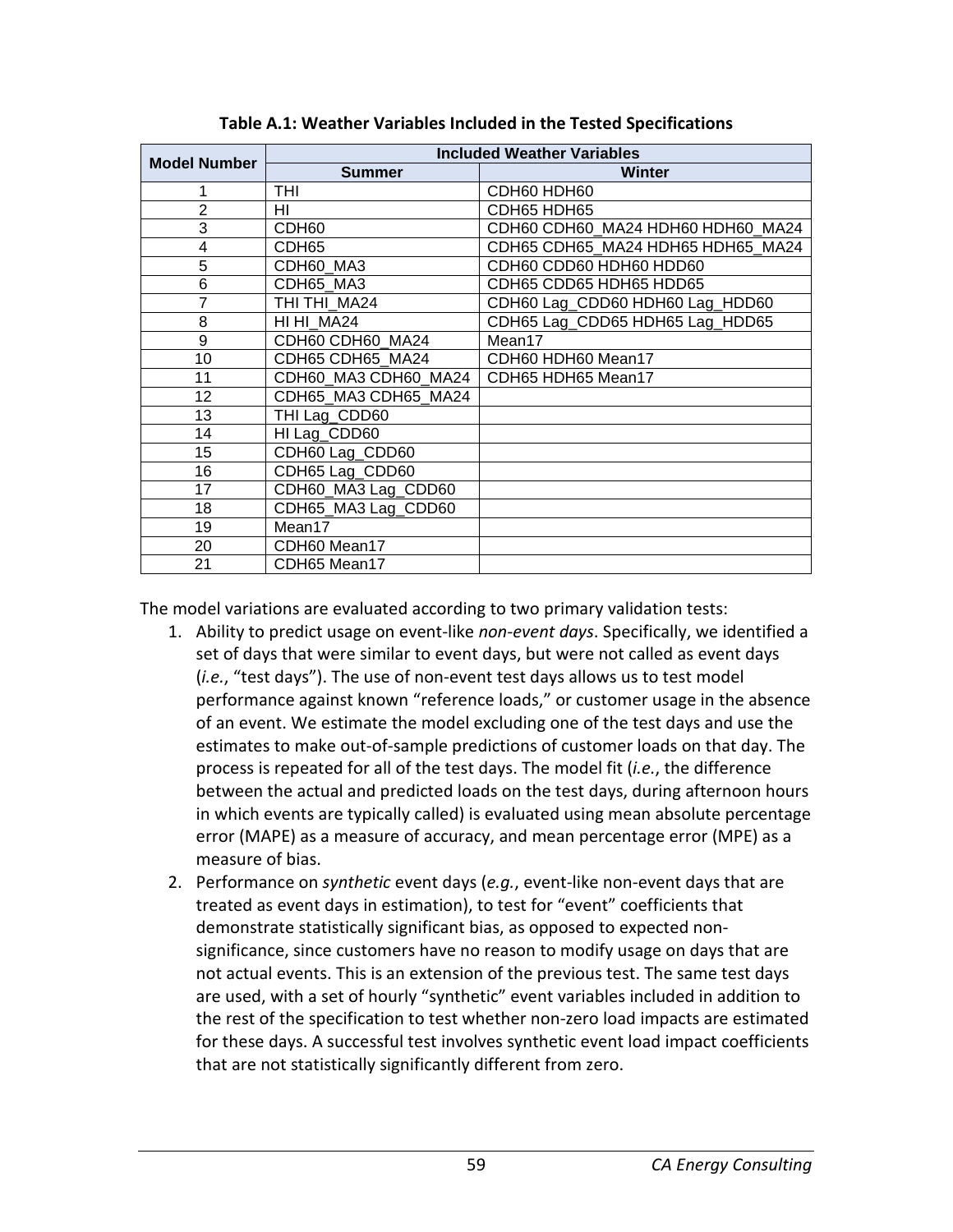**Table A.1: Weather Variables Included in the Tested Specifications**

| Model Number | Included Weather Variables | |
|---|---|---|
| | **Summer** | **Winter** |
| 1 | THI | CDH60 HDH60 |
| 2 | HI | CDH65 HDH65 |
| 3 | CDH60 | CDH60 CDH60_MA24 HDH60 HDH60_MA24 |
| 4 | CDH65 | CDH65 CDH65_MA24 HDH65 HDH65_MA24 |
| 5 | CDH60_MA3 | CDH60 CDD60 HDH60 HDD60 |
| 6 | CDH65_MA3 | CDH65 CDD65 HDH65 HDD65 |
| 7 | THI THI_MA24 | CDH60 Lag_CDD60 HDH60 Lag_HDD60 |
| 8 | HI HI_MA24 | CDH65 Lag_CDD65 HDH65 Lag_HDD65 |
| 9 | CDH60 CDH60_MA24 | Mean17 |
| 10 | CDH65 CDH65_MA24 | CDH60 HDH60 Mean17 |
| 11 | CDH60_MA3 CDH60_MA24 | CDH65 HDH65 Mean17 |
| 12 | CDH65_MA3 CDH65_MA24 | |
| 13 | THI Lag_CDD60 | |
| 14 | HI Lag_CDD60 | |
| 15 | CDH60 Lag_CDD60 | |
| 16 | CDH65 Lag_CDD60 | |
| 17 | CDH60_MA3 Lag_CDD60 | |
| 18 | CDH65_MA3 Lag_CDD60 | |
| 19 | Mean17 | |
| 20 | CDH60 Mean17 | |
| 21 | CDH65 Mean17 | |

The model variations are evaluated according to two primary validation tests:

1. Ability to predict usage on event-like *non-event days*. Specifically, we identified a set of days that were similar to event days, but were not called as event days (*i.e.*, "test days"). The use of non-event test days allows us to test model performance against known "reference loads," or customer usage in the absence of an event. We estimate the model excluding one of the test days and use the estimates to make out-of-sample predictions of customer loads on that day. The process is repeated for all of the test days. The model fit (*i.e.*, the difference between the actual and predicted loads on the test days, during afternoon hours in which events are typically called) is evaluated using mean absolute percentage error (MAPE) as a measure of accuracy, and mean percentage error (MPE) as a measure of bias.
2. Performance on *synthetic* event days (*e.g.*, event-like non-event days that are treated as event days in estimation), to test for "event" coefficients that demonstrate statistically significant bias, as opposed to expected non-significance, since customers have no reason to modify usage on days that are not actual events. This is an extension of the previous test. The same test days are used, with a set of hourly "synthetic" event variables included in addition to the rest of the specification to test whether non-zero load impacts are estimated for these days. A successful test involves synthetic event load impact coefficients that are not statistically significantly different from zero.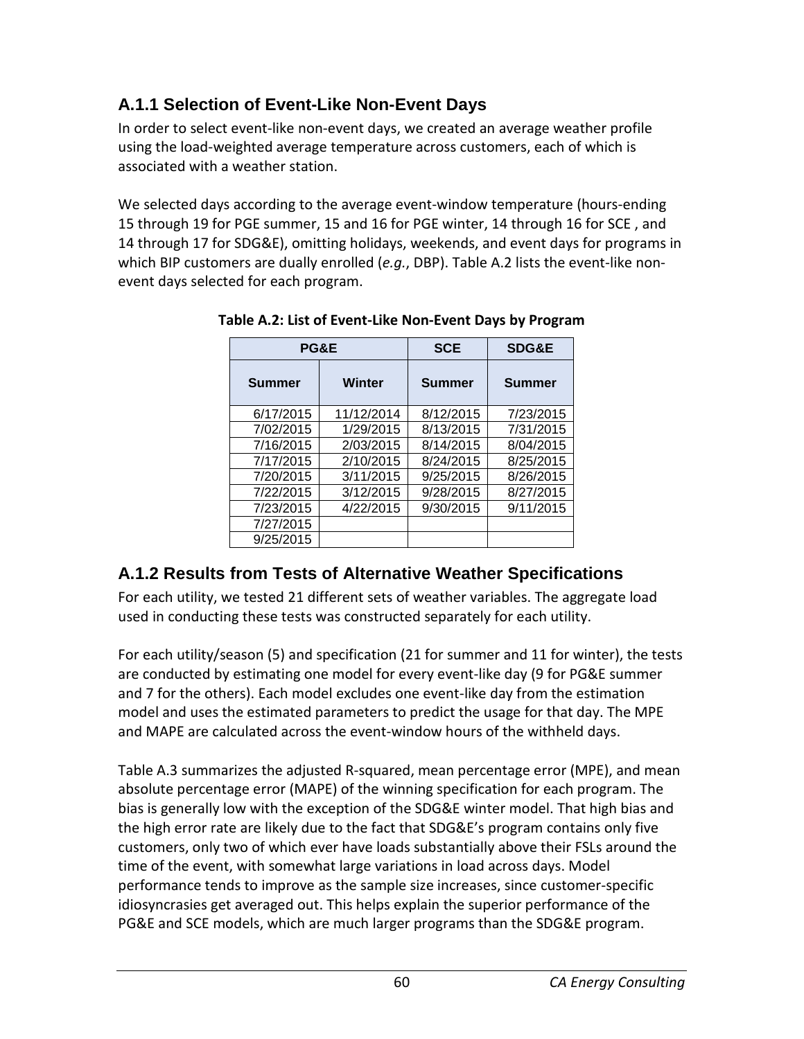### A.1.1 Selection of Event-Like Non-Event Days

In order to select event-like non-event days, we created an average weather profile using the load-weighted average temperature across customers, each of which is associated with a weather station.

We selected days according to the average event-window temperature (hours-ending 15 through 19 for PGE summer, 15 and 16 for PGE winter, 14 through 16 for SCE , and 14 through 17 for SDG&E), omitting holidays, weekends, and event days for programs in which BIP customers are dually enrolled (*e.g.*, DBP). Table A.2 lists the event-like non-event days selected for each program.

**Table A.2: List of Event-Like Non-Event Days by Program**

| PG&E | | SCE | SDG&E |
|---|---|---|---|
| **Summer** | **Winter** | **Summer** | **Summer** |
| 6/17/2015 | 11/12/2014 | 8/12/2015 | 7/23/2015 |
| 7/02/2015 | 1/29/2015 | 8/13/2015 | 7/31/2015 |
| 7/16/2015 | 2/03/2015 | 8/14/2015 | 8/04/2015 |
| 7/17/2015 | 2/10/2015 | 8/24/2015 | 8/25/2015 |
| 7/20/2015 | 3/11/2015 | 9/25/2015 | 8/26/2015 |
| 7/22/2015 | 3/12/2015 | 9/28/2015 | 8/27/2015 |
| 7/23/2015 | 4/22/2015 | 9/30/2015 | 9/11/2015 |
| 7/27/2015 | | | |
| 9/25/2015 | | | |

### A.1.2 Results from Tests of Alternative Weather Specifications

For each utility, we tested 21 different sets of weather variables. The aggregate load used in conducting these tests was constructed separately for each utility.

For each utility/season (5) and specification (21 for summer and 11 for winter), the tests are conducted by estimating one model for every event-like day (9 for PG&E summer and 7 for the others). Each model excludes one event-like day from the estimation model and uses the estimated parameters to predict the usage for that day. The MPE and MAPE are calculated across the event-window hours of the withheld days.

Table A.3 summarizes the adjusted R-squared, mean percentage error (MPE), and mean absolute percentage error (MAPE) of the winning specification for each program. The bias is generally low with the exception of the SDG&E winter model. That high bias and the high error rate are likely due to the fact that SDG&E's program contains only five customers, only two of which ever have loads substantially above their FSLs around the time of the event, with somewhat large variations in load across days. Model performance tends to improve as the sample size increases, since customer-specific idiosyncrasies get averaged out. This helps explain the superior performance of the PG&E and SCE models, which are much larger programs than the SDG&E program.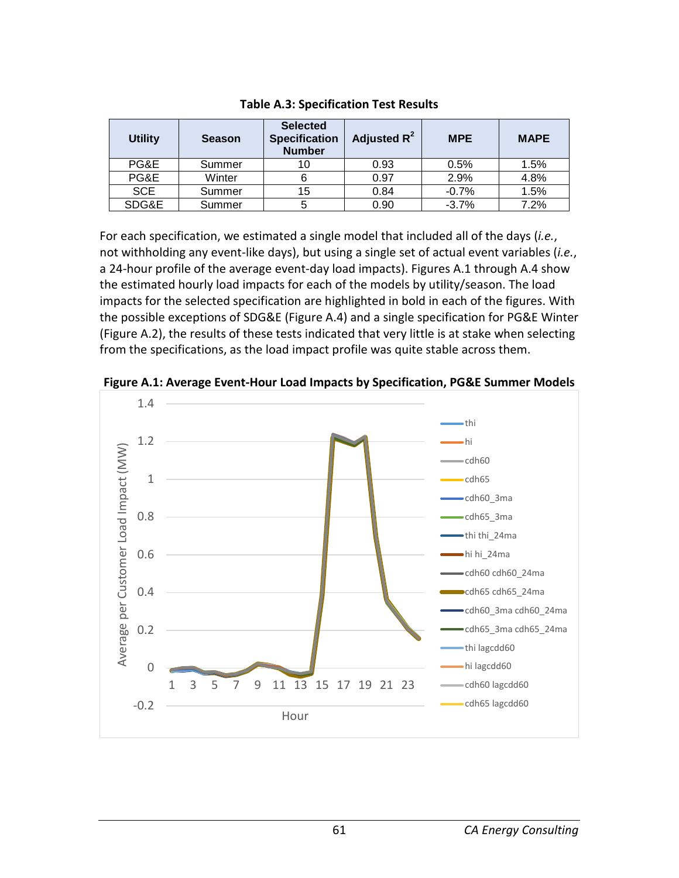**Table A.3: Specification Test Results**

| Utility | Season | Selected Specification Number | Adjusted $R^2$ | MPE | MAPE |
|---|---|---|---|---|---|
| PG&E | Summer | 10 | 0.93 | 0.5% | 1.5% |
| PG&E | Winter | 6 | 0.97 | 2.9% | 4.8% |
| SCE | Summer | 15 | 0.84 | -0.7% | 1.5% |
| SDG&E | Summer | 5 | 0.90 | -3.7% | 7.2% |

For each specification, we estimated a single model that included all of the days (*i.e.*, not withholding any event-like days), but using a single set of actual event variables (*i.e.*, a 24-hour profile of the average event-day load impacts). Figures A.1 through A.4 show the estimated hourly load impacts for each of the models by utility/season. The load impacts for the selected specification are highlighted in bold in each of the figures. With the possible exceptions of SDG&E (Figure A.4) and a single specification for PG&E Winter (Figure A.2), the results of these tests indicated that very little is at stake when selecting from the specifications, as the load impact profile was quite stable across them.

**Figure A.1: Average Event-Hour Load Impacts by Specification, PG&E Summer Models**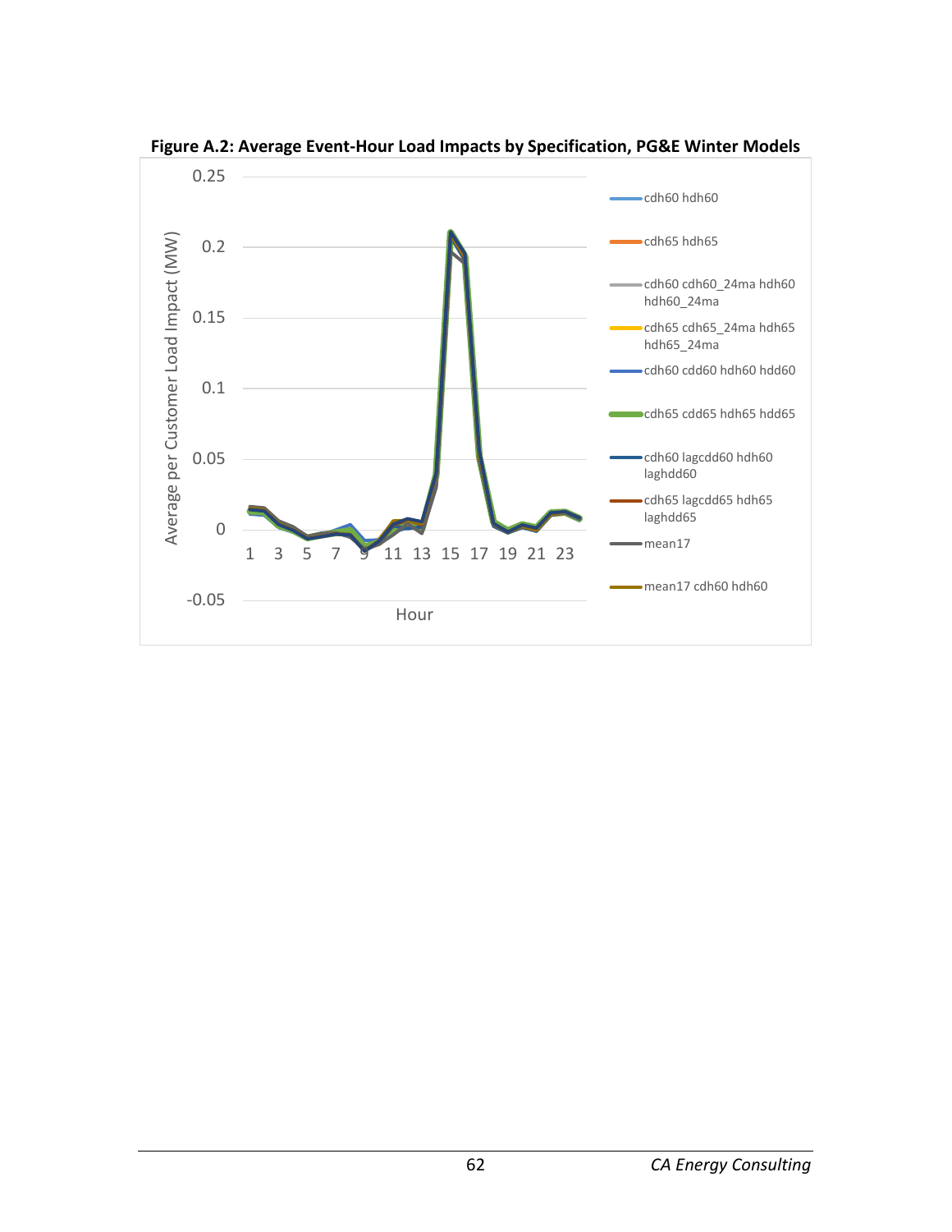**Figure A.2: Average Event-Hour Load Impacts by Specification, PG&E Winter Models**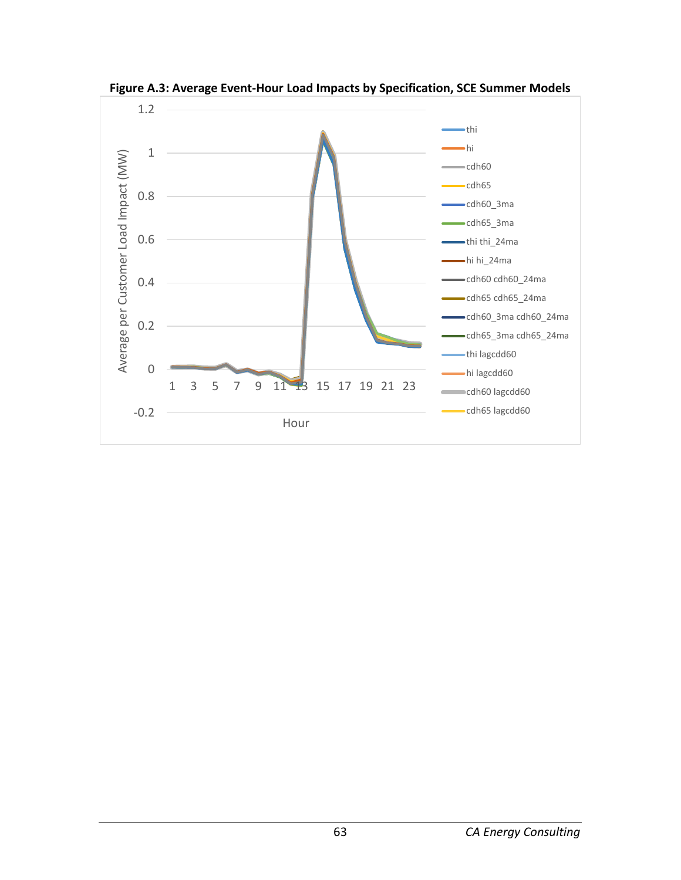**Figure A.3: Average Event-Hour Load Impacts by Specification, SCE Summer Models**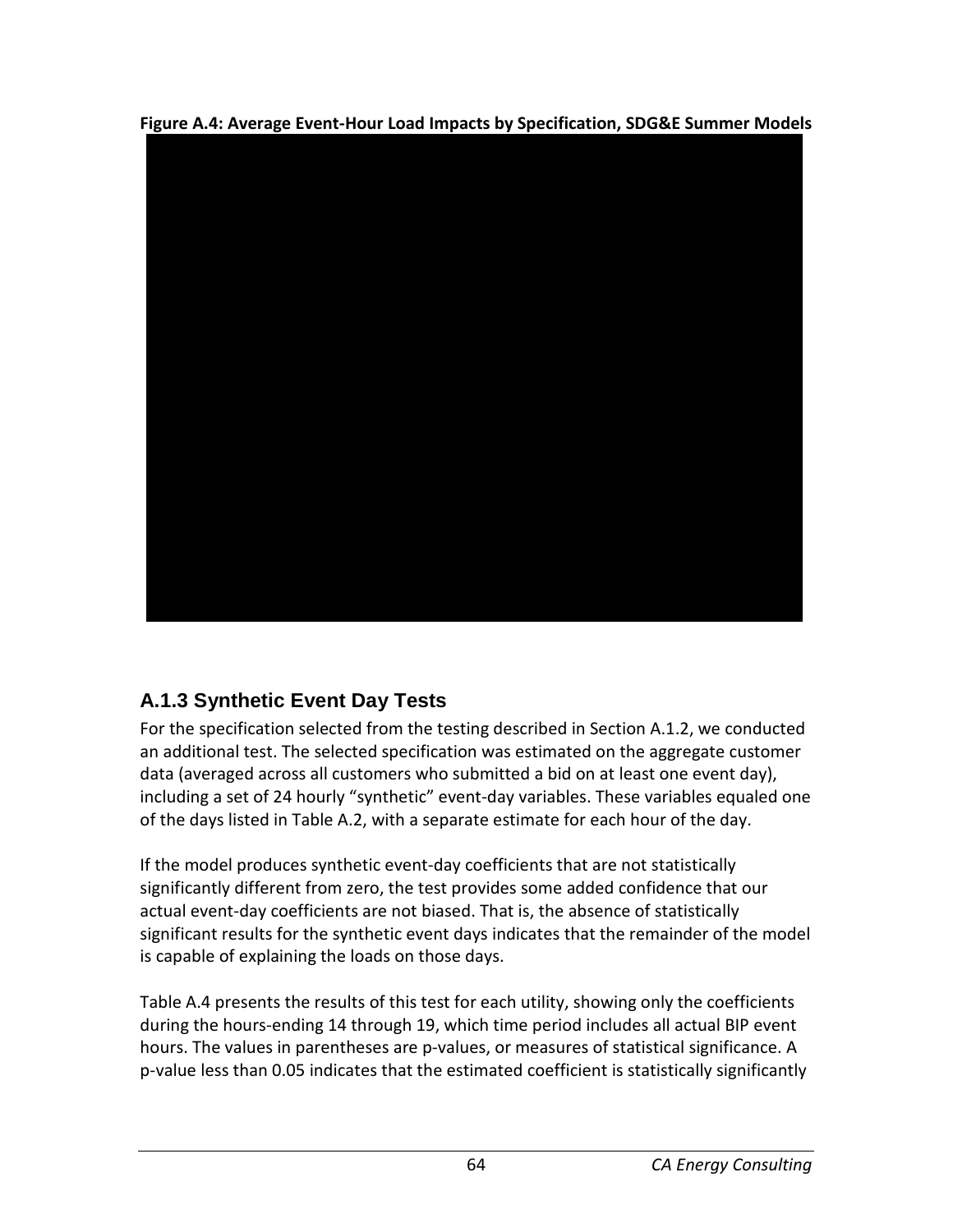**Figure A.4: Average Event-Hour Load Impacts by Specification, SDG&E Summer Models**

### A.1.3 Synthetic Event Day Tests

For the specification selected from the testing described in Section A.1.2, we conducted an additional test. The selected specification was estimated on the aggregate customer data (averaged across all customers who submitted a bid on at least one event day), including a set of 24 hourly "synthetic" event-day variables. These variables equaled one of the days listed in Table A.2, with a separate estimate for each hour of the day.

If the model produces synthetic event-day coefficients that are not statistically significantly different from zero, the test provides some added confidence that our actual event-day coefficients are not biased. That is, the absence of statistically significant results for the synthetic event days indicates that the remainder of the model is capable of explaining the loads on those days.

Table A.4 presents the results of this test for each utility, showing only the coefficients during the hours-ending 14 through 19, which time period includes all actual BIP event hours. The values in parentheses are p-values, or measures of statistical significance. A p-value less than 0.05 indicates that the estimated coefficient is statistically significantly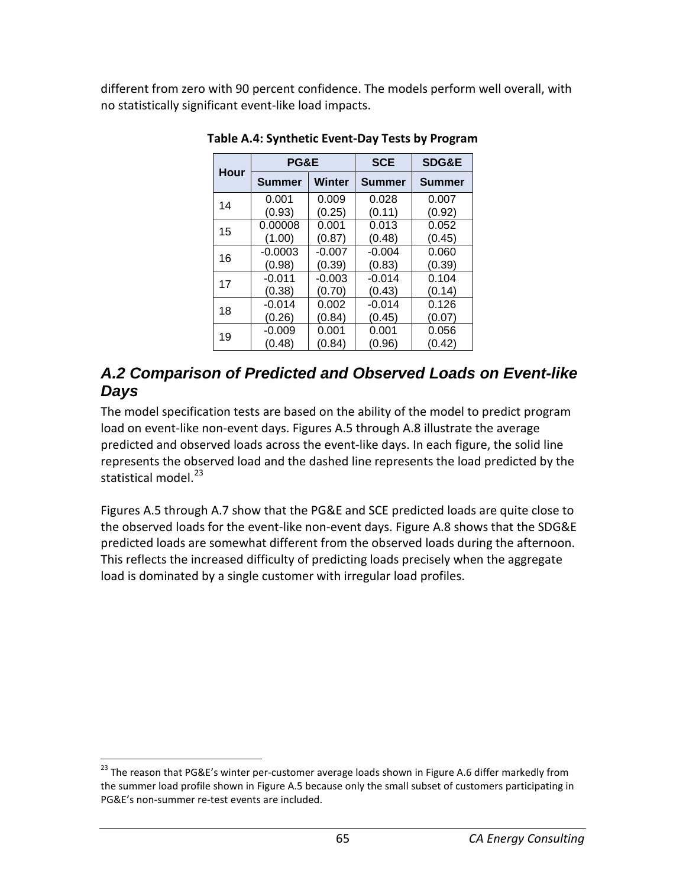different from zero with 90 percent confidence. The models perform well overall, with no statistically significant event-like load impacts.

**Table A.4: Synthetic Event-Day Tests by Program**

| Hour | PG&E | | SCE | SDG&E |
|---|---|---|---|---|
| | Summer | Winter | Summer | Summer |
| 14 | 0.001 (0.93) | 0.009 (0.25) | 0.028 (0.11) | 0.007 (0.92) |
| 15 | 0.00008 (1.00) | 0.001 (0.87) | 0.013 (0.48) | 0.052 (0.45) |
| 16 | -0.0003 (0.98) | -0.007 (0.39) | -0.004 (0.83) | 0.060 (0.39) |
| 17 | -0.011 (0.38) | -0.003 (0.70) | -0.014 (0.43) | 0.104 (0.14) |
| 18 | -0.014 (0.26) | 0.002 (0.84) | -0.014 (0.45) | 0.126 (0.07) |
| 19 | -0.009 (0.48) | 0.001 (0.84) | 0.001 (0.96) | 0.056 (0.42) |

## *A.2 Comparison of Predicted and Observed Loads on Event-like Days*

The model specification tests are based on the ability of the model to predict program load on event-like non-event days. Figures A.5 through A.8 illustrate the average predicted and observed loads across the event-like days. In each figure, the solid line represents the observed load and the dashed line represents the load predicted by the statistical model.[23]

Figures A.5 through A.7 show that the PG&E and SCE predicted loads are quite close to the observed loads for the event-like non-event days. Figure A.8 shows that the SDG&E predicted loads are somewhat different from the observed loads during the afternoon. This reflects the increased difficulty of predicting loads precisely when the aggregate load is dominated by a single customer with irregular load profiles.

[23] The reason that PG&E's winter per-customer average loads shown in Figure A.6 differ markedly from the summer load profile shown in Figure A.5 because only the small subset of customers participating in PG&E's non-summer re-test events are included.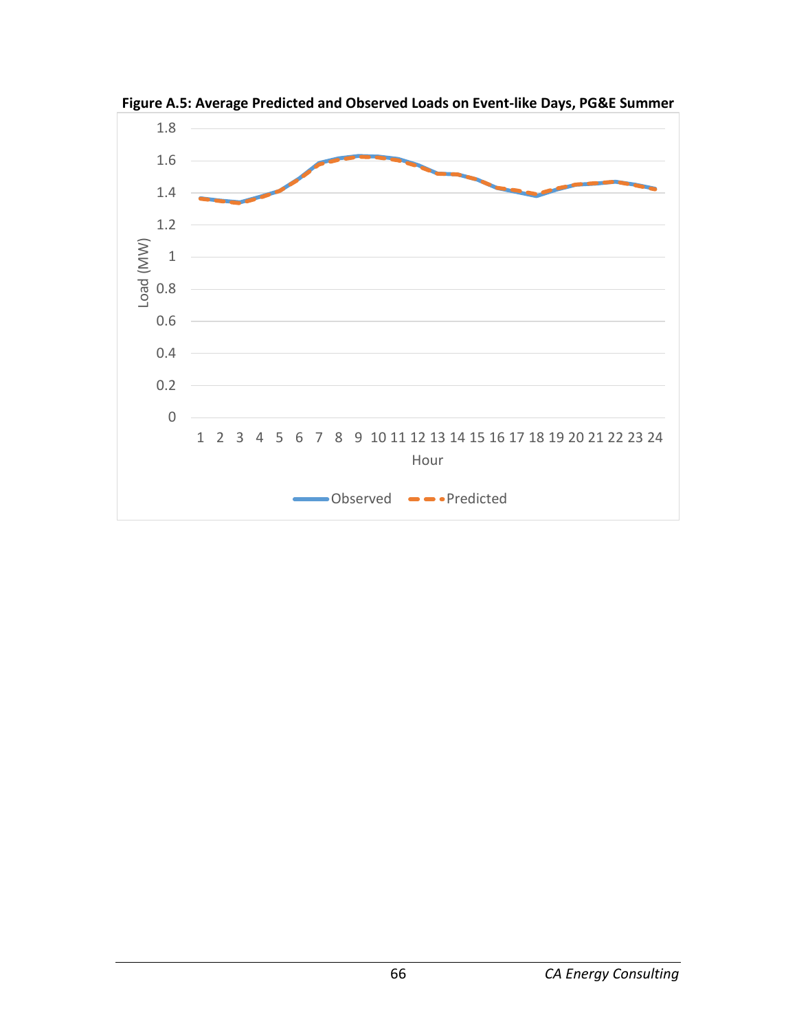**Figure A.5: Average Predicted and Observed Loads on Event-like Days, PG&E Summer**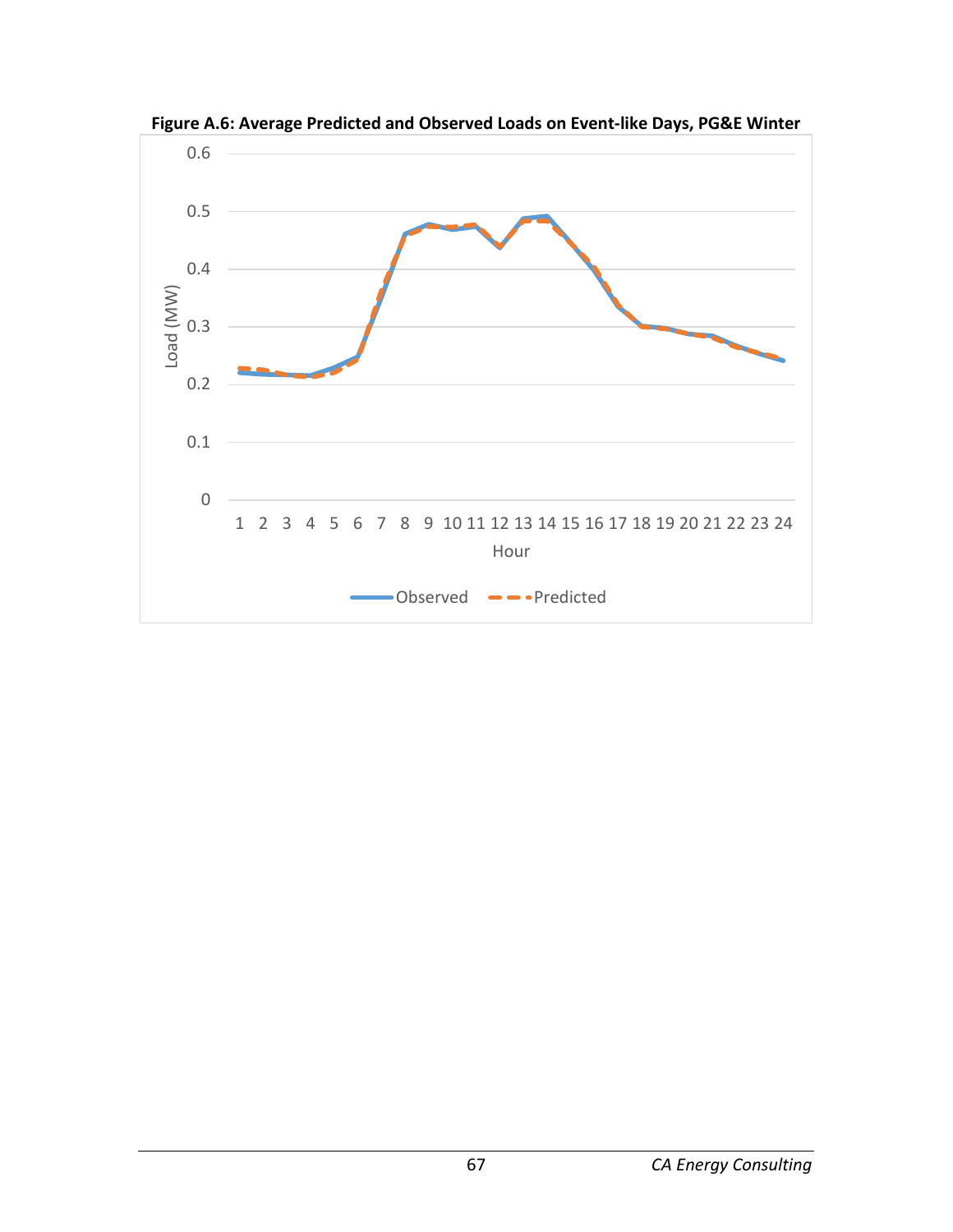**Figure A.6: Average Predicted and Observed Loads on Event-like Days, PG&E Winter**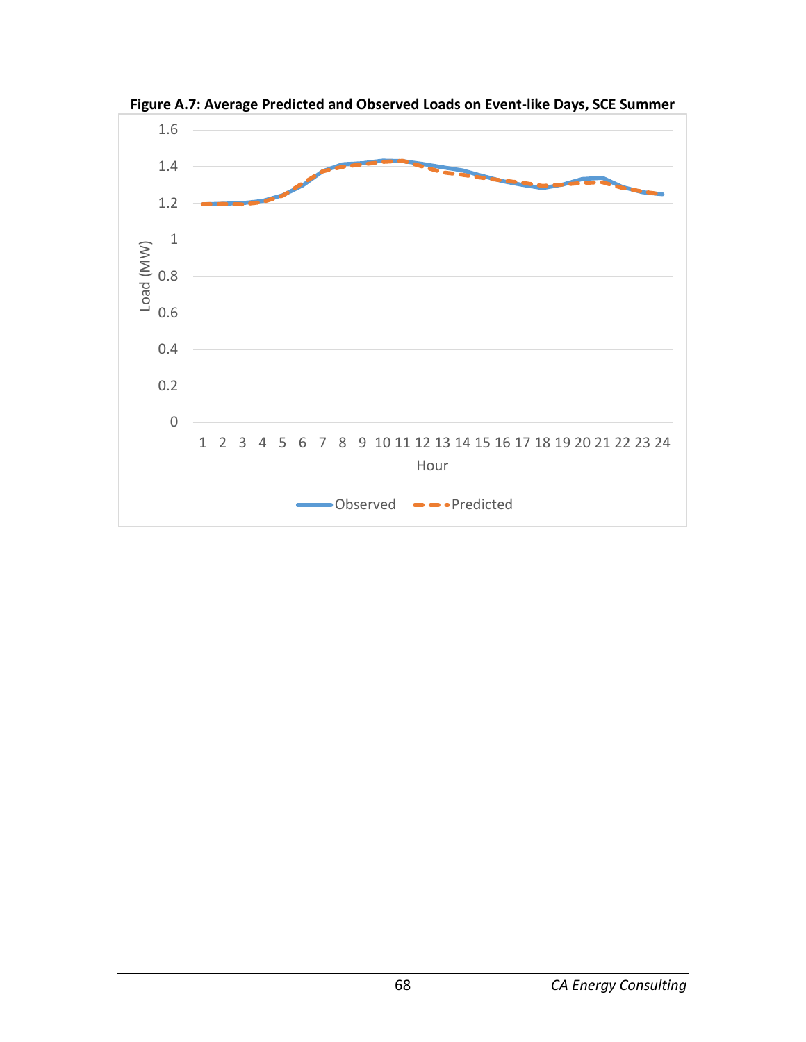**Figure A.7: Average Predicted and Observed Loads on Event-like Days, SCE Summer**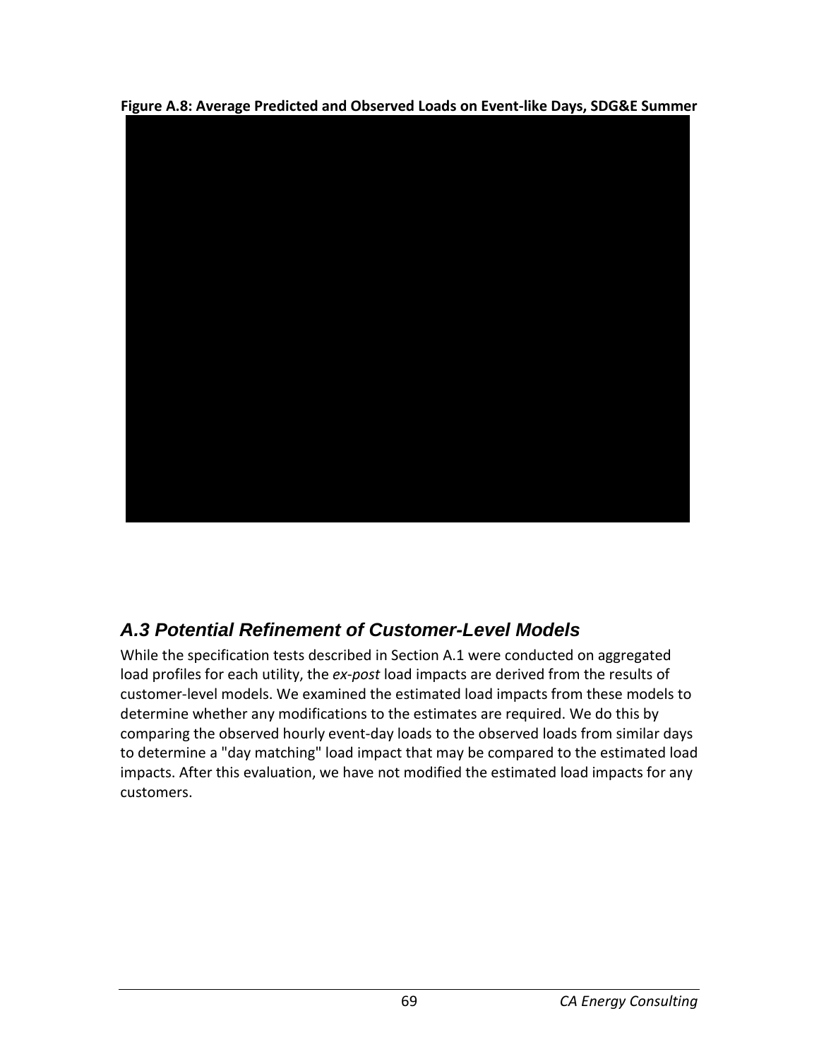**Figure A.8: Average Predicted and Observed Loads on Event-like Days, SDG&E Summer**

## *A.3 Potential Refinement of Customer-Level Models*

While the specification tests described in Section A.1 were conducted on aggregated load profiles for each utility, the *ex-post* load impacts are derived from the results of customer-level models. We examined the estimated load impacts from these models to determine whether any modifications to the estimates are required. We do this by comparing the observed hourly event-day loads to the observed loads from similar days to determine a "day matching" load impact that may be compared to the estimated load impacts. After this evaluation, we have not modified the estimated load impacts for any customers.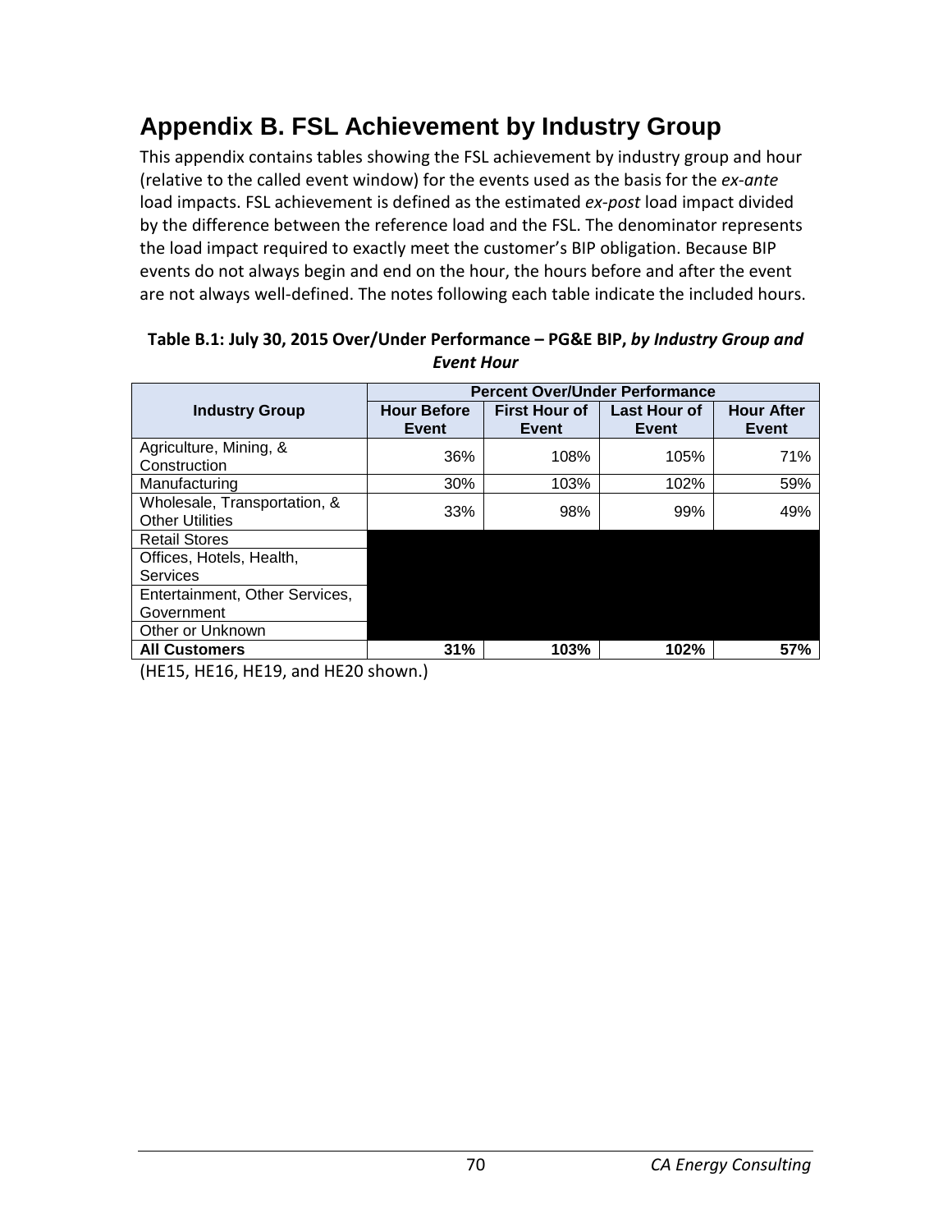# Appendix B. FSL Achievement by Industry Group

This appendix contains tables showing the FSL achievement by industry group and hour (relative to the called event window) for the events used as the basis for the *ex-ante* load impacts. FSL achievement is defined as the estimated *ex-post* load impact divided by the difference between the reference load and the FSL. The denominator represents the load impact required to exactly meet the customer's BIP obligation. Because BIP events do not always begin and end on the hour, the hours before and after the event are not always well-defined. The notes following each table indicate the included hours.

**Table B.1: July 30, 2015 Over/Under Performance – PG&E BIP, *by Industry Group and Event Hour***

| Industry Group | Percent Over/Under Performance | | | |
|---|---|---|---|---|
| | Hour Before Event | First Hour of Event | Last Hour of Event | Hour After Event |
| Agriculture, Mining, & Construction | 36% | 108% | 105% | 71% |
| Manufacturing | 30% | 103% | 102% | 59% |
| Wholesale, Transportation, & Other Utilities | 33% | 98% | 99% | 49% |
| Retail Stores | | | | |
| Offices, Hotels, Health, Services | | | | |
| Entertainment, Other Services, Government | | | | |
| Other or Unknown | | | | |
| **All Customers** | **31%** | **103%** | **102%** | **57%** |

(HE15, HE16, HE19, and HE20 shown.)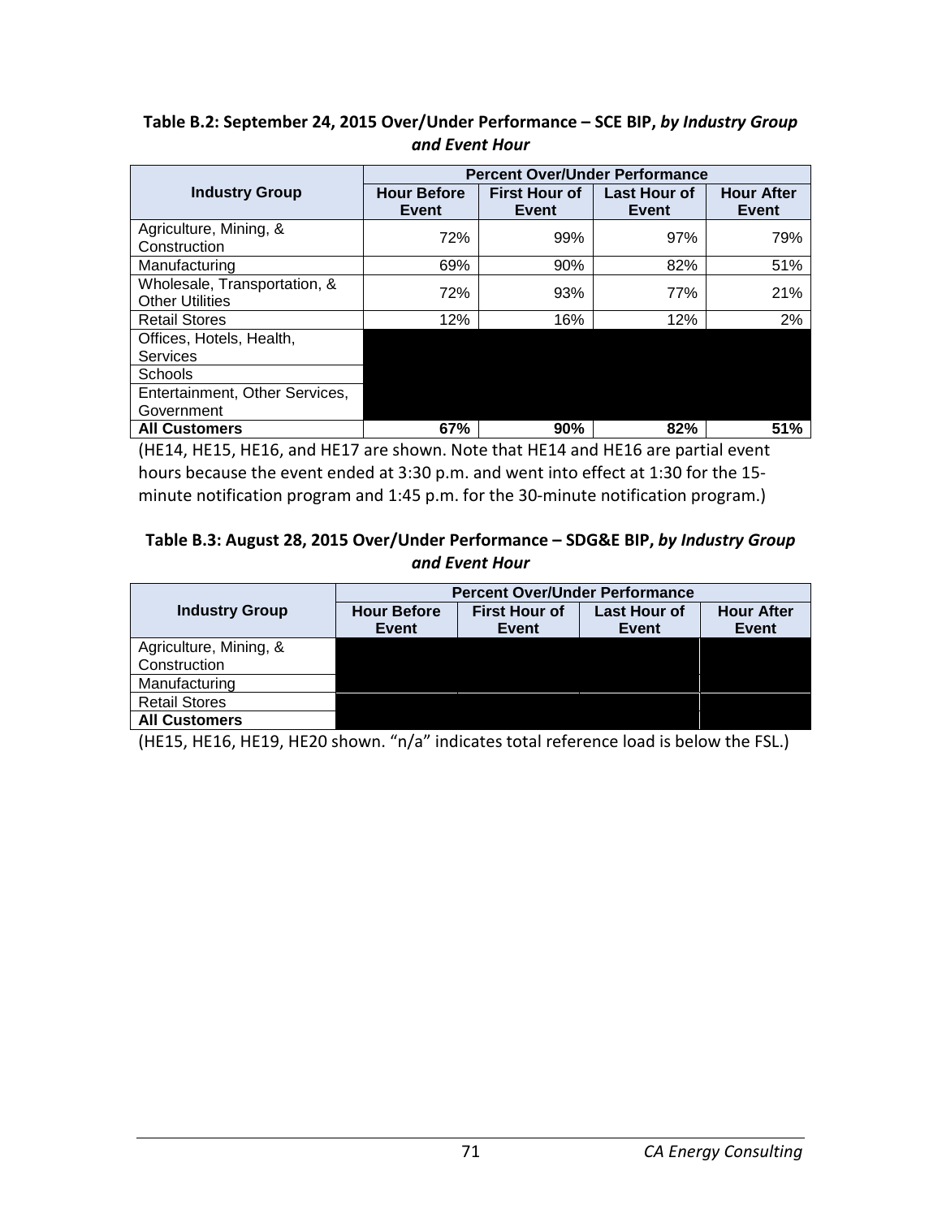**Table B.2: September 24, 2015 Over/Under Performance – SCE BIP, *by Industry Group and Event Hour***

| Industry Group | Percent Over/Under Performance | | | |
|---|---|---|---|---|
| | Hour Before Event | First Hour of Event | Last Hour of Event | Hour After Event |
| Agriculture, Mining, & Construction | 72% | 99% | 97% | 79% |
| Manufacturing | 69% | 90% | 82% | 51% |
| Wholesale, Transportation, & Other Utilities | 72% | 93% | 77% | 21% |
| Retail Stores | 12% | 16% | 12% | 2% |
| Offices, Hotels, Health, Services | | | | |
| Schools | | | | |
| Entertainment, Other Services, Government | | | | |
| **All Customers** | **67%** | **90%** | **82%** | **51%** |

(HE14, HE15, HE16, and HE17 are shown. Note that HE14 and HE16 are partial event hours because the event ended at 3:30 p.m. and went into effect at 1:30 for the 15-minute notification program and 1:45 p.m. for the 30-minute notification program.)

**Table B.3: August 28, 2015 Over/Under Performance – SDG&E BIP, *by Industry Group and Event Hour***

| Industry Group | Percent Over/Under Performance | | | |
|---|---|---|---|---|
| | Hour Before Event | First Hour of Event | Last Hour of Event | Hour After Event |
| Agriculture, Mining, & Construction | | | | |
| Manufacturing | | | | |
| Retail Stores | | | | |
| **All Customers** | | | | |

(HE15, HE16, HE19, HE20 shown. "n/a" indicates total reference load is below the FSL.)